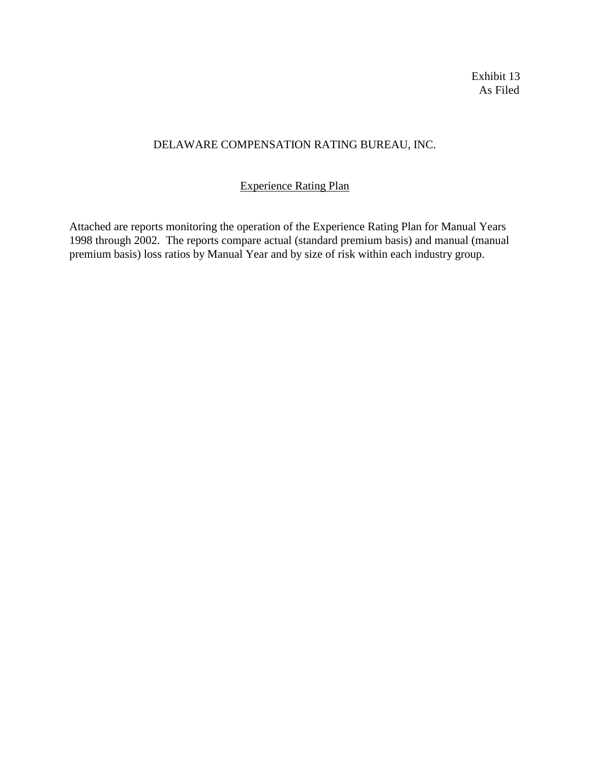Exhibit 13
As Filed

# DELAWARE COMPENSATION RATING BUREAU, INC.

## Experience Rating Plan

Attached are reports monitoring the operation of the Experience Rating Plan for Manual Years 1998 through 2002. The reports compare actual (standard premium basis) and manual (manual premium basis) loss ratios by Manual Year and by size of risk within each industry group.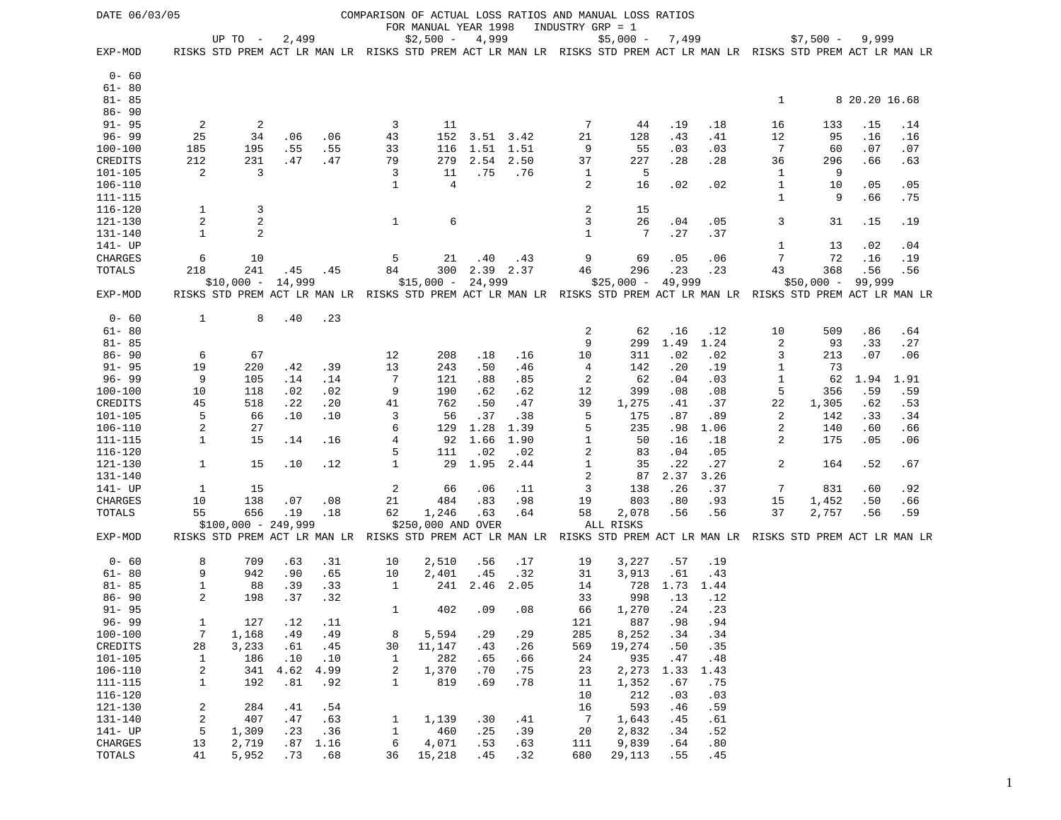DATE 06/03/05

# COMPARISON OF ACTUAL LOSS RATIOS AND MANUAL LOSS RATIOS

FOR MANUAL YEAR 1998 INDUSTRY GRP = 1

| | UP TO - 2,499 | | | | $2,500 - 4,999 | | | | $5,000 - 7,499 | | | | $7,500 - 9,999 | | | |
|---|---|---|---|---|---|---|---|---|---|---|---|---|---|---|---|---|
| EXP-MOD | RISKS | STD PREM | ACT LR | MAN LR | RISKS | STD PREM | ACT LR | MAN LR | RISKS | STD PREM | ACT LR | MAN LR | RISKS | STD PREM | ACT LR | MAN LR |
| 0- 60 | | | | | | | | | | | | | | | | |
| 61- 80 | | | | | | | | | | | | | | | | |
| 81- 85 | | | | | | | | | | | | | 1 | 8 | 20.20 | 16.68 |
| 86- 90 | | | | | | | | | | | | | | | | |
| 91- 95 | 2 | 2 | | | 3 | 11 | | | 7 | 44 | .19 | .18 | 16 | 133 | .15 | .14 |
| 96- 99 | 25 | 34 | .06 | .06 | 43 | 152 | 3.51 | 3.42 | 21 | 128 | .43 | .41 | 12 | 95 | .16 | .16 |
| 100-100 | 185 | 195 | .55 | .55 | 33 | 116 | 1.51 | 1.51 | 9 | 55 | .03 | .03 | 7 | 60 | .07 | .07 |
| CREDITS | 212 | 231 | .47 | .47 | 79 | 279 | 2.54 | 2.50 | 37 | 227 | .28 | .28 | 36 | 296 | .66 | .63 |
| 101-105 | 2 | 3 | | | 3 | 11 | .75 | .76 | 1 | 5 | | | 1 | 9 | | |
| 106-110 | | | | | 1 | 4 | | | 2 | 16 | .02 | .02 | 1 | 10 | .05 | .05 |
| 111-115 | | | | | | | | | | | | | 1 | 9 | .66 | .75 |
| 116-120 | 1 | 3 | | | | | | | 2 | 15 | | | | | | |
| 121-130 | 2 | 2 | | | 1 | 6 | | | 3 | 26 | .04 | .05 | 3 | 31 | .15 | .19 |
| 131-140 | 1 | 2 | | | | | | | 1 | 7 | .27 | .37 | | | | |
| 141- UP | | | | | | | | | | | | | 1 | 13 | .02 | .04 |
| CHARGES | 6 | 10 | | | 5 | 21 | .40 | .43 | 9 | 69 | .05 | .06 | 7 | 72 | .16 | .19 |
| TOTALS | 218 | 241 | .45 | .45 | 84 | 300 | 2.39 | 2.37 | 46 | 296 | .23 | .23 | 43 | 368 | .56 | .56 |

| | $10,000 - 14,999 | | | | $15,000 - 24,999 | | | | $25,000 - 49,999 | | | | $50,000 - 99,999 | | | |
|---|---|---|---|---|---|---|---|---|---|---|---|---|---|---|---|---|
| EXP-MOD | RISKS | STD PREM | ACT LR | MAN LR | RISKS | STD PREM | ACT LR | MAN LR | RISKS | STD PREM | ACT LR | MAN LR | RISKS | STD PREM | ACT LR | MAN LR |
| 0- 60 | 1 | 8 | .40 | .23 | | | | | | | | | | | | |
| 61- 80 | | | | | | | | | 2 | 62 | .16 | .12 | 10 | 509 | .86 | .64 |
| 81- 85 | | | | | | | | | 9 | 299 | 1.49 | 1.24 | 2 | 93 | .33 | .27 |
| 86- 90 | 6 | 67 | | | 12 | 208 | .18 | .16 | 10 | 311 | .02 | .02 | 3 | 213 | .07 | .06 |
| 91- 95 | 19 | 220 | .42 | .39 | 13 | 243 | .50 | .46 | 4 | 142 | .20 | .19 | 1 | 73 | | |
| 96- 99 | 9 | 105 | .14 | .14 | 7 | 121 | .88 | .85 | 2 | 62 | .04 | .03 | 1 | 62 | 1.94 | 1.91 |
| 100-100 | 10 | 118 | .02 | .02 | 9 | 190 | .62 | .62 | 12 | 399 | .08 | .08 | 5 | 356 | .59 | .59 |
| CREDITS | 45 | 518 | .22 | .20 | 41 | 762 | .50 | .47 | 39 | 1,275 | .41 | .37 | 22 | 1,305 | .62 | .53 |
| 101-105 | 5 | 66 | .10 | .10 | 3 | 56 | .37 | .38 | 5 | 175 | .87 | .89 | 2 | 142 | .33 | .34 |
| 106-110 | 2 | 27 | | | 6 | 129 | 1.28 | 1.39 | 5 | 235 | .98 | 1.06 | 2 | 140 | .60 | .66 |
| 111-115 | 1 | 15 | .14 | .16 | 4 | 92 | 1.66 | 1.90 | 1 | 50 | .16 | .18 | 2 | 175 | .05 | .06 |
| 116-120 | | | | | 5 | 111 | .02 | .02 | 2 | 83 | .04 | .05 | | | | |
| 121-130 | 1 | 15 | .10 | .12 | 1 | 29 | 1.95 | 2.44 | 1 | 35 | .22 | .27 | 2 | 164 | .52 | .67 |
| 131-140 | | | | | | | | | 2 | 87 | 2.37 | 3.26 | | | | |
| 141- UP | 1 | 15 | | | 2 | 66 | .06 | .11 | 3 | 138 | .26 | .37 | 7 | 831 | .60 | .92 |
| CHARGES | 10 | 138 | .07 | .08 | 21 | 484 | .83 | .98 | 19 | 803 | .80 | .93 | 15 | 1,452 | .50 | .66 |
| TOTALS | 55 | 656 | .19 | .18 | 62 | 1,246 | .63 | .64 | 58 | 2,078 | .56 | .56 | 37 | 2,757 | .56 | .59 |

| | $100,000 - 249,999 | | | | $250,000 AND OVER | | | | ALL RISKS | | | |
|---|---|---|---|---|---|---|---|---|---|---|---|---|
| EXP-MOD | RISKS | STD PREM | ACT LR | MAN LR | RISKS | STD PREM | ACT LR | MAN LR | RISKS | STD PREM | ACT LR | MAN LR |
| 0- 60 | 8 | 709 | .63 | .31 | 10 | 2,510 | .56 | .17 | 19 | 3,227 | .57 | .19 |
| 61- 80 | 9 | 942 | .90 | .65 | 10 | 2,401 | .45 | .32 | 31 | 3,913 | .61 | .43 |
| 81- 85 | 1 | 88 | .39 | .33 | 1 | 241 | 2.46 | 2.05 | 14 | 728 | 1.73 | 1.44 |
| 86- 90 | 2 | 198 | .37 | .32 | | | | | 33 | 998 | .13 | .12 |
| 91- 95 | | | | | 1 | 402 | .09 | .08 | 66 | 1,270 | .24 | .23 |
| 96- 99 | 1 | 127 | .12 | .11 | | | | | 121 | 887 | .98 | .94 |
| 100-100 | 7 | 1,168 | .49 | .49 | 8 | 5,594 | .29 | .29 | 285 | 8,252 | .34 | .34 |
| CREDITS | 28 | 3,233 | .61 | .45 | 30 | 11,147 | .43 | .26 | 569 | 19,274 | .50 | .35 |
| 101-105 | 1 | 186 | .10 | .10 | 1 | 282 | .65 | .66 | 24 | 935 | .47 | .48 |
| 106-110 | 2 | 341 | 4.62 | 4.99 | 2 | 1,370 | .70 | .75 | 23 | 2,273 | 1.33 | 1.43 |
| 111-115 | 1 | 192 | .81 | .92 | 1 | 819 | .69 | .78 | 11 | 1,352 | .67 | .75 |
| 116-120 | | | | | | | | | 10 | 212 | .03 | .03 |
| 121-130 | 2 | 284 | .41 | .54 | | | | | 16 | 593 | .46 | .59 |
| 131-140 | 2 | 407 | .47 | .63 | 1 | 1,139 | .30 | .41 | 7 | 1,643 | .45 | .61 |
| 141- UP | 5 | 1,309 | .23 | .36 | 1 | 460 | .25 | .39 | 20 | 2,832 | .34 | .52 |
| CHARGES | 13 | 2,719 | .87 | 1.16 | 6 | 4,071 | .53 | .63 | 111 | 9,839 | .64 | .80 |
| TOTALS | 41 | 5,952 | .73 | .68 | 36 | 15,218 | .45 | .32 | 680 | 29,113 | .55 | .45 |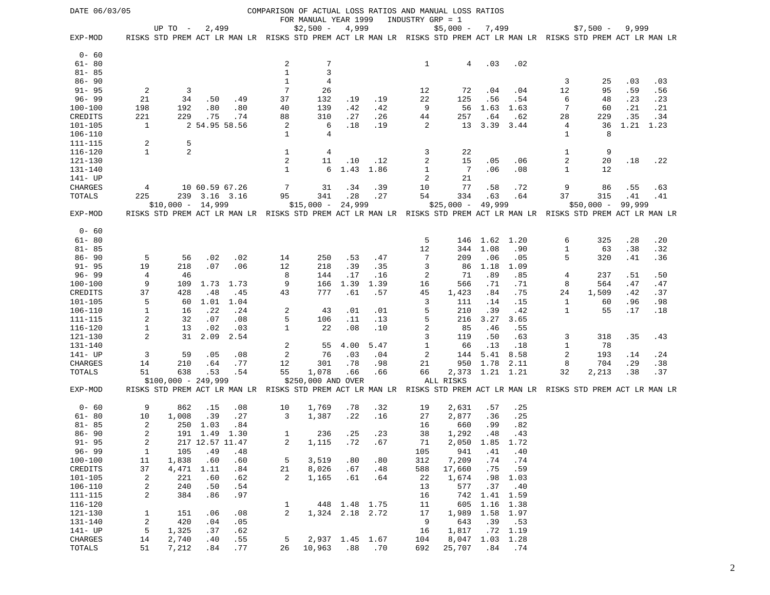DATE 06/03/05

# COMPARISON OF ACTUAL LOSS RATIOS AND MANUAL LOSS RATIOS

FOR MANUAL YEAR 1999 INDUSTRY GRP = 1

| EXP-MOD | UP TO - 2,499 | | | | $2,500 - 4,999 | | | | $5,000 - 7,499 | | | | $7,500 - 9,999 | | | |
|---|---|---|---|---|---|---|---|---|---|---|---|---|---|---|---|---|
| | RISKS | STD PREM | ACT LR | MAN LR | RISKS | STD PREM | ACT LR | MAN LR | RISKS | STD PREM | ACT LR | MAN LR | RISKS | STD PREM | ACT LR | MAN LR |
| 0- 60 | | | | | | | | | | | | | | | | |
| 61- 80 | | | | | 2 | 7 | | | 1 | 4 | .03 | .02 | | | | |
| 81- 85 | | | | | 1 | 3 | | | | | | | | | | |
| 86- 90 | | | | | 1 | 4 | | | | | | | 3 | 25 | .03 | .03 |
| 91- 95 | 2 | 3 | | | 7 | 26 | | | 12 | 72 | .04 | .04 | 12 | 95 | .59 | .56 |
| 96- 99 | 21 | 34 | .50 | .49 | 37 | 132 | .19 | .19 | 22 | 125 | .56 | .54 | 6 | 48 | .23 | .23 |
| 100-100 | 198 | 192 | .80 | .80 | 40 | 139 | .42 | .42 | 9 | 56 | 1.63 | 1.63 | 7 | 60 | .21 | .21 |
| CREDITS | 221 | 229 | .75 | .74 | 88 | 310 | .27 | .26 | 44 | 257 | .64 | .62 | 28 | 229 | .35 | .34 |
| 101-105 | 1 | 2 | 54.95 | 58.56 | 2 | 6 | .18 | .19 | 2 | 13 | 3.39 | 3.44 | 4 | 36 | 1.21 | 1.23 |
| 106-110 | | | | | 1 | 4 | | | | | | | 1 | 8 | | |
| 111-115 | 2 | 5 | | | | | | | | | | | | | | |
| 116-120 | 1 | 2 | | | 1 | 4 | | | 3 | 22 | | | 1 | 9 | | |
| 121-130 | | | | | 2 | 11 | .10 | .12 | 2 | 15 | .05 | .06 | 2 | 20 | .18 | .22 |
| 131-140 | | | | | 1 | 6 | 1.43 | 1.86 | 1 | 7 | .06 | .08 | 1 | 12 | | |
| 141- UP | | | | | | | | | 2 | 21 | | | | | | |
| CHARGES | 4 | 10 | 60.59 | 67.26 | 7 | 31 | .34 | .39 | 10 | 77 | .58 | .72 | 9 | 86 | .55 | .63 |
| TOTALS | 225 | 239 | 3.16 | 3.16 | 95 | 341 | .28 | .27 | 54 | 334 | .63 | .64 | 37 | 315 | .41 | .41 |

| EXP-MOD | $10,000 - 14,999 | | | | $15,000 - 24,999 | | | | $25,000 - 49,999 | | | | $50,000 - 99,999 | | | |
|---|---|---|---|---|---|---|---|---|---|---|---|---|---|---|---|---|
| | RISKS | STD PREM | ACT LR | MAN LR | RISKS | STD PREM | ACT LR | MAN LR | RISKS | STD PREM | ACT LR | MAN LR | RISKS | STD PREM | ACT LR | MAN LR |
| 0- 60 | | | | | | | | | | | | | | | | |
| 61- 80 | | | | | | | | | 5 | 146 | 1.62 | 1.20 | 6 | 325 | .28 | .20 |
| 81- 85 | | | | | | | | | 12 | 344 | 1.08 | .90 | 1 | 63 | .38 | .32 |
| 86- 90 | 5 | 56 | .02 | .02 | 14 | 250 | .53 | .47 | 7 | 209 | .06 | .05 | 5 | 320 | .41 | .36 |
| 91- 95 | 19 | 218 | .07 | .06 | 12 | 218 | .39 | .35 | 3 | 86 | 1.18 | 1.09 | | | | |
| 96- 99 | 4 | 46 | | | 8 | 144 | .17 | .16 | 2 | 71 | .89 | .85 | 4 | 237 | .51 | .50 |
| 100-100 | 9 | 109 | 1.73 | 1.73 | 9 | 166 | 1.39 | 1.39 | 16 | 566 | .71 | .71 | 8 | 564 | .47 | .47 |
| CREDITS | 37 | 428 | .48 | .45 | 43 | 777 | .61 | .57 | 45 | 1,423 | .84 | .75 | 24 | 1,509 | .42 | .37 |
| 101-105 | 5 | 60 | 1.01 | 1.04 | | | | | 3 | 111 | .14 | .15 | 1 | 60 | .96 | .98 |
| 106-110 | 1 | 16 | .22 | .24 | 2 | 43 | .01 | .01 | 5 | 210 | .39 | .42 | 1 | 55 | .17 | .18 |
| 111-115 | 2 | 32 | .07 | .08 | 5 | 106 | .11 | .13 | 5 | 216 | 3.27 | 3.65 | | | | |
| 116-120 | 1 | 13 | .02 | .03 | 1 | 22 | .08 | .10 | 2 | 85 | .46 | .55 | | | | |
| 121-130 | 2 | 31 | 2.09 | 2.54 | | | | | 3 | 119 | .50 | .63 | 3 | 318 | .35 | .43 |
| 131-140 | | | | | 2 | 55 | 4.00 | 5.47 | 1 | 66 | .13 | .18 | 1 | 78 | | |
| 141- UP | 3 | 59 | .05 | .08 | 2 | 76 | .03 | .04 | 2 | 144 | 5.41 | 8.58 | 2 | 193 | .14 | .24 |
| CHARGES | 14 | 210 | .64 | .77 | 12 | 301 | .78 | .98 | 21 | 950 | 1.78 | 2.11 | 8 | 704 | .29 | .38 |
| TOTALS | 51 | 638 | .53 | .54 | 55 | 1,078 | .66 | .66 | 66 | 2,373 | 1.21 | 1.21 | 32 | 2,213 | .38 | .37 |

| EXP-MOD | $100,000 - 249,999 | | | | $250,000 AND OVER | | | | ALL RISKS | | | |
|---|---|---|---|---|---|---|---|---|---|---|---|---|
| | RISKS | STD PREM | ACT LR | MAN LR | RISKS | STD PREM | ACT LR | MAN LR | RISKS | STD PREM | ACT LR | MAN LR |
| 0- 60 | 9 | 862 | .15 | .08 | 10 | 1,769 | .78 | .32 | 19 | 2,631 | .57 | .25 |
| 61- 80 | 10 | 1,008 | .39 | .27 | 3 | 1,387 | .22 | .16 | 27 | 2,877 | .36 | .25 |
| 81- 85 | 2 | 250 | 1.03 | .84 | | | | | 16 | 660 | .99 | .82 |
| 86- 90 | 2 | 191 | 1.49 | 1.30 | 1 | 236 | .25 | .23 | 38 | 1,292 | .48 | .43 |
| 91- 95 | 2 | 217 | 12.57 | 11.47 | 2 | 1,115 | .72 | .67 | 71 | 2,050 | 1.85 | 1.72 |
| 96- 99 | 1 | 105 | .49 | .48 | | | | | 105 | 941 | .41 | .40 |
| 100-100 | 11 | 1,838 | .60 | .60 | 5 | 3,519 | .80 | .80 | 312 | 7,209 | .74 | .74 |
| CREDITS | 37 | 4,471 | 1.11 | .84 | 21 | 8,026 | .67 | .48 | 588 | 17,660 | .75 | .59 |
| 101-105 | 2 | 221 | .60 | .62 | 2 | 1,165 | .61 | .64 | 22 | 1,674 | .98 | 1.03 |
| 106-110 | 2 | 240 | .50 | .54 | | | | | 13 | 577 | .37 | .40 |
| 111-115 | 2 | 384 | .86 | .97 | | | | | 16 | 742 | 1.41 | 1.59 |
| 116-120 | | | | | 1 | 448 | 1.48 | 1.75 | 11 | 605 | 1.16 | 1.38 |
| 121-130 | 1 | 151 | .06 | .08 | 2 | 1,324 | 2.18 | 2.72 | 17 | 1,989 | 1.58 | 1.97 |
| 131-140 | 2 | 420 | .04 | .05 | | | | | 9 | 643 | .39 | .53 |
| 141- UP | 5 | 1,325 | .37 | .62 | | | | | 16 | 1,817 | .72 | 1.19 |
| CHARGES | 14 | 2,740 | .40 | .55 | 5 | 2,937 | 1.45 | 1.67 | 104 | 8,047 | 1.03 | 1.28 |
| TOTALS | 51 | 7,212 | .84 | .77 | 26 | 10,963 | .88 | .70 | 692 | 25,707 | .84 | .74 |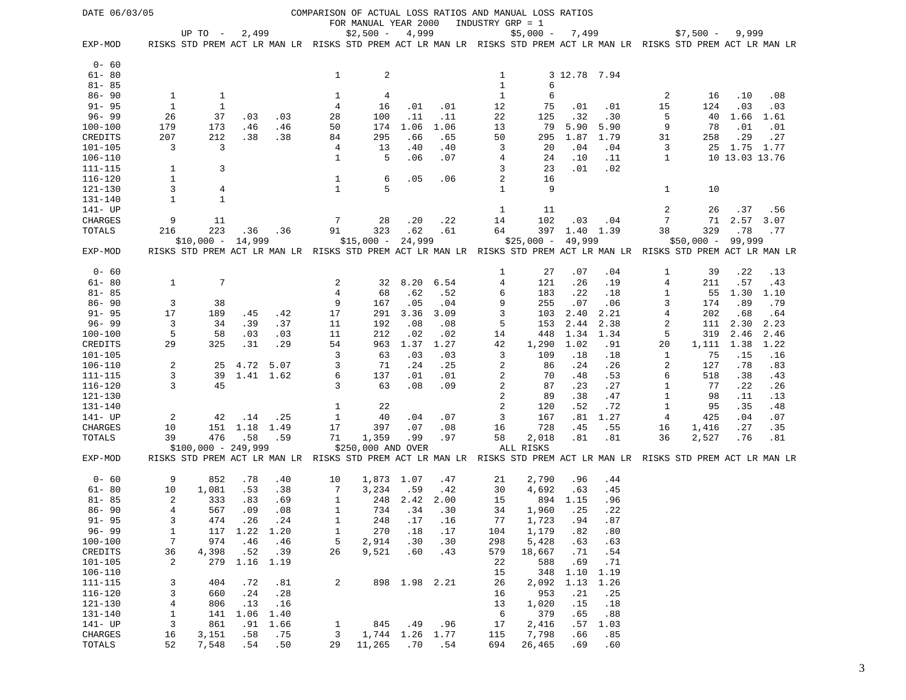DATE 06/03/05

# COMPARISON OF ACTUAL LOSS RATIOS AND MANUAL LOSS RATIOS

FOR MANUAL YEAR 2000 INDUSTRY GRP = 1

| EXP-MOD | UP TO - 2,499 | | | | $2,500 - 4,999 | | | | $5,000 - 7,499 | | | | $7,500 - 9,999 | | | |
|---|---|---|---|---|---|---|---|---|---|---|---|---|---|---|---|---|
| | RISKS | STD PREM | ACT LR | MAN LR | RISKS | STD PREM | ACT LR | MAN LR | RISKS | STD PREM | ACT LR | MAN LR | RISKS | STD PREM | ACT LR | MAN LR |
| 0- 60 | | | | | | | | | | | | | | | | |
| 61- 80 | | | | | 1 | 2 | | | 1 | 3 | 12.78 | 7.94 | | | | |
| 81- 85 | | | | | | | | | 1 | 6 | | | | | | |
| 86- 90 | 1 | 1 | | | 1 | 4 | | | 1 | 6 | | | 2 | 16 | .10 | .08 |
| 91- 95 | 1 | 1 | | | 4 | 16 | .01 | .01 | 12 | 75 | .01 | .01 | 15 | 124 | .03 | .03 |
| 96- 99 | 26 | 37 | .03 | .03 | 28 | 100 | .11 | .11 | 22 | 125 | .32 | .30 | 5 | 40 | 1.66 | 1.61 |
| 100-100 | 179 | 173 | .46 | .46 | 50 | 174 | 1.06 | 1.06 | 13 | 79 | 5.90 | 5.90 | 9 | 78 | .01 | .01 |
| CREDITS | 207 | 212 | .38 | .38 | 84 | 295 | .66 | .65 | 50 | 295 | 1.87 | 1.79 | 31 | 258 | .29 | .27 |
| 101-105 | 3 | 3 | | | 4 | 13 | .40 | .40 | 3 | 20 | .04 | .04 | 3 | 25 | 1.75 | 1.77 |
| 106-110 | | | | | 1 | 5 | .06 | .07 | 4 | 24 | .10 | .11 | 1 | 10 | 13.03 | 13.76 |
| 111-115 | 1 | 3 | | | | | | | 3 | 23 | .01 | .02 | | | | |
| 116-120 | 1 | | | | 1 | 6 | .05 | .06 | 2 | 16 | | | | | | |
| 121-130 | 3 | 4 | | | 1 | 5 | | | 1 | 9 | | | 1 | 10 | | |
| 131-140 | 1 | 1 | | | | | | | | | | | | | | |
| 141- UP | | | | | | | | | 1 | 11 | | | 2 | 26 | .37 | .56 |
| CHARGES | 9 | 11 | | | 7 | 28 | .20 | .22 | 14 | 102 | .03 | .04 | 7 | 71 | 2.57 | 3.07 |
| TOTALS | 216 | 223 | .36 | .36 | 91 | 323 | .62 | .61 | 64 | 397 | 1.40 | 1.39 | 38 | 329 | .78 | .77 |

| EXP-MOD | $10,000 - 14,999 | | | | $15,000 - 24,999 | | | | $25,000 - 49,999 | | | | $50,000 - 99,999 | | | |
|---|---|---|---|---|---|---|---|---|---|---|---|---|---|---|---|---|
| | RISKS | STD PREM | ACT LR | MAN LR | RISKS | STD PREM | ACT LR | MAN LR | RISKS | STD PREM | ACT LR | MAN LR | RISKS | STD PREM | ACT LR | MAN LR |
| 0- 60 | | | | | | | | | 1 | 27 | .07 | .04 | 1 | 39 | .22 | .13 |
| 61- 80 | 1 | 7 | | | 2 | 32 | 8.20 | 6.54 | 4 | 121 | .26 | .19 | 4 | 211 | .57 | .43 |
| 81- 85 | | | | | 4 | 68 | .62 | .52 | 6 | 183 | .22 | .18 | 1 | 55 | 1.30 | 1.10 |
| 86- 90 | 3 | 38 | | | 9 | 167 | .05 | .04 | 9 | 255 | .07 | .06 | 3 | 174 | .89 | .79 |
| 91- 95 | 17 | 189 | .45 | .42 | 17 | 291 | 3.36 | 3.09 | 3 | 103 | 2.40 | 2.21 | 4 | 202 | .68 | .64 |
| 96- 99 | 3 | 34 | .39 | .37 | 11 | 192 | .08 | .08 | 5 | 153 | 2.44 | 2.38 | 2 | 111 | 2.30 | 2.23 |
| 100-100 | 5 | 58 | .03 | .03 | 11 | 212 | .02 | .02 | 14 | 448 | 1.34 | 1.34 | 5 | 319 | 2.46 | 2.46 |
| CREDITS | 29 | 325 | .31 | .29 | 54 | 963 | 1.37 | 1.27 | 42 | 1,290 | 1.02 | .91 | 20 | 1,111 | 1.38 | 1.22 |
| 101-105 | | | | | 3 | 63 | .03 | .03 | 3 | 109 | .18 | .18 | 1 | 75 | .15 | .16 |
| 106-110 | 2 | 25 | 4.72 | 5.07 | 3 | 71 | .24 | .25 | 2 | 86 | .24 | .26 | 2 | 127 | .78 | .83 |
| 111-115 | 3 | 39 | 1.41 | 1.62 | 6 | 137 | .01 | .01 | 2 | 70 | .48 | .53 | 6 | 518 | .38 | .43 |
| 116-120 | 3 | 45 | | | 3 | 63 | .08 | .09 | 2 | 87 | .23 | .27 | 1 | 77 | .22 | .26 |
| 121-130 | | | | | | | | | 2 | 89 | .38 | .47 | 1 | 98 | .11 | .13 |
| 131-140 | | | | | 1 | 22 | | | 2 | 120 | .52 | .72 | 1 | 95 | .35 | .48 |
| 141- UP | 2 | 42 | .14 | .25 | 1 | 40 | .04 | .07 | 3 | 167 | .81 | 1.27 | 4 | 425 | .04 | .07 |
| CHARGES | 10 | 151 | 1.18 | 1.49 | 17 | 397 | .07 | .08 | 16 | 728 | .45 | .55 | 16 | 1,416 | .27 | .35 |
| TOTALS | 39 | 476 | .58 | .59 | 71 | 1,359 | .99 | .97 | 58 | 2,018 | .81 | .81 | 36 | 2,527 | .76 | .81 |

| EXP-MOD | $100,000 - 249,999 | | | | $250,000 AND OVER | | | | ALL RISKS | | | |
|---|---|---|---|---|---|---|---|---|---|---|---|---|
| | RISKS | STD PREM | ACT LR | MAN LR | RISKS | STD PREM | ACT LR | MAN LR | RISKS | STD PREM | ACT LR | MAN LR |
| 0- 60 | 9 | 852 | .78 | .40 | 10 | 1,873 | 1.07 | .47 | 21 | 2,790 | .96 | .44 |
| 61- 80 | 10 | 1,081 | .53 | .38 | 7 | 3,234 | .59 | .42 | 30 | 4,692 | .63 | .45 |
| 81- 85 | 2 | 333 | .83 | .69 | 1 | 248 | 2.42 | 2.00 | 15 | 894 | 1.15 | .96 |
| 86- 90 | 4 | 567 | .09 | .08 | 1 | 734 | .34 | .30 | 34 | 1,960 | .25 | .22 |
| 91- 95 | 3 | 474 | .26 | .24 | 1 | 248 | .17 | .16 | 77 | 1,723 | .94 | .87 |
| 96- 99 | 1 | 117 | 1.22 | 1.20 | 1 | 270 | .18 | .17 | 104 | 1,179 | .82 | .80 |
| 100-100 | 7 | 974 | .46 | .46 | 5 | 2,914 | .30 | .30 | 298 | 5,428 | .63 | .63 |
| CREDITS | 36 | 4,398 | .52 | .39 | 26 | 9,521 | .60 | .43 | 579 | 18,667 | .71 | .54 |
| 101-105 | 2 | 279 | 1.16 | 1.19 | | | | | 22 | 588 | .69 | .71 |
| 106-110 | | | | | | | | | 15 | 348 | 1.10 | 1.19 |
| 111-115 | 3 | 404 | .72 | .81 | 2 | 898 | 1.98 | 2.21 | 26 | 2,092 | 1.13 | 1.26 |
| 116-120 | 3 | 660 | .24 | .28 | | | | | 16 | 953 | .21 | .25 |
| 121-130 | 4 | 806 | .13 | .16 | | | | | 13 | 1,020 | .15 | .18 |
| 131-140 | 1 | 141 | 1.06 | 1.40 | | | | | 6 | 379 | .65 | .88 |
| 141- UP | 3 | 861 | .91 | 1.66 | 1 | 845 | .49 | .96 | 17 | 2,416 | .57 | 1.03 |
| CHARGES | 16 | 3,151 | .58 | .75 | 3 | 1,744 | 1.26 | 1.77 | 115 | 7,798 | .66 | .85 |
| TOTALS | 52 | 7,548 | .54 | .50 | 29 | 11,265 | .70 | .54 | 694 | 26,465 | .69 | .60 |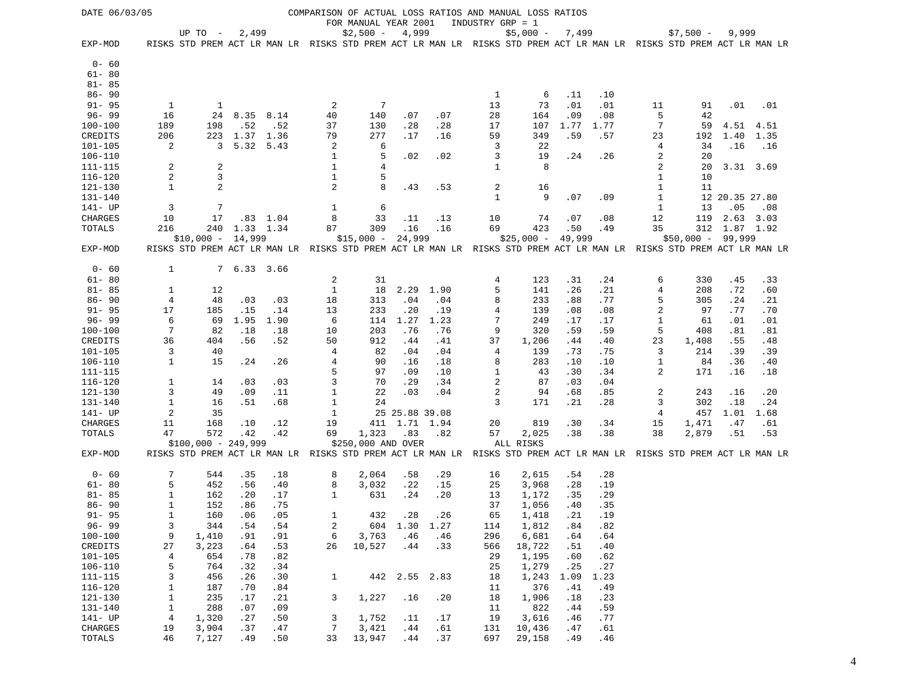DATE 06/03/05

COMPARISON OF ACTUAL LOSS RATIOS AND MANUAL LOSS RATIOS
FOR MANUAL YEAR 2001 INDUSTRY GRP = 1

| EXP-MOD | UP TO - 2,499 | | | | $2,500 - 4,999 | | | | $5,000 - 7,499 | | | | $7,500 - 9,999 | | | |
|---|---|---|---|---|---|---|---|---|---|---|---|---|---|---|---|---|
| | RISKS | STD PREM | ACT LR | MAN LR | RISKS | STD PREM | ACT LR | MAN LR | RISKS | STD PREM | ACT LR | MAN LR | RISKS | STD PREM | ACT LR | MAN LR |
| 0- 60 | | | | | | | | | | | | | | | | |
| 61- 80 | | | | | | | | | | | | | | | | |
| 81- 85 | | | | | | | | | | | | | | | | |
| 86- 90 | | | | | | | | | 1 | 6 | .11 | .10 | | | | |
| 91- 95 | 1 | 1 | | | 2 | 7 | | | 13 | 73 | .01 | .01 | 11 | 91 | .01 | .01 |
| 96- 99 | 16 | 24 | 8.35 | 8.14 | 40 | 140 | .07 | .07 | 28 | 164 | .09 | .08 | 5 | 42 | | |
| 100-100 | 189 | 198 | .52 | .52 | 37 | 130 | .28 | .28 | 17 | 107 | 1.77 | 1.77 | 7 | 59 | 4.51 | 4.51 |
| CREDITS | 206 | 223 | 1.37 | 1.36 | 79 | 277 | .17 | .16 | 59 | 349 | .59 | .57 | 23 | 192 | 1.40 | 1.35 |
| 101-105 | 2 | 3 | 5.32 | 5.43 | 2 | 6 | | | 3 | 22 | | | 4 | 34 | .16 | .16 |
| 106-110 | | | | | 1 | 5 | .02 | .02 | 3 | 19 | .24 | .26 | 2 | 20 | | |
| 111-115 | 2 | 2 | | | 1 | 4 | | | 1 | 8 | | | 2 | 20 | 3.31 | 3.69 |
| 116-120 | 2 | 3 | | | 1 | 5 | | | | | | | 1 | 10 | | |
| 121-130 | 1 | 2 | | | 2 | 8 | .43 | .53 | 2 | 16 | | | 1 | 11 | | |
| 131-140 | | | | | | | | | 1 | 9 | .07 | .09 | 1 | 12 | 20.35 | 27.80 |
| 141- UP | 3 | 7 | | | 1 | 6 | | | | | | | 1 | 13 | .05 | .08 |
| CHARGES | 10 | 17 | .83 | 1.04 | 8 | 33 | .11 | .13 | 10 | 74 | .07 | .08 | 12 | 119 | 2.63 | 3.03 |
| TOTALS | 216 | 240 | 1.33 | 1.34 | 87 | 309 | .16 | .16 | 69 | 423 | .50 | .49 | 35 | 312 | 1.87 | 1.92 |

| EXP-MOD | $10,000 - 14,999 | | | | $15,000 - 24,999 | | | | $25,000 - 49,999 | | | | $50,000 - 99,999 | | | |
|---|---|---|---|---|---|---|---|---|---|---|---|---|---|---|---|---|
| | RISKS | STD PREM | ACT LR | MAN LR | RISKS | STD PREM | ACT LR | MAN LR | RISKS | STD PREM | ACT LR | MAN LR | RISKS | STD PREM | ACT LR | MAN LR |
| 0- 60 | 1 | 7 | 6.33 | 3.66 | | | | | | | | | | | | |
| 61- 80 | | | | | 2 | 31 | | | 4 | 123 | .31 | .24 | 6 | 330 | .45 | .33 |
| 81- 85 | 1 | 12 | | | 1 | 18 | 2.29 | 1.90 | 5 | 141 | .26 | .21 | 4 | 208 | .72 | .60 |
| 86- 90 | 4 | 48 | .03 | .03 | 18 | 313 | .04 | .04 | 8 | 233 | .88 | .77 | 5 | 305 | .24 | .21 |
| 91- 95 | 17 | 185 | .15 | .14 | 13 | 233 | .20 | .19 | 4 | 139 | .08 | .08 | 2 | 97 | .77 | .70 |
| 96- 99 | 6 | 69 | 1.95 | 1.90 | 6 | 114 | 1.27 | 1.23 | 7 | 249 | .17 | .17 | 1 | 61 | .01 | .01 |
| 100-100 | 7 | 82 | .18 | .18 | 10 | 203 | .76 | .76 | 9 | 320 | .59 | .59 | 5 | 408 | .81 | .81 |
| CREDITS | 36 | 404 | .56 | .52 | 50 | 912 | .44 | .41 | 37 | 1,206 | .44 | .40 | 23 | 1,408 | .55 | .48 |
| 101-105 | 3 | 40 | | | 4 | 82 | .04 | .04 | 4 | 139 | .73 | .75 | 3 | 214 | .39 | .39 |
| 106-110 | 1 | 15 | .24 | .26 | 4 | 90 | .16 | .18 | 8 | 283 | .10 | .10 | 1 | 84 | .36 | .40 |
| 111-115 | | | | | 5 | 97 | .09 | .10 | 1 | 43 | .30 | .34 | 2 | 171 | .16 | .18 |
| 116-120 | 1 | 14 | .03 | .03 | 3 | 70 | .29 | .34 | 2 | 87 | .03 | .04 | | | | |
| 121-130 | 3 | 49 | .09 | .11 | 1 | 22 | .03 | .04 | 2 | 94 | .68 | .85 | 2 | 243 | .16 | .20 |
| 131-140 | 1 | 16 | .51 | .68 | 1 | 24 | | | 3 | 171 | .21 | .28 | 3 | 302 | .18 | .24 |
| 141- UP | 2 | 35 | | | 1 | 25 | 25.88 | 39.08 | | | | | 4 | 457 | 1.01 | 1.68 |
| CHARGES | 11 | 168 | .10 | .12 | 19 | 411 | 1.71 | 1.94 | 20 | 819 | .30 | .34 | 15 | 1,471 | .47 | .61 |
| TOTALS | 47 | 572 | .42 | .42 | 69 | 1,323 | .83 | .82 | 57 | 2,025 | .38 | .38 | 38 | 2,879 | .51 | .53 |

| EXP-MOD | $100,000 - 249,999 | | | | $250,000 AND OVER | | | | ALL RISKS | | | |
|---|---|---|---|---|---|---|---|---|---|---|---|---|
| | RISKS | STD PREM | ACT LR | MAN LR | RISKS | STD PREM | ACT LR | MAN LR | RISKS | STD PREM | ACT LR | MAN LR |
| 0- 60 | 7 | 544 | .35 | .18 | 8 | 2,064 | .58 | .29 | 16 | 2,615 | .54 | .28 |
| 61- 80 | 5 | 452 | .56 | .40 | 8 | 3,032 | .22 | .15 | 25 | 3,968 | .28 | .19 |
| 81- 85 | 1 | 162 | .20 | .17 | 1 | 631 | .24 | .20 | 13 | 1,172 | .35 | .29 |
| 86- 90 | 1 | 152 | .86 | .75 | | | | | 37 | 1,056 | .40 | .35 |
| 91- 95 | 1 | 160 | .06 | .05 | 1 | 432 | .28 | .26 | 65 | 1,418 | .21 | .19 |
| 96- 99 | 3 | 344 | .54 | .54 | 2 | 604 | 1.30 | 1.27 | 114 | 1,812 | .84 | .82 |
| 100-100 | 9 | 1,410 | .91 | .91 | 6 | 3,763 | .46 | .46 | 296 | 6,681 | .64 | .64 |
| CREDITS | 27 | 3,223 | .64 | .53 | 26 | 10,527 | .44 | .33 | 566 | 18,722 | .51 | .40 |
| 101-105 | 4 | 654 | .78 | .82 | | | | | 29 | 1,195 | .60 | .62 |
| 106-110 | 5 | 764 | .32 | .34 | | | | | 25 | 1,279 | .25 | .27 |
| 111-115 | 3 | 456 | .26 | .30 | 1 | 442 | 2.55 | 2.83 | 18 | 1,243 | 1.09 | 1.23 |
| 116-120 | 1 | 187 | .70 | .84 | | | | | 11 | 376 | .41 | .49 |
| 121-130 | 1 | 235 | .17 | .21 | 3 | 1,227 | .16 | .20 | 18 | 1,906 | .18 | .23 |
| 131-140 | 1 | 288 | .07 | .09 | | | | | 11 | 822 | .44 | .59 |
| 141- UP | 4 | 1,320 | .27 | .50 | 3 | 1,752 | .11 | .17 | 19 | 3,616 | .46 | .77 |
| CHARGES | 19 | 3,904 | .37 | .47 | 7 | 3,421 | .44 | .61 | 131 | 10,436 | .47 | .61 |
| TOTALS | 46 | 7,127 | .49 | .50 | 33 | 13,947 | .44 | .37 | 697 | 29,158 | .49 | .46 |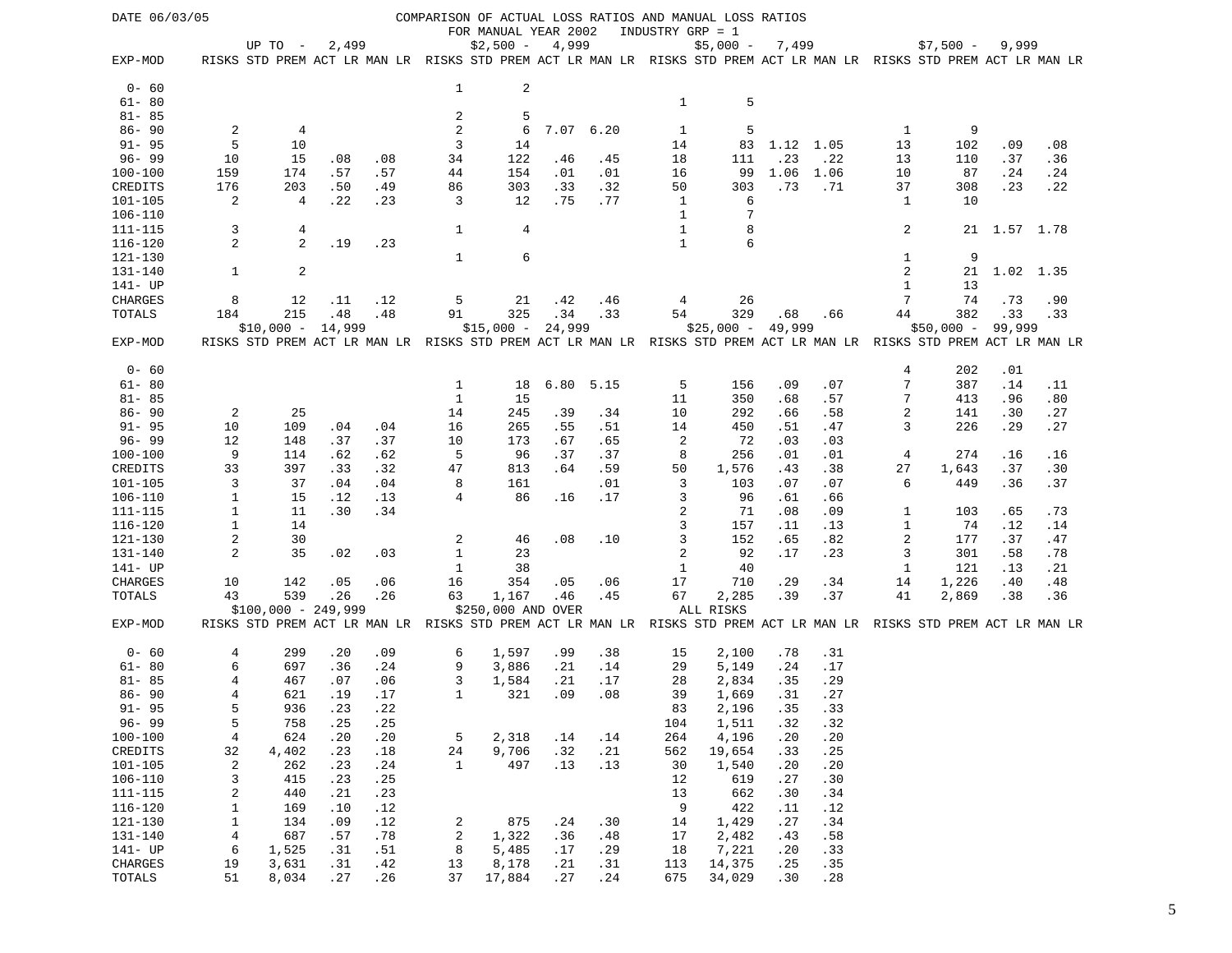DATE 06/03/05

# COMPARISON OF ACTUAL LOSS RATIOS AND MANUAL LOSS RATIOS

FOR MANUAL YEAR 2002 INDUSTRY GRP = 1

| | UP TO - 2,499 | | | | $2,500 - 4,999 | | | | $5,000 - 7,499 | | | | $7,500 - 9,999 | | | |
|---|---|---|---|---|---|---|---|---|---|---|---|---|---|---|---|---|
| EXP-MOD | RISKS | STD PREM | ACT LR | MAN LR | RISKS | STD PREM | ACT LR | MAN LR | RISKS | STD PREM | ACT LR | MAN LR | RISKS | STD PREM | ACT LR | MAN LR |
| 0- 60 | | | | | 1 | 2 | | | | | | | | | | |
| 61- 80 | | | | | | | | | 1 | 5 | | | | | | |
| 81- 85 | | | | | 2 | 5 | | | | | | | | | | |
| 86- 90 | 2 | 4 | | | 2 | 6 | 7.07 | 6.20 | 1 | 5 | | | 1 | 9 | | |
| 91- 95 | 5 | 10 | | | 3 | 14 | | | 14 | 83 | 1.12 | 1.05 | 13 | 102 | .09 | .08 |
| 96- 99 | 10 | 15 | .08 | .08 | 34 | 122 | .46 | .45 | 18 | 111 | .23 | .22 | 13 | 110 | .37 | .36 |
| 100-100 | 159 | 174 | .57 | .57 | 44 | 154 | .01 | .01 | 16 | 99 | 1.06 | 1.06 | 10 | 87 | .24 | .24 |
| CREDITS | 176 | 203 | .50 | .49 | 86 | 303 | .33 | .32 | 50 | 303 | .73 | .71 | 37 | 308 | .23 | .22 |
| 101-105 | 2 | 4 | .22 | .23 | 3 | 12 | .75 | .77 | 1 | 6 | | | 1 | 10 | | |
| 106-110 | | | | | | | | | 1 | 7 | | | | | | |
| 111-115 | 3 | 4 | | | 1 | 4 | | | 1 | 8 | | | 2 | 21 | 1.57 | 1.78 |
| 116-120 | 2 | 2 | .19 | .23 | | | | | 1 | 6 | | | | | | |
| 121-130 | | | | | 1 | 6 | | | | | | | 1 | 9 | | |
| 131-140 | 1 | 2 | | | | | | | | | | | 2 | 21 | 1.02 | 1.35 |
| 141- UP | | | | | | | | | | | | | 1 | 13 | | |
| CHARGES | 8 | 12 | .11 | .12 | 5 | 21 | .42 | .46 | 4 | 26 | | | 7 | 74 | .73 | .90 |
| TOTALS | 184 | 215 | .48 | .48 | 91 | 325 | .34 | .33 | 54 | 329 | .68 | .66 | 44 | 382 | .33 | .33 |

| | $10,000 - 14,999 | | | | $15,000 - 24,999 | | | | $25,000 - 49,999 | | | | $50,000 - 99,999 | | | |
|---|---|---|---|---|---|---|---|---|---|---|---|---|---|---|---|---|
| EXP-MOD | RISKS | STD PREM | ACT LR | MAN LR | RISKS | STD PREM | ACT LR | MAN LR | RISKS | STD PREM | ACT LR | MAN LR | RISKS | STD PREM | ACT LR | MAN LR |
| 0- 60 | | | | | | | | | | | | | 4 | 202 | .01 | |
| 61- 80 | | | | | 1 | 18 | 6.80 | 5.15 | 5 | 156 | .09 | .07 | 7 | 387 | .14 | .11 |
| 81- 85 | | | | | 1 | 15 | | | 11 | 350 | .68 | .57 | 7 | 413 | .96 | .80 |
| 86- 90 | 2 | 25 | | | 14 | 245 | .39 | .34 | 10 | 292 | .66 | .58 | 2 | 141 | .30 | .27 |
| 91- 95 | 10 | 109 | .04 | .04 | 16 | 265 | .55 | .51 | 14 | 450 | .51 | .47 | 3 | 226 | .29 | .27 |
| 96- 99 | 12 | 148 | .37 | .37 | 10 | 173 | .67 | .65 | 2 | 72 | .03 | .03 | | | | |
| 100-100 | 9 | 114 | .62 | .62 | 5 | 96 | .37 | .37 | 8 | 256 | .01 | .01 | 4 | 274 | .16 | .16 |
| CREDITS | 33 | 397 | .33 | .32 | 47 | 813 | .64 | .59 | 50 | 1,576 | .43 | .38 | 27 | 1,643 | .37 | .30 |
| 101-105 | 3 | 37 | .04 | .04 | 8 | 161 | | .01 | 3 | 103 | .07 | .07 | 6 | 449 | .36 | .37 |
| 106-110 | 1 | 15 | .12 | .13 | 4 | 86 | .16 | .17 | 3 | 96 | .61 | .66 | | | | |
| 111-115 | 1 | 11 | .30 | .34 | | | | | 2 | 71 | .08 | .09 | 1 | 103 | .65 | .73 |
| 116-120 | 1 | 14 | | | | | | | 3 | 157 | .11 | .13 | 1 | 74 | .12 | .14 |
| 121-130 | 2 | 30 | | | 2 | 46 | .08 | .10 | 3 | 152 | .65 | .82 | 2 | 177 | .37 | .47 |
| 131-140 | 2 | 35 | .02 | .03 | 1 | 23 | | | 2 | 92 | .17 | .23 | 3 | 301 | .58 | .78 |
| 141- UP | | | | | 1 | 38 | | | 1 | 40 | | | 1 | 121 | .13 | .21 |
| CHARGES | 10 | 142 | .05 | .06 | 16 | 354 | .05 | .06 | 17 | 710 | .29 | .34 | 14 | 1,226 | .40 | .48 |
| TOTALS | 43 | 539 | .26 | .26 | 63 | 1,167 | .46 | .45 | 67 | 2,285 | .39 | .37 | 41 | 2,869 | .38 | .36 |

| | $100,000 - 249,999 | | | | $250,000 AND OVER | | | | ALL RISKS | | | |
|---|---|---|---|---|---|---|---|---|---|---|---|---|
| EXP-MOD | RISKS | STD PREM | ACT LR | MAN LR | RISKS | STD PREM | ACT LR | MAN LR | RISKS | STD PREM | ACT LR | MAN LR |
| 0- 60 | 4 | 299 | .20 | .09 | 6 | 1,597 | .99 | .38 | 15 | 2,100 | .78 | .31 |
| 61- 80 | 6 | 697 | .36 | .24 | 9 | 3,886 | .21 | .14 | 29 | 5,149 | .24 | .17 |
| 81- 85 | 4 | 467 | .07 | .06 | 3 | 1,584 | .21 | .17 | 28 | 2,834 | .35 | .29 |
| 86- 90 | 4 | 621 | .19 | .17 | 1 | 321 | .09 | .08 | 39 | 1,669 | .31 | .27 |
| 91- 95 | 5 | 936 | .23 | .22 | | | | | 83 | 2,196 | .35 | .33 |
| 96- 99 | 5 | 758 | .25 | .25 | | | | | 104 | 1,511 | .32 | .32 |
| 100-100 | 4 | 624 | .20 | .20 | 5 | 2,318 | .14 | .14 | 264 | 4,196 | .20 | .20 |
| CREDITS | 32 | 4,402 | .23 | .18 | 24 | 9,706 | .32 | .21 | 562 | 19,654 | .33 | .25 |
| 101-105 | 2 | 262 | .23 | .24 | 1 | 497 | .13 | .13 | 30 | 1,540 | .20 | .20 |
| 106-110 | 3 | 415 | .23 | .25 | | | | | 12 | 619 | .27 | .30 |
| 111-115 | 2 | 440 | .21 | .23 | | | | | 13 | 662 | .30 | .34 |
| 116-120 | 1 | 169 | .10 | .12 | | | | | 9 | 422 | .11 | .12 |
| 121-130 | 1 | 134 | .09 | .12 | 2 | 875 | .24 | .30 | 14 | 1,429 | .27 | .34 |
| 131-140 | 4 | 687 | .57 | .78 | 2 | 1,322 | .36 | .48 | 17 | 2,482 | .43 | .58 |
| 141- UP | 6 | 1,525 | .31 | .51 | 8 | 5,485 | .17 | .29 | 18 | 7,221 | .20 | .33 |
| CHARGES | 19 | 3,631 | .31 | .42 | 13 | 8,178 | .21 | .31 | 113 | 14,375 | .25 | .35 |
| TOTALS | 51 | 8,034 | .27 | .26 | 37 | 17,884 | .27 | .24 | 675 | 34,029 | .30 | .28 |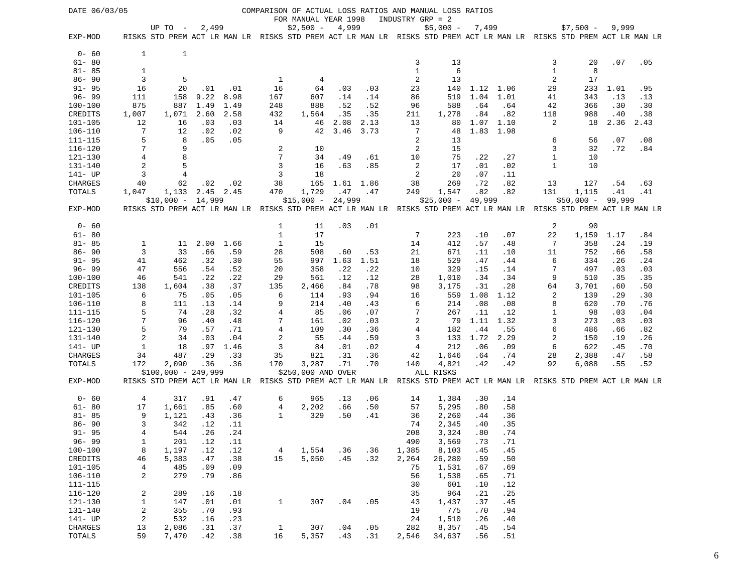DATE 06/03/05

# COMPARISON OF ACTUAL LOSS RATIOS AND MANUAL LOSS RATIOS

FOR MANUAL YEAR 1998 INDUSTRY GRP = 2

| EXP-MOD | UP TO - 2,499 | | | | $2,500 - 4,999 | | | | $5,000 - 7,499 | | | | $7,500 - 9,999 | | | |
|---|---|---|---|---|---|---|---|---|---|---|---|---|---|---|---|---|
| | RISKS | STD PREM | ACT LR | MAN LR | RISKS | STD PREM | ACT LR | MAN LR | RISKS | STD PREM | ACT LR | MAN LR | RISKS | STD PREM | ACT LR | MAN LR |
| 0- 60 | 1 | 1 | | | | | | | | | | | | | | |
| 61- 80 | | | | | | | | | 3 | 13 | | | 3 | 20 | .07 | .05 |
| 81- 85 | 1 | | | | | | | | 1 | 6 | | | 1 | 8 | | |
| 86- 90 | 3 | 5 | | | 1 | 4 | | | 2 | 13 | | | 2 | 17 | | |
| 91- 95 | 16 | 20 | .01 | .01 | 16 | 64 | .03 | .03 | 23 | 140 | 1.12 | 1.06 | 29 | 233 | 1.01 | .95 |
| 96- 99 | 111 | 158 | 9.22 | 8.98 | 167 | 607 | .14 | .14 | 86 | 519 | 1.04 | 1.01 | 41 | 343 | .13 | .13 |
| 100-100 | 875 | 887 | 1.49 | 1.49 | 248 | 888 | .52 | .52 | 96 | 588 | .64 | .64 | 42 | 366 | .30 | .30 |
| CREDITS | 1,007 | 1,071 | 2.60 | 2.58 | 432 | 1,564 | .35 | .35 | 211 | 1,278 | .84 | .82 | 118 | 988 | .40 | .38 |
| 101-105 | 12 | 16 | .03 | .03 | 14 | 46 | 2.08 | 2.13 | 13 | 80 | 1.07 | 1.10 | 2 | 18 | 2.36 | 2.43 |
| 106-110 | 7 | 12 | .02 | .02 | 9 | 42 | 3.46 | 3.73 | 7 | 48 | 1.83 | 1.98 | | | | |
| 111-115 | 5 | 8 | .05 | .05 | | | | | 2 | 13 | | | 6 | 56 | .07 | .08 |
| 116-120 | 7 | 9 | | | 2 | 10 | | | 2 | 15 | | | 3 | 32 | .72 | .84 |
| 121-130 | 4 | 8 | | | 7 | 34 | .49 | .61 | 10 | 75 | .22 | .27 | 1 | 10 | | |
| 131-140 | 2 | 5 | | | 3 | 16 | .63 | .85 | 2 | 17 | .01 | .02 | 1 | 10 | | |
| 141- UP | 3 | 4 | | | 3 | 18 | | | 2 | 20 | .07 | .11 | | | | |
| CHARGES | 40 | 62 | .02 | .02 | 38 | 165 | 1.61 | 1.86 | 38 | 269 | .72 | .82 | 13 | 127 | .54 | .63 |
| TOTALS | 1,047 | 1,133 | 2.45 | 2.45 | 470 | 1,729 | .47 | .47 | 249 | 1,547 | .82 | .82 | 131 | 1,115 | .41 | .41 |

| EXP-MOD | $10,000 - 14,999 | | | | $15,000 - 24,999 | | | | $25,000 - 49,999 | | | | $50,000 - 99,999 | | | |
|---|---|---|---|---|---|---|---|---|---|---|---|---|---|---|---|---|
| | RISKS | STD PREM | ACT LR | MAN LR | RISKS | STD PREM | ACT LR | MAN LR | RISKS | STD PREM | ACT LR | MAN LR | RISKS | STD PREM | ACT LR | MAN LR |
| 0- 60 | | | | | 1 | 11 | .03 | .01 | | | | | 2 | 90 | | |
| 61- 80 | | | | | 1 | 17 | | | 7 | 223 | .10 | .07 | 22 | 1,159 | 1.17 | .84 |
| 81- 85 | 1 | 11 | 2.00 | 1.66 | 1 | 15 | | | 14 | 412 | .57 | .48 | 7 | 358 | .24 | .19 |
| 86- 90 | 3 | 33 | .66 | .59 | 28 | 508 | .60 | .53 | 21 | 671 | .11 | .10 | 11 | 752 | .66 | .58 |
| 91- 95 | 41 | 462 | .32 | .30 | 55 | 997 | 1.63 | 1.51 | 18 | 529 | .47 | .44 | 6 | 334 | .26 | .24 |
| 96- 99 | 47 | 556 | .54 | .52 | 20 | 358 | .22 | .22 | 10 | 329 | .15 | .14 | 7 | 497 | .03 | .03 |
| 100-100 | 46 | 541 | .22 | .22 | 29 | 561 | .12 | .12 | 28 | 1,010 | .34 | .34 | 9 | 510 | .35 | .35 |
| CREDITS | 138 | 1,604 | .38 | .37 | 135 | 2,466 | .84 | .78 | 98 | 3,175 | .31 | .28 | 64 | 3,701 | .60 | .50 |
| 101-105 | 6 | 75 | .05 | .05 | 6 | 114 | .93 | .94 | 16 | 559 | 1.08 | 1.12 | 2 | 139 | .29 | .30 |
| 106-110 | 8 | 111 | .13 | .14 | 9 | 214 | .40 | .43 | 6 | 214 | .08 | .08 | 8 | 620 | .70 | .76 |
| 111-115 | 5 | 74 | .28 | .32 | 4 | 85 | .06 | .07 | 7 | 267 | .11 | .12 | 1 | 98 | .03 | .04 |
| 116-120 | 7 | 96 | .40 | .48 | 7 | 161 | .02 | .03 | 2 | 79 | 1.11 | 1.32 | 3 | 273 | .03 | .03 |
| 121-130 | 5 | 79 | .57 | .71 | 4 | 109 | .30 | .36 | 4 | 182 | .44 | .55 | 6 | 486 | .66 | .82 |
| 131-140 | 2 | 34 | .03 | .04 | 2 | 55 | .44 | .59 | 3 | 133 | 1.72 | 2.29 | 2 | 150 | .19 | .26 |
| 141- UP | 1 | 18 | .97 | 1.46 | 3 | 84 | .01 | .02 | 4 | 212 | .06 | .09 | 6 | 622 | .45 | .70 |
| CHARGES | 34 | 487 | .29 | .33 | 35 | 821 | .31 | .36 | 42 | 1,646 | .64 | .74 | 28 | 2,388 | .47 | .58 |
| TOTALS | 172 | 2,090 | .36 | .36 | 170 | 3,287 | .71 | .70 | 140 | 4,821 | .42 | .42 | 92 | 6,088 | .55 | .52 |

| EXP-MOD | $100,000 - 249,999 | | | | $250,000 AND OVER | | | | ALL RISKS | | | |
|---|---|---|---|---|---|---|---|---|---|---|---|---|
| | RISKS | STD PREM | ACT LR | MAN LR | RISKS | STD PREM | ACT LR | MAN LR | RISKS | STD PREM | ACT LR | MAN LR |
| 0- 60 | 4 | 317 | .91 | .47 | 6 | 965 | .13 | .06 | 14 | 1,384 | .30 | .14 |
| 61- 80 | 17 | 1,661 | .85 | .60 | 4 | 2,202 | .66 | .50 | 57 | 5,295 | .80 | .58 |
| 81- 85 | 9 | 1,121 | .43 | .36 | 1 | 329 | .50 | .41 | 36 | 2,260 | .44 | .36 |
| 86- 90 | 3 | 342 | .12 | .11 | | | | | 74 | 2,345 | .40 | .35 |
| 91- 95 | 4 | 544 | .26 | .24 | | | | | 208 | 3,324 | .80 | .74 |
| 96- 99 | 1 | 201 | .12 | .11 | | | | | 490 | 3,569 | .73 | .71 |
| 100-100 | 8 | 1,197 | .12 | .12 | 4 | 1,554 | .36 | .36 | 1,385 | 8,103 | .45 | .45 |
| CREDITS | 46 | 5,383 | .47 | .38 | 15 | 5,050 | .45 | .32 | 2,264 | 26,280 | .59 | .50 |
| 101-105 | 4 | 485 | .09 | .09 | | | | | 75 | 1,531 | .67 | .69 |
| 106-110 | 2 | 279 | .79 | .86 | | | | | 56 | 1,538 | .65 | .71 |
| 111-115 | | | | | | | | | 30 | 601 | .10 | .12 |
| 116-120 | 2 | 289 | .16 | .18 | | | | | 35 | 964 | .21 | .25 |
| 121-130 | 1 | 147 | .01 | .01 | 1 | 307 | .04 | .05 | 43 | 1,437 | .37 | .45 |
| 131-140 | 2 | 355 | .70 | .93 | | | | | 19 | 775 | .70 | .94 |
| 141- UP | 2 | 532 | .16 | .23 | | | | | 24 | 1,510 | .26 | .40 |
| CHARGES | 13 | 2,086 | .31 | .37 | 1 | 307 | .04 | .05 | 282 | 8,357 | .45 | .54 |
| TOTALS | 59 | 7,470 | .42 | .38 | 16 | 5,357 | .43 | .31 | 2,546 | 34,637 | .56 | .51 |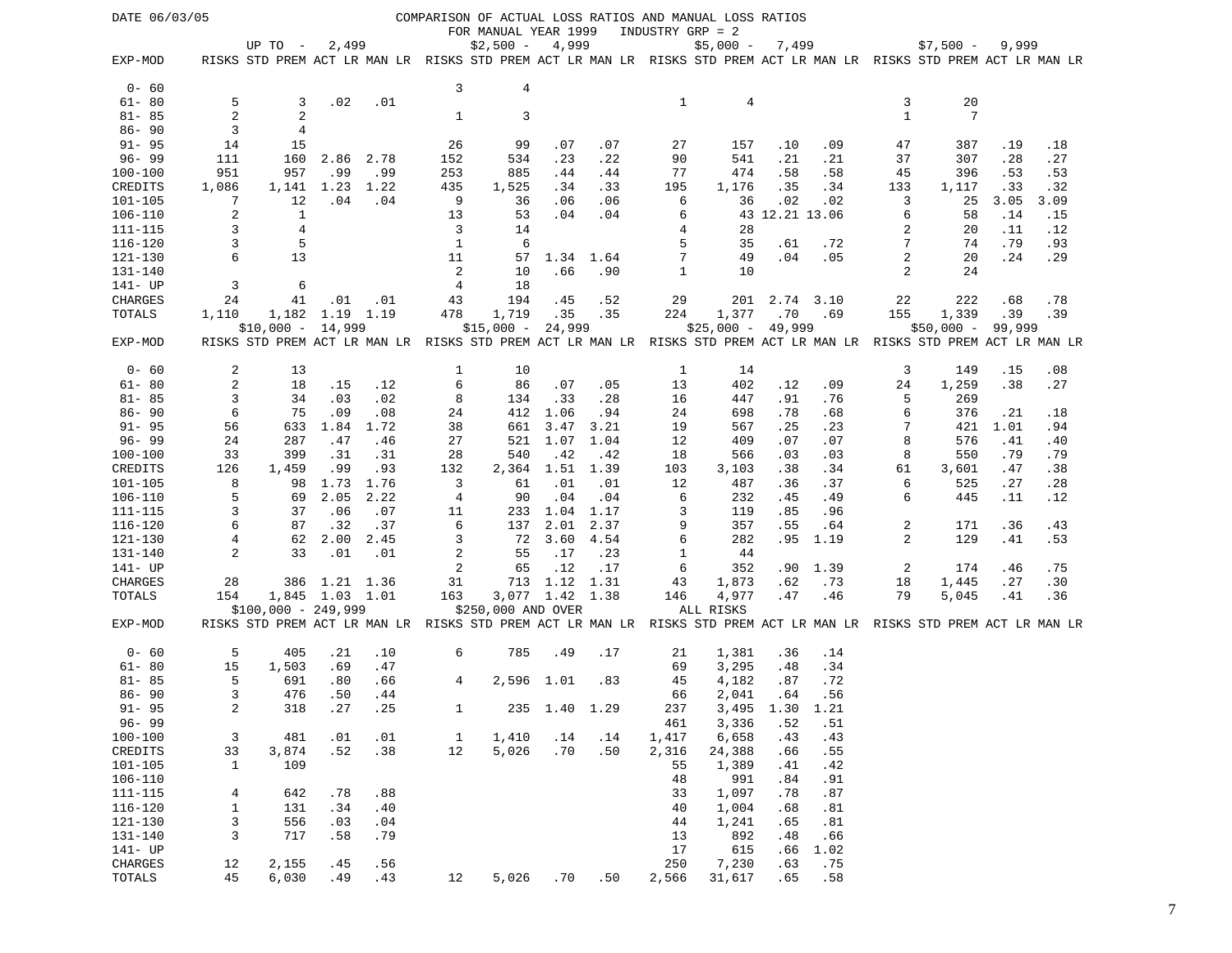DATE 06/03/05

# COMPARISON OF ACTUAL LOSS RATIOS AND MANUAL LOSS RATIOS

FOR MANUAL YEAR 1999 INDUSTRY GRP = 2

| | UP TO - 2,499 | | | | $2,500 - 4,999 | | | | $5,000 - 7,499 | | | | $7,500 - 9,999 | | | |
|---|---|---|---|---|---|---|---|---|---|---|---|---|---|---|---|---|
| EXP-MOD | RISKS | STD PREM | ACT LR | MAN LR | RISKS | STD PREM | ACT LR | MAN LR | RISKS | STD PREM | ACT LR | MAN LR | RISKS | STD PREM | ACT LR | MAN LR |
| 0- 60 | | | | | 3 | 4 | | | | | | | | | | |
| 61- 80 | 5 | 3 | .02 | .01 | | | | | 1 | 4 | | | 3 | 20 | | |
| 81- 85 | 2 | 2 | | | 1 | 3 | | | | | | | 1 | 7 | | |
| 86- 90 | 3 | 4 | | | | | | | | | | | | | | |
| 91- 95 | 14 | 15 | | | 26 | 99 | .07 | .07 | 27 | 157 | .10 | .09 | 47 | 387 | .19 | .18 |
| 96- 99 | 111 | 160 | 2.86 | 2.78 | 152 | 534 | .23 | .22 | 90 | 541 | .21 | .21 | 37 | 307 | .28 | .27 |
| 100-100 | 951 | 957 | .99 | .99 | 253 | 885 | .44 | .44 | 77 | 474 | .58 | .58 | 45 | 396 | .53 | .53 |
| CREDITS | 1,086 | 1,141 | 1.23 | 1.22 | 435 | 1,525 | .34 | .33 | 195 | 1,176 | .35 | .34 | 133 | 1,117 | .33 | .32 |
| 101-105 | 7 | 12 | .04 | .04 | 9 | 36 | .06 | .06 | 6 | 36 | .02 | .02 | 3 | 25 | 3.05 | 3.09 |
| 106-110 | 2 | 1 | | | 13 | 53 | .04 | .04 | 6 | 43 | 12.21 | 13.06 | 6 | 58 | .14 | .15 |
| 111-115 | 3 | 4 | | | 3 | 14 | | | 4 | 28 | | | 2 | 20 | .11 | .12 |
| 116-120 | 3 | 5 | | | 1 | 6 | | | 5 | 35 | .61 | .72 | 7 | 74 | .79 | .93 |
| 121-130 | 6 | 13 | | | 11 | 57 | 1.34 | 1.64 | 7 | 49 | .04 | .05 | 2 | 20 | .24 | .29 |
| 131-140 | | | | | 2 | 10 | .66 | .90 | 1 | 10 | | | 2 | 24 | | |
| 141- UP | 3 | 6 | | | 4 | 18 | | | | | | | | | | |
| CHARGES | 24 | 41 | .01 | .01 | 43 | 194 | .45 | .52 | 29 | 201 | 2.74 | 3.10 | 22 | 222 | .68 | .78 |
| TOTALS | 1,110 | 1,182 | 1.19 | 1.19 | 478 | 1,719 | .35 | .35 | 224 | 1,377 | .70 | .69 | 155 | 1,339 | .39 | .39 |

| | $10,000 - 14,999 | | | | $15,000 - 24,999 | | | | $25,000 - 49,999 | | | | $50,000 - 99,999 | | | |
|---|---|---|---|---|---|---|---|---|---|---|---|---|---|---|---|---|
| EXP-MOD | RISKS | STD PREM | ACT LR | MAN LR | RISKS | STD PREM | ACT LR | MAN LR | RISKS | STD PREM | ACT LR | MAN LR | RISKS | STD PREM | ACT LR | MAN LR |
| 0- 60 | 2 | 13 | | | 1 | 10 | | | 1 | 14 | | | 3 | 149 | .15 | .08 |
| 61- 80 | 2 | 18 | .15 | .12 | 6 | 86 | .07 | .05 | 13 | 402 | .12 | .09 | 24 | 1,259 | .38 | .27 |
| 81- 85 | 3 | 34 | .03 | .02 | 8 | 134 | .33 | .28 | 16 | 447 | .91 | .76 | 5 | 269 | | |
| 86- 90 | 6 | 75 | .09 | .08 | 24 | 412 | 1.06 | .94 | 24 | 698 | .78 | .68 | 6 | 376 | .21 | .18 |
| 91- 95 | 56 | 633 | 1.84 | 1.72 | 38 | 661 | 3.47 | 3.21 | 19 | 567 | .25 | .23 | 7 | 421 | 1.01 | .94 |
| 96- 99 | 24 | 287 | .47 | .46 | 27 | 521 | 1.07 | 1.04 | 12 | 409 | .07 | .07 | 8 | 576 | .41 | .40 |
| 100-100 | 33 | 399 | .31 | .31 | 28 | 540 | .42 | .42 | 18 | 566 | .03 | .03 | 8 | 550 | .79 | .79 |
| CREDITS | 126 | 1,459 | .99 | .93 | 132 | 2,364 | 1.51 | 1.39 | 103 | 3,103 | .38 | .34 | 61 | 3,601 | .47 | .38 |
| 101-105 | 8 | 98 | 1.73 | 1.76 | 3 | 61 | .01 | .01 | 12 | 487 | .36 | .37 | 6 | 525 | .27 | .28 |
| 106-110 | 5 | 69 | 2.05 | 2.22 | 4 | 90 | .04 | .04 | 6 | 232 | .45 | .49 | 6 | 445 | .11 | .12 |
| 111-115 | 3 | 37 | .06 | .07 | 11 | 233 | 1.04 | 1.17 | 3 | 119 | .85 | .96 | | | | |
| 116-120 | 6 | 87 | .32 | .37 | 6 | 137 | 2.01 | 2.37 | 9 | 357 | .55 | .64 | 2 | 171 | .36 | .43 |
| 121-130 | 4 | 62 | 2.00 | 2.45 | 3 | 72 | 3.60 | 4.54 | 6 | 282 | .95 | 1.19 | 2 | 129 | .41 | .53 |
| 131-140 | 2 | 33 | .01 | .01 | 2 | 55 | .17 | .23 | 1 | 44 | | | | | | |
| 141- UP | | | | | 2 | 65 | .12 | .17 | 6 | 352 | .90 | 1.39 | 2 | 174 | .46 | .75 |
| CHARGES | 28 | 386 | 1.21 | 1.36 | 31 | 713 | 1.12 | 1.31 | 43 | 1,873 | .62 | .73 | 18 | 1,445 | .27 | .30 |
| TOTALS | 154 | 1,845 | 1.03 | 1.01 | 163 | 3,077 | 1.42 | 1.38 | 146 | 4,977 | .47 | .46 | 79 | 5,045 | .41 | .36 |

| | $100,000 - 249,999 | | | | $250,000 AND OVER | | | | ALL RISKS | | | |
|---|---|---|---|---|---|---|---|---|---|---|---|---|
| EXP-MOD | RISKS | STD PREM | ACT LR | MAN LR | RISKS | STD PREM | ACT LR | MAN LR | RISKS | STD PREM | ACT LR | MAN LR |
| 0- 60 | 5 | 405 | .21 | .10 | 6 | 785 | .49 | .17 | 21 | 1,381 | .36 | .14 |
| 61- 80 | 15 | 1,503 | .69 | .47 | | | | | 69 | 3,295 | .48 | .34 |
| 81- 85 | 5 | 691 | .80 | .66 | 4 | 2,596 | 1.01 | .83 | 45 | 4,182 | .87 | .72 |
| 86- 90 | 3 | 476 | .50 | .44 | | | | | 66 | 2,041 | .64 | .56 |
| 91- 95 | 2 | 318 | .27 | .25 | 1 | 235 | 1.40 | 1.29 | 237 | 3,495 | 1.30 | 1.21 |
| 96- 99 | | | | | | | | | 461 | 3,336 | .52 | .51 |
| 100-100 | 3 | 481 | .01 | .01 | 1 | 1,410 | .14 | .14 | 1,417 | 6,658 | .43 | .43 |
| CREDITS | 33 | 3,874 | .52 | .38 | 12 | 5,026 | .70 | .50 | 2,316 | 24,388 | .66 | .55 |
| 101-105 | 1 | 109 | | | | | | | 55 | 1,389 | .41 | .42 |
| 106-110 | | | | | | | | | 48 | 991 | .84 | .91 |
| 111-115 | 4 | 642 | .78 | .88 | | | | | 33 | 1,097 | .78 | .87 |
| 116-120 | 1 | 131 | .34 | .40 | | | | | 40 | 1,004 | .68 | .81 |
| 121-130 | 3 | 556 | .03 | .04 | | | | | 44 | 1,241 | .65 | .81 |
| 131-140 | 3 | 717 | .58 | .79 | | | | | 13 | 892 | .48 | .66 |
| 141- UP | | | | | | | | | 17 | 615 | .66 | 1.02 |
| CHARGES | 12 | 2,155 | .45 | .56 | | | | | 250 | 7,230 | .63 | .75 |
| TOTALS | 45 | 6,030 | .49 | .43 | 12 | 5,026 | .70 | .50 | 2,566 | 31,617 | .65 | .58 |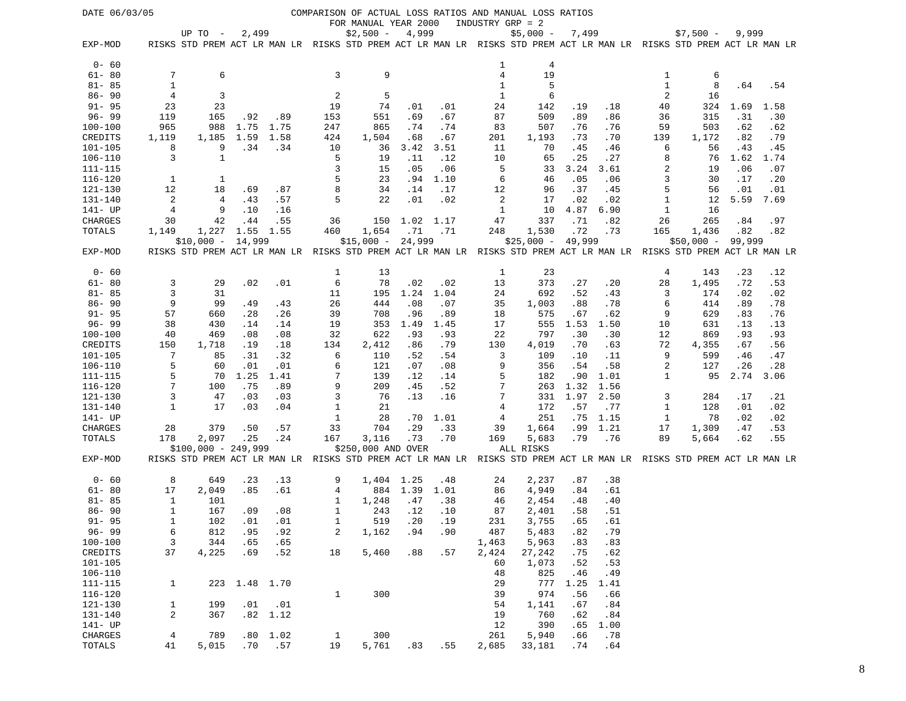DATE 06/03/05

# COMPARISON OF ACTUAL LOSS RATIOS AND MANUAL LOSS RATIOS

FOR MANUAL YEAR 2000 INDUSTRY GRP = 2

| | UP TO - 2,499 | | | | $2,500 - 4,999 | | | | $5,000 - 7,499 | | | | $7,500 - 9,999 | | | |
|---|---|---|---|---|---|---|---|---|---|---|---|---|---|---|---|---|
| EXP-MOD | RISKS | STD PREM | ACT LR | MAN LR | RISKS | STD PREM | ACT LR | MAN LR | RISKS | STD PREM | ACT LR | MAN LR | RISKS | STD PREM | ACT LR | MAN LR |
| 0- 60 | | | | | | | | | 1 | 4 | | | | | | |
| 61- 80 | 7 | 6 | | | 3 | 9 | | | 4 | 19 | | | 1 | 6 | | |
| 81- 85 | 1 | | | | | | | | 1 | 5 | | | 1 | 8 | .64 | .54 |
| 86- 90 | 4 | 3 | | | 2 | 5 | | | 1 | 6 | | | 2 | 16 | | |
| 91- 95 | 23 | 23 | | | 19 | 74 | .01 | .01 | 24 | 142 | .19 | .18 | 40 | 324 | 1.69 | 1.58 |
| 96- 99 | 119 | 165 | .92 | .89 | 153 | 551 | .69 | .67 | 87 | 509 | .89 | .86 | 36 | 315 | .31 | .30 |
| 100-100 | 965 | 988 | 1.75 | 1.75 | 247 | 865 | .74 | .74 | 83 | 507 | .76 | .76 | 59 | 503 | .62 | .62 |
| CREDITS | 1,119 | 1,185 | 1.59 | 1.58 | 424 | 1,504 | .68 | .67 | 201 | 1,193 | .73 | .70 | 139 | 1,172 | .82 | .79 |
| 101-105 | 8 | 9 | .34 | .34 | 10 | 36 | 3.42 | 3.51 | 11 | 70 | .45 | .46 | 6 | 56 | .43 | .45 |
| 106-110 | 3 | 1 | | | 5 | 19 | .11 | .12 | 10 | 65 | .25 | .27 | 8 | 76 | 1.62 | 1.74 |
| 111-115 | | | | | 3 | 15 | .05 | .06 | 5 | 33 | 3.24 | 3.61 | 2 | 19 | .06 | .07 |
| 116-120 | 1 | 1 | | | 5 | 23 | .94 | 1.10 | 6 | 46 | .05 | .06 | 3 | 30 | .17 | .20 |
| 121-130 | 12 | 18 | .69 | .87 | 8 | 34 | .14 | .17 | 12 | 96 | .37 | .45 | 5 | 56 | .01 | .01 |
| 131-140 | 2 | 4 | .43 | .57 | 5 | 22 | .01 | .02 | 2 | 17 | .02 | .02 | 1 | 12 | 5.59 | 7.69 |
| 141- UP | 4 | 9 | .10 | .16 | | | | | 1 | 10 | 4.87 | 6.90 | 1 | 16 | | |
| CHARGES | 30 | 42 | .44 | .55 | 36 | 150 | 1.02 | 1.17 | 47 | 337 | .71 | .82 | 26 | 265 | .84 | .97 |
| TOTALS | 1,149 | 1,227 | 1.55 | 1.55 | 460 | 1,654 | .71 | .71 | 248 | 1,530 | .72 | .73 | 165 | 1,436 | .82 | .82 |

| | $10,000 - 14,999 | | | | $15,000 - 24,999 | | | | $25,000 - 49,999 | | | | $50,000 - 99,999 | | | |
|---|---|---|---|---|---|---|---|---|---|---|---|---|---|---|---|---|
| EXP-MOD | RISKS | STD PREM | ACT LR | MAN LR | RISKS | STD PREM | ACT LR | MAN LR | RISKS | STD PREM | ACT LR | MAN LR | RISKS | STD PREM | ACT LR | MAN LR |
| 0- 60 | | | | | 1 | 13 | | | 1 | 23 | | | 4 | 143 | .23 | .12 |
| 61- 80 | 3 | 29 | .02 | .01 | 6 | 78 | .02 | .02 | 13 | 373 | .27 | .20 | 28 | 1,495 | .72 | .53 |
| 81- 85 | 3 | 31 | | | 11 | 195 | 1.24 | 1.04 | 24 | 692 | .52 | .43 | 3 | 174 | .02 | .02 |
| 86- 90 | 9 | 99 | .49 | .43 | 26 | 444 | .08 | .07 | 35 | 1,003 | .88 | .78 | 6 | 414 | .89 | .78 |
| 91- 95 | 57 | 660 | .28 | .26 | 39 | 708 | .96 | .89 | 18 | 575 | .67 | .62 | 9 | 629 | .83 | .76 |
| 96- 99 | 38 | 430 | .14 | .14 | 19 | 353 | 1.49 | 1.45 | 17 | 555 | 1.53 | 1.50 | 10 | 631 | .13 | .13 |
| 100-100 | 40 | 469 | .08 | .08 | 32 | 622 | .93 | .93 | 22 | 797 | .30 | .30 | 12 | 869 | .93 | .93 |
| CREDITS | 150 | 1,718 | .19 | .18 | 134 | 2,412 | .86 | .79 | 130 | 4,019 | .70 | .63 | 72 | 4,355 | .67 | .56 |
| 101-105 | 7 | 85 | .31 | .32 | 6 | 110 | .52 | .54 | 3 | 109 | .10 | .11 | 9 | 599 | .46 | .47 |
| 106-110 | 5 | 60 | .01 | .01 | 6 | 121 | .07 | .08 | 9 | 356 | .54 | .58 | 2 | 127 | .26 | .28 |
| 111-115 | 5 | 70 | 1.25 | 1.41 | 7 | 139 | .12 | .14 | 5 | 182 | .90 | 1.01 | 1 | 95 | 2.74 | 3.06 |
| 116-120 | 7 | 100 | .75 | .89 | 9 | 209 | .45 | .52 | 7 | 263 | 1.32 | 1.56 | | | | |
| 121-130 | 3 | 47 | .03 | .03 | 3 | 76 | .13 | .16 | 7 | 331 | 1.97 | 2.50 | 3 | 284 | .17 | .21 |
| 131-140 | 1 | 17 | .03 | .04 | 1 | 21 | | | 4 | 172 | .57 | .77 | 1 | 128 | .01 | .02 |
| 141- UP | | | | | 1 | 28 | .70 | 1.01 | 4 | 251 | .75 | 1.15 | 1 | 78 | .02 | .02 |
| CHARGES | 28 | 379 | .50 | .57 | 33 | 704 | .29 | .33 | 39 | 1,664 | .99 | 1.21 | 17 | 1,309 | .47 | .53 |
| TOTALS | 178 | 2,097 | .25 | .24 | 167 | 3,116 | .73 | .70 | 169 | 5,683 | .79 | .76 | 89 | 5,664 | .62 | .55 |

| | $100,000 - 249,999 | | | | $250,000 AND OVER | | | | ALL RISKS | | | |
|---|---|---|---|---|---|---|---|---|---|---|---|---|
| EXP-MOD | RISKS | STD PREM | ACT LR | MAN LR | RISKS | STD PREM | ACT LR | MAN LR | RISKS | STD PREM | ACT LR | MAN LR |
| 0- 60 | 8 | 649 | .23 | .13 | 9 | 1,404 | 1.25 | .48 | 24 | 2,237 | .87 | .38 |
| 61- 80 | 17 | 2,049 | .85 | .61 | 4 | 884 | 1.39 | 1.01 | 86 | 4,949 | .84 | .61 |
| 81- 85 | 1 | 101 | | | 1 | 1,248 | .47 | .38 | 46 | 2,454 | .48 | .40 |
| 86- 90 | 1 | 167 | .09 | .08 | 1 | 243 | .12 | .10 | 87 | 2,401 | .58 | .51 |
| 91- 95 | 1 | 102 | .01 | .01 | 1 | 519 | .20 | .19 | 231 | 3,755 | .65 | .61 |
| 96- 99 | 6 | 812 | .95 | .92 | 2 | 1,162 | .94 | .90 | 487 | 5,483 | .82 | .79 |
| 100-100 | 3 | 344 | .65 | .65 | | | | | 1,463 | 5,963 | .83 | .83 |
| CREDITS | 37 | 4,225 | .69 | .52 | 18 | 5,460 | .88 | .57 | 2,424 | 27,242 | .75 | .62 |
| 101-105 | | | | | | | | | 60 | 1,073 | .52 | .53 |
| 106-110 | | | | | | | | | 48 | 825 | .46 | .49 |
| 111-115 | 1 | 223 | 1.48 | 1.70 | | | | | 29 | 777 | 1.25 | 1.41 |
| 116-120 | | | | | 1 | 300 | | | 39 | 974 | .56 | .66 |
| 121-130 | 1 | 199 | .01 | .01 | | | | | 54 | 1,141 | .67 | .84 |
| 131-140 | 2 | 367 | .82 | 1.12 | | | | | 19 | 760 | .62 | .84 |
| 141- UP | | | | | | | | | 12 | 390 | .65 | 1.00 |
| CHARGES | 4 | 789 | .80 | 1.02 | 1 | 300 | | | 261 | 5,940 | .66 | .78 |
| TOTALS | 41 | 5,015 | .70 | .57 | 19 | 5,761 | .83 | .55 | 2,685 | 33,181 | .74 | .64 |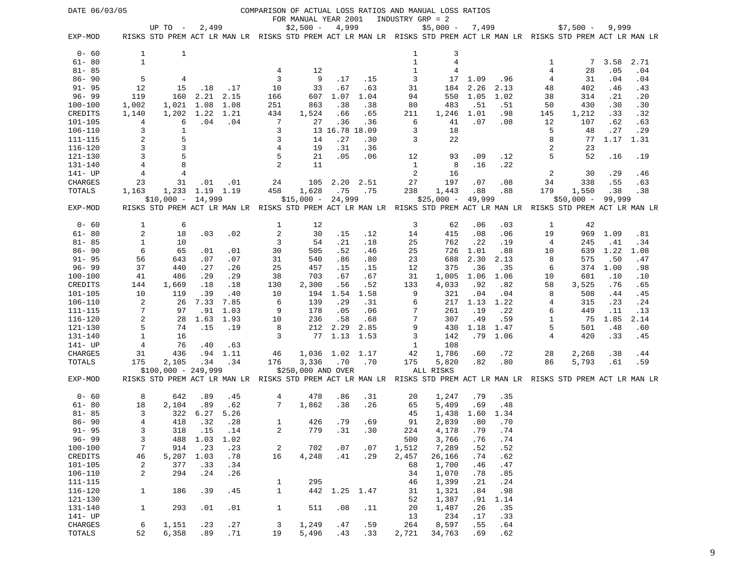DATE 06/03/05

COMPARISON OF ACTUAL LOSS RATIOS AND MANUAL LOSS RATIOS
FOR MANUAL YEAR 2001 INDUSTRY GRP = 2

| | UP TO - 2,499 | | | | $2,500 - 4,999 | | | | $5,000 - 7,499 | | | | $7,500 - 9,999 | | | |
|---|---|---|---|---|---|---|---|---|---|---|---|---|---|---|---|---|
| EXP-MOD | RISKS | STD PREM | ACT LR | MAN LR | RISKS | STD PREM | ACT LR | MAN LR | RISKS | STD PREM | ACT LR | MAN LR | RISKS | STD PREM | ACT LR | MAN LR |
| 0- 60 | 1 | 1 | | | | | | | 1 | 3 | | | | | | |
| 61- 80 | 1 | | | | | | | | 1 | 4 | | | 1 | 7 | 3.58 | 2.71 |
| 81- 85 | | | | | 4 | 12 | | | 1 | 4 | | | 4 | 28 | .05 | .04 |
| 86- 90 | 5 | 4 | | | 3 | 9 | .17 | .15 | 3 | 17 | 1.09 | .96 | 4 | 31 | .04 | .04 |
| 91- 95 | 12 | 15 | .18 | .17 | 10 | 33 | .67 | .63 | 31 | 184 | 2.26 | 2.13 | 48 | 402 | .46 | .43 |
| 96- 99 | 119 | 160 | 2.21 | 2.15 | 166 | 607 | 1.07 | 1.04 | 94 | 550 | 1.05 | 1.02 | 38 | 314 | .21 | .20 |
| 100-100 | 1,002 | 1,021 | 1.08 | 1.08 | 251 | 863 | .38 | .38 | 80 | 483 | .51 | .51 | 50 | 430 | .30 | .30 |
| CREDITS | 1,140 | 1,202 | 1.22 | 1.21 | 434 | 1,524 | .66 | .65 | 211 | 1,246 | 1.01 | .98 | 145 | 1,212 | .33 | .32 |
| 101-105 | 4 | 6 | .04 | .04 | 7 | 27 | .36 | .36 | 6 | 41 | .07 | .08 | 12 | 107 | .62 | .63 |
| 106-110 | 3 | 1 | | | 3 | 13 | 16.78 | 18.09 | 3 | 18 | | | 5 | 48 | .27 | .29 |
| 111-115 | 2 | 5 | | | 3 | 14 | .27 | .30 | 3 | 22 | | | 8 | 77 | 1.17 | 1.31 |
| 116-120 | 3 | 3 | | | 4 | 19 | .31 | .36 | | | | | 2 | 23 | | |
| 121-130 | 3 | 5 | | | 5 | 21 | .05 | .06 | 12 | 93 | .09 | .12 | 5 | 52 | .16 | .19 |
| 131-140 | 4 | 8 | | | 2 | 11 | | | 1 | 8 | .16 | .22 | | | | |
| 141- UP | 4 | 4 | | | | | | | 2 | 16 | | | 2 | 30 | .29 | .46 |
| CHARGES | 23 | 31 | .01 | .01 | 24 | 105 | 2.20 | 2.51 | 27 | 197 | .07 | .08 | 34 | 338 | .55 | .63 |
| TOTALS | 1,163 | 1,233 | 1.19 | 1.19 | 458 | 1,628 | .75 | .75 | 238 | 1,443 | .88 | .88 | 179 | 1,550 | .38 | .38 |

| | $10,000 - 14,999 | | | | $15,000 - 24,999 | | | | $25,000 - 49,999 | | | | $50,000 - 99,999 | | | |
|---|---|---|---|---|---|---|---|---|---|---|---|---|---|---|---|---|
| EXP-MOD | RISKS | STD PREM | ACT LR | MAN LR | RISKS | STD PREM | ACT LR | MAN LR | RISKS | STD PREM | ACT LR | MAN LR | RISKS | STD PREM | ACT LR | MAN LR |
| 0- 60 | 1 | 6 | | | 1 | 12 | | | 3 | 62 | .06 | .03 | 1 | 42 | | |
| 61- 80 | 2 | 18 | .03 | .02 | 2 | 30 | .15 | .12 | 14 | 415 | .08 | .06 | 19 | 969 | 1.09 | .81 |
| 81- 85 | 1 | 10 | | | 3 | 54 | .21 | .18 | 25 | 762 | .22 | .19 | 4 | 245 | .41 | .34 |
| 86- 90 | 6 | 65 | .01 | .01 | 30 | 505 | .52 | .46 | 25 | 726 | 1.01 | .88 | 10 | 639 | 1.22 | 1.08 |
| 91- 95 | 56 | 643 | .07 | .07 | 31 | 540 | .86 | .80 | 23 | 688 | 2.30 | 2.13 | 8 | 575 | .50 | .47 |
| 96- 99 | 37 | 440 | .27 | .26 | 25 | 457 | .15 | .15 | 12 | 375 | .36 | .35 | 6 | 374 | 1.00 | .98 |
| 100-100 | 41 | 486 | .29 | .29 | 38 | 703 | .67 | .67 | 31 | 1,005 | 1.06 | 1.06 | 10 | 681 | .10 | .10 |
| CREDITS | 144 | 1,669 | .18 | .18 | 130 | 2,300 | .56 | .52 | 133 | 4,033 | .92 | .82 | 58 | 3,525 | .76 | .65 |
| 101-105 | 10 | 119 | .39 | .40 | 10 | 194 | 1.54 | 1.58 | 9 | 321 | .04 | .04 | 8 | 508 | .44 | .45 |
| 106-110 | 2 | 26 | 7.33 | 7.85 | 6 | 139 | .29 | .31 | 6 | 217 | 1.13 | 1.22 | 4 | 315 | .23 | .24 |
| 111-115 | 7 | 97 | .91 | 1.03 | 9 | 178 | .05 | .06 | 7 | 261 | .19 | .22 | 6 | 449 | .11 | .13 |
| 116-120 | 2 | 28 | 1.63 | 1.93 | 10 | 236 | .58 | .68 | 7 | 307 | .49 | .59 | 1 | 75 | 1.85 | 2.14 |
| 121-130 | 5 | 74 | .15 | .19 | 8 | 212 | 2.29 | 2.85 | 9 | 430 | 1.18 | 1.47 | 5 | 501 | .48 | .60 |
| 131-140 | 1 | 16 | | | 3 | 77 | 1.13 | 1.53 | 3 | 142 | .79 | 1.06 | 4 | 420 | .33 | .45 |
| 141- UP | 4 | 76 | .40 | .63 | | | | | 1 | 108 | | | | | | |
| CHARGES | 31 | 436 | .94 | 1.11 | 46 | 1,036 | 1.02 | 1.17 | 42 | 1,786 | .60 | .72 | 28 | 2,268 | .38 | .44 |
| TOTALS | 175 | 2,105 | .34 | .34 | 176 | 3,336 | .70 | .70 | 175 | 5,820 | .82 | .80 | 86 | 5,793 | .61 | .59 |

| | $100,000 - 249,999 | | | | $250,000 AND OVER | | | | ALL RISKS | | | |
|---|---|---|---|---|---|---|---|---|---|---|---|---|
| EXP-MOD | RISKS | STD PREM | ACT LR | MAN LR | RISKS | STD PREM | ACT LR | MAN LR | RISKS | STD PREM | ACT LR | MAN LR |
| 0- 60 | 8 | 642 | .89 | .45 | 4 | 478 | .86 | .31 | 20 | 1,247 | .79 | .35 |
| 61- 80 | 18 | 2,104 | .89 | .62 | 7 | 1,862 | .38 | .26 | 65 | 5,409 | .69 | .48 |
| 81- 85 | 3 | 322 | 6.27 | 5.26 | | | | | 45 | 1,438 | 1.60 | 1.34 |
| 86- 90 | 4 | 418 | .32 | .28 | 1 | 426 | .79 | .69 | 91 | 2,839 | .80 | .70 |
| 91- 95 | 3 | 318 | .15 | .14 | 2 | 779 | .31 | .30 | 224 | 4,178 | .79 | .74 |
| 96- 99 | 3 | 488 | 1.03 | 1.02 | | | | | 500 | 3,766 | .76 | .74 |
| 100-100 | 7 | 914 | .23 | .23 | 2 | 702 | .07 | .07 | 1,512 | 7,289 | .52 | .52 |
| CREDITS | 46 | 5,207 | 1.03 | .78 | 16 | 4,248 | .41 | .29 | 2,457 | 26,166 | .74 | .62 |
| 101-105 | 2 | 377 | .33 | .34 | | | | | 68 | 1,700 | .46 | .47 |
| 106-110 | 2 | 294 | .24 | .26 | | | | | 34 | 1,070 | .78 | .85 |
| 111-115 | | | | | 1 | 295 | | | 46 | 1,399 | .21 | .24 |
| 116-120 | 1 | 186 | .39 | .45 | 1 | 442 | 1.25 | 1.47 | 31 | 1,321 | .84 | .98 |
| 121-130 | | | | | | | | | 52 | 1,387 | .91 | 1.14 |
| 131-140 | 1 | 293 | .01 | .01 | 1 | 511 | .08 | .11 | 20 | 1,487 | .26 | .35 |
| 141- UP | | | | | | | | | 13 | 234 | .17 | .33 |
| CHARGES | 6 | 1,151 | .23 | .27 | 3 | 1,249 | .47 | .59 | 264 | 8,597 | .55 | .64 |
| TOTALS | 52 | 6,358 | .89 | .71 | 19 | 5,496 | .43 | .33 | 2,721 | 34,763 | .69 | .62 |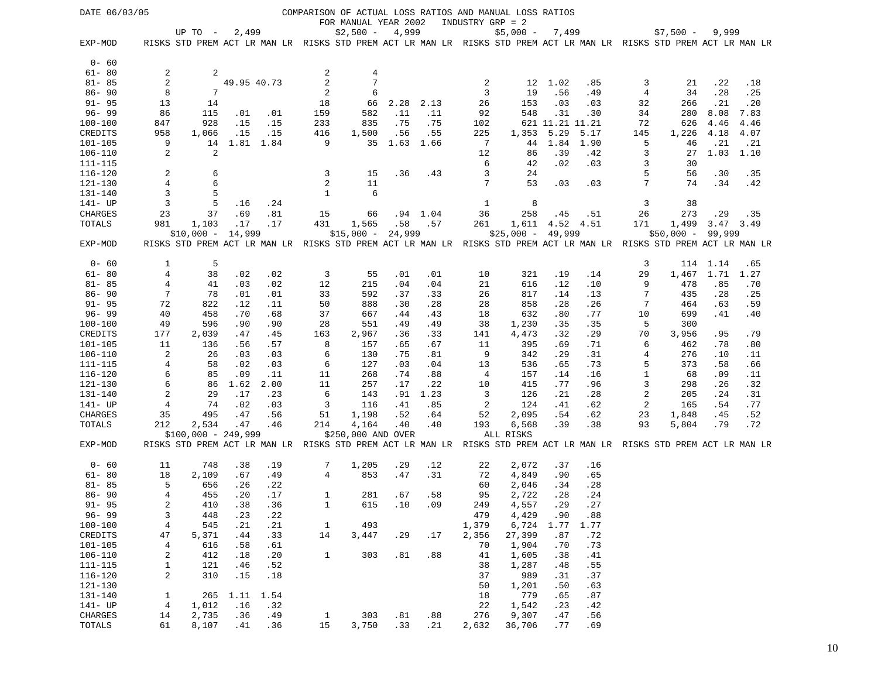DATE 06/03/05

# COMPARISON OF ACTUAL LOSS RATIOS AND MANUAL LOSS RATIOS
## FOR MANUAL YEAR 2002 INDUSTRY GRP = 2

| | UP TO - 2,499 | | | | $2,500 - 4,999 | | | | $5,000 - 7,499 | | | | $7,500 - 9,999 | | | |
|---|---|---|---|---|---|---|---|---|---|---|---|---|---|---|---|---|
| EXP-MOD | RISKS | STD PREM | ACT LR | MAN LR | RISKS | STD PREM | ACT LR | MAN LR | RISKS | STD PREM | ACT LR | MAN LR | RISKS | STD PREM | ACT LR | MAN LR |
| 0- 60 | | | | | | | | | | | | | | | | |
| 61- 80 | 2 | 2 | | | 2 | 4 | | | | | | | | | | |
| 81- 85 | 2 | | 49.95 | 40.73 | 2 | 7 | | | 2 | 12 | 1.02 | .85 | 3 | 21 | .22 | .18 |
| 86- 90 | 8 | 7 | | | 2 | 6 | | | 3 | 19 | .56 | .49 | 4 | 34 | .28 | .25 |
| 91- 95 | 13 | 14 | | | 18 | 66 | 2.28 | 2.13 | 26 | 153 | .03 | .03 | 32 | 266 | .21 | .20 |
| 96- 99 | 86 | 115 | .01 | .01 | 159 | 582 | .11 | .11 | 92 | 548 | .31 | .30 | 34 | 280 | 8.08 | 7.83 |
| 100-100 | 847 | 928 | .15 | .15 | 233 | 835 | .75 | .75 | 102 | 621 | 11.21 | 11.21 | 72 | 626 | 4.46 | 4.46 |
| CREDITS | 958 | 1,066 | .15 | .15 | 416 | 1,500 | .56 | .55 | 225 | 1,353 | 5.29 | 5.17 | 145 | 1,226 | 4.18 | 4.07 |
| 101-105 | 9 | 14 | 1.81 | 1.84 | 9 | 35 | 1.63 | 1.66 | 7 | 44 | 1.84 | 1.90 | 5 | 46 | .21 | .21 |
| 106-110 | 2 | 2 | | | | | | | 12 | 86 | .39 | .42 | 3 | 27 | 1.03 | 1.10 |
| 111-115 | | | | | | | | | 6 | 42 | .02 | .03 | 3 | 30 | | |
| 116-120 | 2 | 6 | | | 3 | 15 | .36 | .43 | 3 | 24 | | | 5 | 56 | .30 | .35 |
| 121-130 | 4 | 6 | | | 2 | 11 | | | 7 | 53 | .03 | .03 | 7 | 74 | .34 | .42 |
| 131-140 | 3 | 5 | | | 1 | 6 | | | | | | | | | | |
| 141- UP | 3 | 5 | .16 | .24 | | | | | 1 | 8 | | | 3 | 38 | | |
| CHARGES | 23 | 37 | .69 | .81 | 15 | 66 | .94 | 1.04 | 36 | 258 | .45 | .51 | 26 | 273 | .29 | .35 |
| TOTALS | 981 | 1,103 | .17 | .17 | 431 | 1,565 | .58 | .57 | 261 | 1,611 | 4.52 | 4.51 | 171 | 1,499 | 3.47 | 3.49 |

| | $10,000 - 14,999 | | | | $15,000 - 24,999 | | | | $25,000 - 49,999 | | | | $50,000 - 99,999 | | | |
|---|---|---|---|---|---|---|---|---|---|---|---|---|---|---|---|---|
| EXP-MOD | RISKS | STD PREM | ACT LR | MAN LR | RISKS | STD PREM | ACT LR | MAN LR | RISKS | STD PREM | ACT LR | MAN LR | RISKS | STD PREM | ACT LR | MAN LR |
| 0- 60 | 1 | 5 | | | | | | | | | | | 3 | 114 | 1.14 | .65 |
| 61- 80 | 4 | 38 | .02 | .02 | 3 | 55 | .01 | .01 | 10 | 321 | .19 | .14 | 29 | 1,467 | 1.71 | 1.27 |
| 81- 85 | 4 | 41 | .03 | .02 | 12 | 215 | .04 | .04 | 21 | 616 | .12 | .10 | 9 | 478 | .85 | .70 |
| 86- 90 | 7 | 78 | .01 | .01 | 33 | 592 | .37 | .33 | 26 | 817 | .14 | .13 | 7 | 435 | .28 | .25 |
| 91- 95 | 72 | 822 | .12 | .11 | 50 | 888 | .30 | .28 | 28 | 858 | .28 | .26 | 7 | 464 | .63 | .59 |
| 96- 99 | 40 | 458 | .70 | .68 | 37 | 667 | .44 | .43 | 18 | 632 | .80 | .77 | 10 | 699 | .41 | .40 |
| 100-100 | 49 | 596 | .90 | .90 | 28 | 551 | .49 | .49 | 38 | 1,230 | .35 | .35 | 5 | 300 | | |
| CREDITS | 177 | 2,039 | .47 | .45 | 163 | 2,967 | .36 | .33 | 141 | 4,473 | .32 | .29 | 70 | 3,956 | .95 | .79 |
| 101-105 | 11 | 136 | .56 | .57 | 8 | 157 | .65 | .67 | 11 | 395 | .69 | .71 | 6 | 462 | .78 | .80 |
| 106-110 | 2 | 26 | .03 | .03 | 6 | 130 | .75 | .81 | 9 | 342 | .29 | .31 | 4 | 276 | .10 | .11 |
| 111-115 | 4 | 58 | .02 | .03 | 6 | 127 | .03 | .04 | 13 | 536 | .65 | .73 | 5 | 373 | .58 | .66 |
| 116-120 | 6 | 85 | .09 | .11 | 11 | 268 | .74 | .88 | 4 | 157 | .14 | .16 | 1 | 68 | .09 | .11 |
| 121-130 | 6 | 86 | 1.62 | 2.00 | 11 | 257 | .17 | .22 | 10 | 415 | .77 | .96 | 3 | 298 | .26 | .32 |
| 131-140 | 2 | 29 | .17 | .23 | 6 | 143 | .91 | 1.23 | 3 | 126 | .21 | .28 | 2 | 205 | .24 | .31 |
| 141- UP | 4 | 74 | .02 | .03 | 3 | 116 | .41 | .85 | 2 | 124 | .41 | .62 | 2 | 165 | .54 | .77 |
| CHARGES | 35 | 495 | .47 | .56 | 51 | 1,198 | .52 | .64 | 52 | 2,095 | .54 | .62 | 23 | 1,848 | .45 | .52 |
| TOTALS | 212 | 2,534 | .47 | .46 | 214 | 4,164 | .40 | .40 | 193 | 6,568 | .39 | .38 | 93 | 5,804 | .79 | .72 |

| | $100,000 - 249,999 | | | | $250,000 AND OVER | | | | ALL RISKS | | | |
|---|---|---|---|---|---|---|---|---|---|---|---|---|
| EXP-MOD | RISKS | STD PREM | ACT LR | MAN LR | RISKS | STD PREM | ACT LR | MAN LR | RISKS | STD PREM | ACT LR | MAN LR |
| 0- 60 | 11 | 748 | .38 | .19 | 7 | 1,205 | .29 | .12 | 22 | 2,072 | .37 | .16 |
| 61- 80 | 18 | 2,109 | .67 | .49 | 4 | 853 | .47 | .31 | 72 | 4,849 | .90 | .65 |
| 81- 85 | 5 | 656 | .26 | .22 | | | | | 60 | 2,046 | .34 | .28 |
| 86- 90 | 4 | 455 | .20 | .17 | 1 | 281 | .67 | .58 | 95 | 2,722 | .28 | .24 |
| 91- 95 | 2 | 410 | .38 | .36 | 1 | 615 | .10 | .09 | 249 | 4,557 | .29 | .27 |
| 96- 99 | 3 | 448 | .23 | .22 | | | | | 479 | 4,429 | .90 | .88 |
| 100-100 | 4 | 545 | .21 | .21 | 1 | 493 | | | 1,379 | 6,724 | 1.77 | 1.77 |
| CREDITS | 47 | 5,371 | .44 | .33 | 14 | 3,447 | .29 | .17 | 2,356 | 27,399 | .87 | .72 |
| 101-105 | 4 | 616 | .58 | .61 | | | | | 70 | 1,904 | .70 | .73 |
| 106-110 | 2 | 412 | .18 | .20 | 1 | 303 | .81 | .88 | 41 | 1,605 | .38 | .41 |
| 111-115 | 1 | 121 | .46 | .52 | | | | | 38 | 1,287 | .48 | .55 |
| 116-120 | 2 | 310 | .15 | .18 | | | | | 37 | 989 | .31 | .37 |
| 121-130 | | | | | | | | | 50 | 1,201 | .50 | .63 |
| 131-140 | 1 | 265 | 1.11 | 1.54 | | | | | 18 | 779 | .65 | .87 |
| 141- UP | 4 | 1,012 | .16 | .32 | | | | | 22 | 1,542 | .23 | .42 |
| CHARGES | 14 | 2,735 | .36 | .49 | 1 | 303 | .81 | .88 | 276 | 9,307 | .47 | .56 |
| TOTALS | 61 | 8,107 | .41 | .36 | 15 | 3,750 | .33 | .21 | 2,632 | 36,706 | .77 | .69 |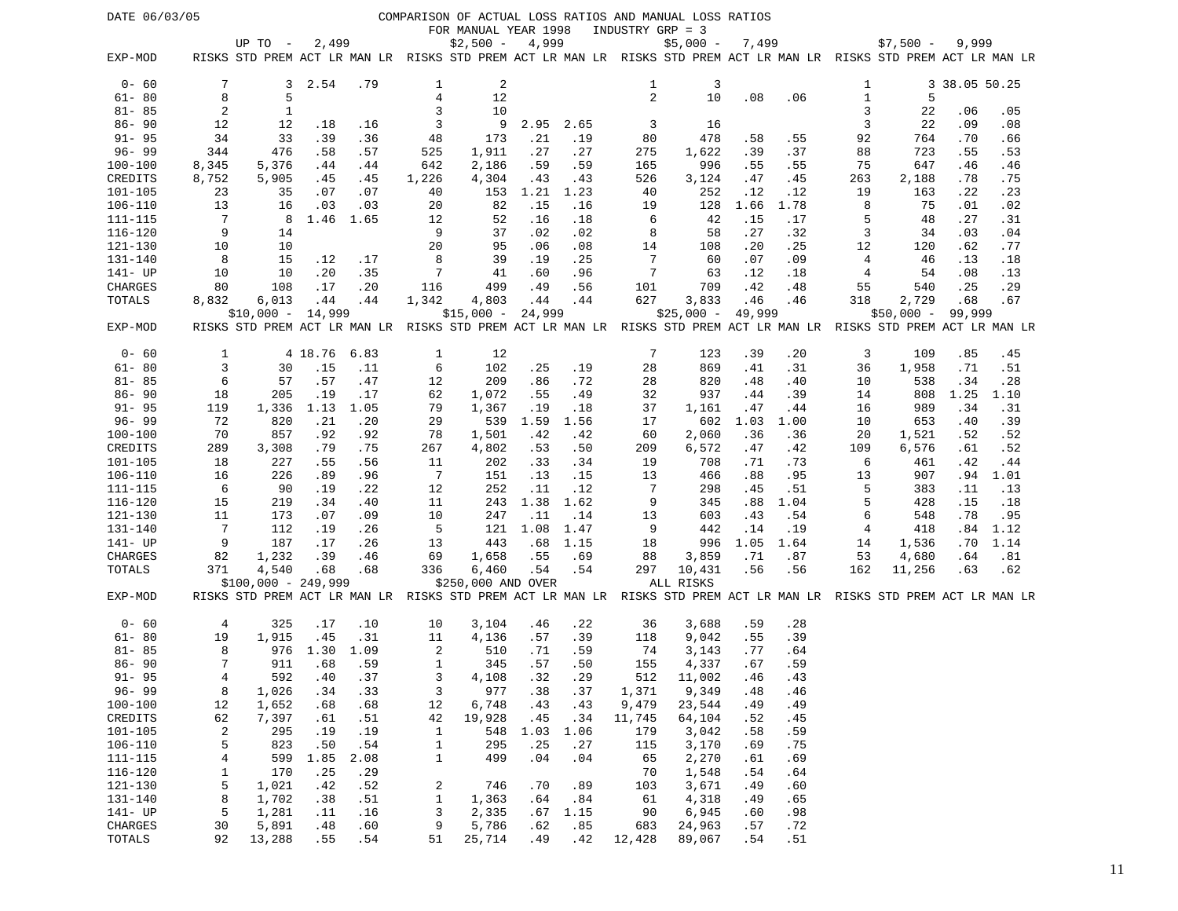DATE 06/03/05

COMPARISON OF ACTUAL LOSS RATIOS AND MANUAL LOSS RATIOS
FOR MANUAL YEAR 1998 INDUSTRY GRP = 3

| | UP TO - 2,499 | | | | $2,500 - 4,999 | | | | $5,000 - 7,499 | | | | $7,500 - 9,999 | | | |
|---|---|---|---|---|---|---|---|---|---|---|---|---|---|---|---|---|
| EXP-MOD | RISKS | STD PREM | ACT LR | MAN LR | RISKS | STD PREM | ACT LR | MAN LR | RISKS | STD PREM | ACT LR | MAN LR | RISKS | STD PREM | ACT LR | MAN LR |
| 0- 60 | 7 | 3 | 2.54 | .79 | 1 | 2 | | | 1 | 3 | | | 1 | 3 | 38.05 | 50.25 |
| 61- 80 | 8 | 5 | | | 4 | 12 | | | 2 | 10 | .08 | .06 | 1 | 5 | | |
| 81- 85 | 2 | 1 | | | 3 | 10 | | | | | | | 3 | 22 | .06 | .05 |
| 86- 90 | 12 | 12 | .18 | .16 | 3 | 9 | 2.95 | 2.65 | 3 | 16 | | | 3 | 22 | .09 | .08 |
| 91- 95 | 34 | 33 | .39 | .36 | 48 | 173 | .21 | .19 | 80 | 478 | .58 | .55 | 92 | 764 | .70 | .66 |
| 96- 99 | 344 | 476 | .58 | .57 | 525 | 1,911 | .27 | .27 | 275 | 1,622 | .39 | .37 | 88 | 723 | .55 | .53 |
| 100-100 | 8,345 | 5,376 | .44 | .44 | 642 | 2,186 | .59 | .59 | 165 | 996 | .55 | .55 | 75 | 647 | .46 | .46 |
| CREDITS | 8,752 | 5,905 | .45 | .45 | 1,226 | 4,304 | .43 | .43 | 526 | 3,124 | .47 | .45 | 263 | 2,188 | .78 | .75 |
| 101-105 | 23 | 35 | .07 | .07 | 40 | 153 | 1.21 | 1.23 | 40 | 252 | .12 | .12 | 19 | 163 | .22 | .23 |
| 106-110 | 13 | 16 | .03 | .03 | 20 | 82 | .15 | .16 | 19 | 128 | 1.66 | 1.78 | 8 | 75 | .01 | .02 |
| 111-115 | 7 | 8 | 1.46 | 1.65 | 12 | 52 | .16 | .18 | 6 | 42 | .15 | .17 | 5 | 48 | .27 | .31 |
| 116-120 | 9 | 14 | | | 9 | 37 | .02 | .02 | 8 | 58 | .27 | .32 | 3 | 34 | .03 | .04 |
| 121-130 | 10 | 10 | | | 20 | 95 | .06 | .08 | 14 | 108 | .20 | .25 | 12 | 120 | .62 | .77 |
| 131-140 | 8 | 15 | .12 | .17 | 8 | 39 | .19 | .25 | 7 | 60 | .07 | .09 | 4 | 46 | .13 | .18 |
| 141- UP | 10 | 10 | .20 | .35 | 7 | 41 | .60 | .96 | 7 | 63 | .12 | .18 | 4 | 54 | .08 | .13 |
| CHARGES | 80 | 108 | .17 | .20 | 116 | 499 | .49 | .56 | 101 | 709 | .42 | .48 | 55 | 540 | .25 | .29 |
| TOTALS | 8,832 | 6,013 | .44 | .44 | 1,342 | 4,803 | .44 | .44 | 627 | 3,833 | .46 | .46 | 318 | 2,729 | .68 | .67 |

| | $10,000 - 14,999 | | | | $15,000 - 24,999 | | | | $25,000 - 49,999 | | | | $50,000 - 99,999 | | | |
|---|---|---|---|---|---|---|---|---|---|---|---|---|---|---|---|---|
| EXP-MOD | RISKS | STD PREM | ACT LR | MAN LR | RISKS | STD PREM | ACT LR | MAN LR | RISKS | STD PREM | ACT LR | MAN LR | RISKS | STD PREM | ACT LR | MAN LR |
| 0- 60 | 1 | 4 | 18.76 | 6.83 | 1 | 12 | | | 7 | 123 | .39 | .20 | 3 | 109 | .85 | .45 |
| 61- 80 | 3 | 30 | .15 | .11 | 6 | 102 | .25 | .19 | 28 | 869 | .41 | .31 | 36 | 1,958 | .71 | .51 |
| 81- 85 | 6 | 57 | .57 | .47 | 12 | 209 | .86 | .72 | 28 | 820 | .48 | .40 | 10 | 538 | .34 | .28 |
| 86- 90 | 18 | 205 | .19 | .17 | 62 | 1,072 | .55 | .49 | 32 | 937 | .44 | .39 | 14 | 808 | 1.25 | 1.10 |
| 91- 95 | 119 | 1,336 | 1.13 | 1.05 | 79 | 1,367 | .19 | .18 | 37 | 1,161 | .47 | .44 | 16 | 989 | .34 | .31 |
| 96- 99 | 72 | 820 | .21 | .20 | 29 | 539 | 1.59 | 1.56 | 17 | 602 | 1.03 | 1.00 | 10 | 653 | .40 | .39 |
| 100-100 | 70 | 857 | .92 | .92 | 78 | 1,501 | .42 | .42 | 60 | 2,060 | .36 | .36 | 20 | 1,521 | .52 | .52 |
| CREDITS | 289 | 3,308 | .79 | .75 | 267 | 4,802 | .53 | .50 | 209 | 6,572 | .47 | .42 | 109 | 6,576 | .61 | .52 |
| 101-105 | 18 | 227 | .55 | .56 | 11 | 202 | .33 | .34 | 19 | 708 | .71 | .73 | 6 | 461 | .42 | .44 |
| 106-110 | 16 | 226 | .89 | .96 | 7 | 151 | .13 | .15 | 13 | 466 | .88 | .95 | 13 | 907 | .94 | 1.01 |
| 111-115 | 6 | 90 | .19 | .22 | 12 | 252 | .11 | .12 | 7 | 298 | .45 | .51 | 5 | 383 | .11 | .13 |
| 116-120 | 15 | 219 | .34 | .40 | 11 | 243 | 1.38 | 1.62 | 9 | 345 | .88 | 1.04 | 5 | 428 | .15 | .18 |
| 121-130 | 11 | 173 | .07 | .09 | 10 | 247 | .11 | .14 | 13 | 603 | .43 | .54 | 6 | 548 | .78 | .95 |
| 131-140 | 7 | 112 | .19 | .26 | 5 | 121 | 1.08 | 1.47 | 9 | 442 | .14 | .19 | 4 | 418 | .84 | 1.12 |
| 141- UP | 9 | 187 | .17 | .26 | 13 | 443 | .68 | 1.15 | 18 | 996 | 1.05 | 1.64 | 14 | 1,536 | .70 | 1.14 |
| CHARGES | 82 | 1,232 | .39 | .46 | 69 | 1,658 | .55 | .69 | 88 | 3,859 | .71 | .87 | 53 | 4,680 | .64 | .81 |
| TOTALS | 371 | 4,540 | .68 | .68 | 336 | 6,460 | .54 | .54 | 297 | 10,431 | .56 | .56 | 162 | 11,256 | .63 | .62 |

| | $100,000 - 249,999 | | | | $250,000 AND OVER | | | | ALL RISKS | | | |
|---|---|---|---|---|---|---|---|---|---|---|---|---|
| EXP-MOD | RISKS | STD PREM | ACT LR | MAN LR | RISKS | STD PREM | ACT LR | MAN LR | RISKS | STD PREM | ACT LR | MAN LR |
| 0- 60 | 4 | 325 | .17 | .10 | 10 | 3,104 | .46 | .22 | 36 | 3,688 | .59 | .28 |
| 61- 80 | 19 | 1,915 | .45 | .31 | 11 | 4,136 | .57 | .39 | 118 | 9,042 | .55 | .39 |
| 81- 85 | 8 | 976 | 1.30 | 1.09 | 2 | 510 | .71 | .59 | 74 | 3,143 | .77 | .64 |
| 86- 90 | 7 | 911 | .68 | .59 | 1 | 345 | .57 | .50 | 155 | 4,337 | .67 | .59 |
| 91- 95 | 4 | 592 | .40 | .37 | 3 | 4,108 | .32 | .29 | 512 | 11,002 | .46 | .43 |
| 96- 99 | 8 | 1,026 | .34 | .33 | 3 | 977 | .38 | .37 | 1,371 | 9,349 | .48 | .46 |
| 100-100 | 12 | 1,652 | .68 | .68 | 12 | 6,748 | .43 | .43 | 9,479 | 23,544 | .49 | .49 |
| CREDITS | 62 | 7,397 | .61 | .51 | 42 | 19,928 | .45 | .34 | 11,745 | 64,104 | .52 | .45 |
| 101-105 | 2 | 295 | .19 | .19 | 1 | 548 | 1.03 | 1.06 | 179 | 3,042 | .58 | .59 |
| 106-110 | 5 | 823 | .50 | .54 | 1 | 295 | .25 | .27 | 115 | 3,170 | .69 | .75 |
| 111-115 | 4 | 599 | 1.85 | 2.08 | 1 | 499 | .04 | .04 | 65 | 2,270 | .61 | .69 |
| 116-120 | 1 | 170 | .25 | .29 | | | | | 70 | 1,548 | .54 | .64 |
| 121-130 | 5 | 1,021 | .42 | .52 | 2 | 746 | .70 | .89 | 103 | 3,671 | .49 | .60 |
| 131-140 | 8 | 1,702 | .38 | .51 | 1 | 1,363 | .64 | .84 | 61 | 4,318 | .49 | .65 |
| 141- UP | 5 | 1,281 | .11 | .16 | 3 | 2,335 | .67 | 1.15 | 90 | 6,945 | .60 | .98 |
| CHARGES | 30 | 5,891 | .48 | .60 | 9 | 5,786 | .62 | .85 | 683 | 24,963 | .57 | .72 |
| TOTALS | 92 | 13,288 | .55 | .54 | 51 | 25,714 | .49 | .42 | 12,428 | 89,067 | .54 | .51 |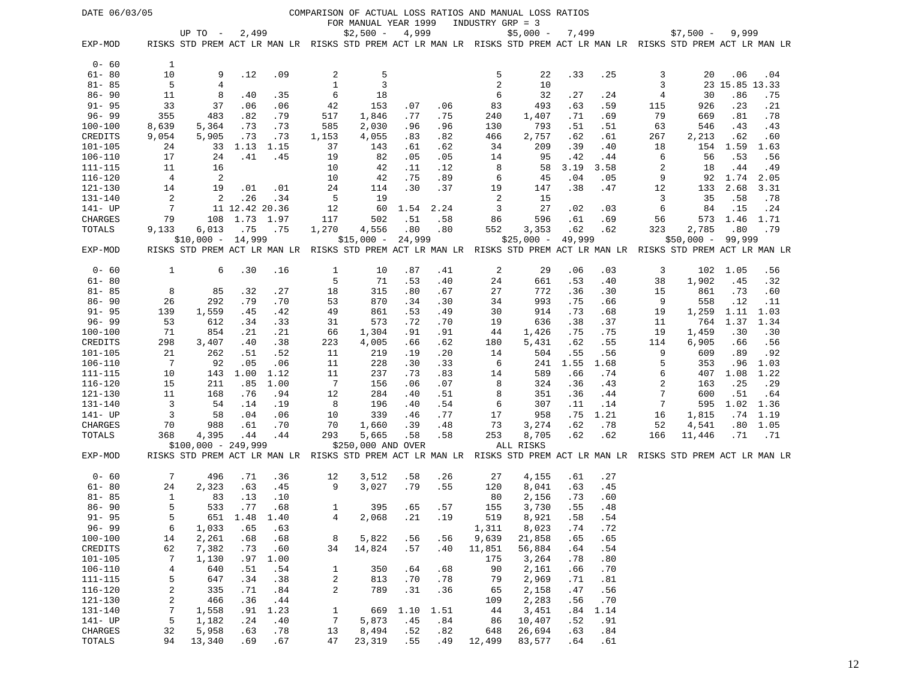DATE 06/03/05

# COMPARISON OF ACTUAL LOSS RATIOS AND MANUAL LOSS RATIOS

FOR MANUAL YEAR 1999 INDUSTRY GRP = 3

| | UP TO - 2,499 | | | | $2,500 - 4,999 | | | | $5,000 - 7,499 | | | | $7,500 - 9,999 | | | |
|---|---|---|---|---|---|---|---|---|---|---|---|---|---|---|---|---|
| EXP-MOD | RISKS | STD PREM | ACT LR | MAN LR | RISKS | STD PREM | ACT LR | MAN LR | RISKS | STD PREM | ACT LR | MAN LR | RISKS | STD PREM | ACT LR | MAN LR |
| 0- 60 | 1 | | | | | | | | | | | | | | | |
| 61- 80 | 10 | 9 | .12 | .09 | 2 | 5 | | | 5 | 22 | .33 | .25 | 3 | 20 | .06 | .04 |
| 81- 85 | 5 | 4 | | | 1 | 3 | | | 2 | 10 | | | 3 | 23 | 15.85 | 13.33 |
| 86- 90 | 11 | 8 | .40 | .35 | 6 | 18 | | | 6 | 32 | .27 | .24 | 4 | 30 | .86 | .75 |
| 91- 95 | 33 | 37 | .06 | .06 | 42 | 153 | .07 | .06 | 83 | 493 | .63 | .59 | 115 | 926 | .23 | .21 |
| 96- 99 | 355 | 483 | .82 | .79 | 517 | 1,846 | .77 | .75 | 240 | 1,407 | .71 | .69 | 79 | 669 | .81 | .78 |
| 100-100 | 8,639 | 5,364 | .73 | .73 | 585 | 2,030 | .96 | .96 | 130 | 793 | .51 | .51 | 63 | 546 | .43 | .43 |
| CREDITS | 9,054 | 5,905 | .73 | .73 | 1,153 | 4,055 | .83 | .82 | 466 | 2,757 | .62 | .61 | 267 | 2,213 | .62 | .60 |
| 101-105 | 24 | 33 | 1.13 | 1.15 | 37 | 143 | .61 | .62 | 34 | 209 | .39 | .40 | 18 | 154 | 1.59 | 1.63 |
| 106-110 | 17 | 24 | .41 | .45 | 19 | 82 | .05 | .05 | 14 | 95 | .42 | .44 | 6 | 56 | .53 | .56 |
| 111-115 | 11 | 16 | | | 10 | 42 | .11 | .12 | 8 | 58 | 3.19 | 3.58 | 2 | 18 | .44 | .49 |
| 116-120 | 4 | 2 | | | 10 | 42 | .75 | .89 | 6 | 45 | .04 | .05 | 9 | 92 | 1.74 | 2.05 |
| 121-130 | 14 | 19 | .01 | .01 | 24 | 114 | .30 | .37 | 19 | 147 | .38 | .47 | 12 | 133 | 2.68 | 3.31 |
| 131-140 | 2 | 2 | .26 | .34 | 5 | 19 | | | 2 | 15 | | | 3 | 35 | .58 | .78 |
| 141- UP | 7 | 11 | 12.42 | 20.36 | 12 | 60 | 1.54 | 2.24 | 3 | 27 | .02 | .03 | 6 | 84 | .15 | .24 |
| CHARGES | 79 | 108 | 1.73 | 1.97 | 117 | 502 | .51 | .58 | 86 | 596 | .61 | .69 | 56 | 573 | 1.46 | 1.71 |
| TOTALS | 9,133 | 6,013 | .75 | .75 | 1,270 | 4,556 | .80 | .80 | 552 | 3,353 | .62 | .62 | 323 | 2,785 | .80 | .79 |

| | $10,000 - 14,999 | | | | $15,000 - 24,999 | | | | $25,000 - 49,999 | | | | $50,000 - 99,999 | | | |
|---|---|---|---|---|---|---|---|---|---|---|---|---|---|---|---|---|
| EXP-MOD | RISKS | STD PREM | ACT LR | MAN LR | RISKS | STD PREM | ACT LR | MAN LR | RISKS | STD PREM | ACT LR | MAN LR | RISKS | STD PREM | ACT LR | MAN LR |
| 0- 60 | 1 | 6 | .30 | .16 | 1 | 10 | .87 | .41 | 2 | 29 | .06 | .03 | 3 | 102 | 1.05 | .56 |
| 61- 80 | | | | | 5 | 71 | .53 | .40 | 24 | 661 | .53 | .40 | 38 | 1,902 | .45 | .32 |
| 81- 85 | 8 | 85 | .32 | .27 | 18 | 315 | .80 | .67 | 27 | 772 | .36 | .30 | 15 | 861 | .73 | .60 |
| 86- 90 | 26 | 292 | .79 | .70 | 53 | 870 | .34 | .30 | 34 | 993 | .75 | .66 | 9 | 558 | .12 | .11 |
| 91- 95 | 139 | 1,559 | .45 | .42 | 49 | 861 | .53 | .49 | 30 | 914 | .73 | .68 | 19 | 1,259 | 1.11 | 1.03 |
| 96- 99 | 53 | 612 | .34 | .33 | 31 | 573 | .72 | .70 | 19 | 636 | .38 | .37 | 11 | 764 | 1.37 | 1.34 |
| 100-100 | 71 | 854 | .21 | .21 | 66 | 1,304 | .91 | .91 | 44 | 1,426 | .75 | .75 | 19 | 1,459 | .30 | .30 |
| CREDITS | 298 | 3,407 | .40 | .38 | 223 | 4,005 | .66 | .62 | 180 | 5,431 | .62 | .55 | 114 | 6,905 | .66 | .56 |
| 101-105 | 21 | 262 | .51 | .52 | 11 | 219 | .19 | .20 | 14 | 504 | .55 | .56 | 9 | 609 | .89 | .92 |
| 106-110 | 7 | 92 | .05 | .06 | 11 | 228 | .30 | .33 | 6 | 241 | 1.55 | 1.68 | 5 | 353 | .96 | 1.03 |
| 111-115 | 10 | 143 | 1.00 | 1.12 | 11 | 237 | .73 | .83 | 14 | 589 | .66 | .74 | 6 | 407 | 1.08 | 1.22 |
| 116-120 | 15 | 211 | .85 | 1.00 | 7 | 156 | .06 | .07 | 8 | 324 | .36 | .43 | 2 | 163 | .25 | .29 |
| 121-130 | 11 | 168 | .76 | .94 | 12 | 284 | .40 | .51 | 8 | 351 | .36 | .44 | 7 | 600 | .51 | .64 |
| 131-140 | 3 | 54 | .14 | .19 | 8 | 196 | .40 | .54 | 6 | 307 | .11 | .14 | 7 | 595 | 1.02 | 1.36 |
| 141- UP | 3 | 58 | .04 | .06 | 10 | 339 | .46 | .77 | 17 | 958 | .75 | 1.21 | 16 | 1,815 | .74 | 1.19 |
| CHARGES | 70 | 988 | .61 | .70 | 70 | 1,660 | .39 | .48 | 73 | 3,274 | .62 | .78 | 52 | 4,541 | .80 | 1.05 |
| TOTALS | 368 | 4,395 | .44 | .44 | 293 | 5,665 | .58 | .58 | 253 | 8,705 | .62 | .62 | 166 | 11,446 | .71 | .71 |

| | $100,000 - 249,999 | | | | $250,000 AND OVER | | | | ALL RISKS | | | |
|---|---|---|---|---|---|---|---|---|---|---|---|---|
| EXP-MOD | RISKS | STD PREM | ACT LR | MAN LR | RISKS | STD PREM | ACT LR | MAN LR | RISKS | STD PREM | ACT LR | MAN LR |
| 0- 60 | 7 | 496 | .71 | .36 | 12 | 3,512 | .58 | .26 | 27 | 4,155 | .61 | .27 |
| 61- 80 | 24 | 2,323 | .63 | .45 | 9 | 3,027 | .79 | .55 | 120 | 8,041 | .63 | .45 |
| 81- 85 | 1 | 83 | .13 | .10 | | | | | 80 | 2,156 | .73 | .60 |
| 86- 90 | 5 | 533 | .77 | .68 | 1 | 395 | .65 | .57 | 155 | 3,730 | .55 | .48 |
| 91- 95 | 5 | 651 | 1.48 | 1.40 | 4 | 2,068 | .21 | .19 | 519 | 8,921 | .58 | .54 |
| 96- 99 | 6 | 1,033 | .65 | .63 | | | | | 1,311 | 8,023 | .74 | .72 |
| 100-100 | 14 | 2,261 | .68 | .68 | 8 | 5,822 | .56 | .56 | 9,639 | 21,858 | .65 | .65 |
| CREDITS | 62 | 7,382 | .73 | .60 | 34 | 14,824 | .57 | .40 | 11,851 | 56,884 | .64 | .54 |
| 101-105 | 7 | 1,130 | .97 | 1.00 | | | | | 175 | 3,264 | .78 | .80 |
| 106-110 | 4 | 640 | .51 | .54 | 1 | 350 | .64 | .68 | 90 | 2,161 | .66 | .70 |
| 111-115 | 5 | 647 | .34 | .38 | 2 | 813 | .70 | .78 | 79 | 2,969 | .71 | .81 |
| 116-120 | 2 | 335 | .71 | .84 | 2 | 789 | .31 | .36 | 65 | 2,158 | .47 | .56 |
| 121-130 | 2 | 466 | .36 | .44 | | | | | 109 | 2,283 | .56 | .70 |
| 131-140 | 7 | 1,558 | .91 | 1.23 | 1 | 669 | 1.10 | 1.51 | 44 | 3,451 | .84 | 1.14 |
| 141- UP | 5 | 1,182 | .24 | .40 | 7 | 5,873 | .45 | .84 | 86 | 10,407 | .52 | .91 |
| CHARGES | 32 | 5,958 | .63 | .78 | 13 | 8,494 | .52 | .82 | 648 | 26,694 | .63 | .84 |
| TOTALS | 94 | 13,340 | .69 | .67 | 47 | 23,319 | .55 | .49 | 12,499 | 83,577 | .64 | .61 |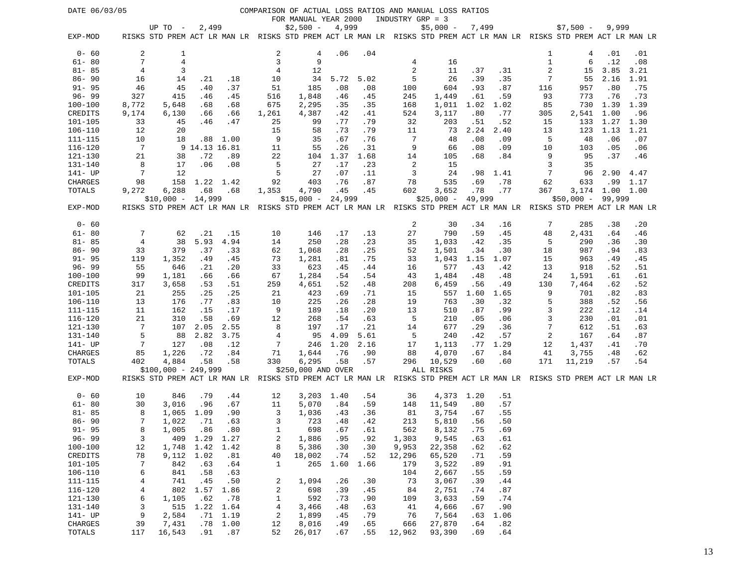DATE 06/03/05

# COMPARISON OF ACTUAL LOSS RATIOS AND MANUAL LOSS RATIOS

FOR MANUAL YEAR 2000 INDUSTRY GRP = 3

| EXP-MOD | UP TO - 2,499 | | | | $2,500 - 4,999 | | | | $5,000 - 7,499 | | | | $7,500 - 9,999 | | | |
|---|---|---|---|---|---|---|---|---|---|---|---|---|---|---|---|---|
| | RISKS | STD PREM | ACT LR | MAN LR | RISKS | STD PREM | ACT LR | MAN LR | RISKS | STD PREM | ACT LR | MAN LR | RISKS | STD PREM | ACT LR | MAN LR |
| 0- 60 | 2 | 1 | | | 2 | 4 | .06 | .04 | | | | | 1 | 4 | .01 | .01 |
| 61- 80 | 7 | 4 | | | 3 | 9 | | | 4 | 16 | | | 1 | 6 | .12 | .08 |
| 81- 85 | 4 | 3 | | | 4 | 12 | | | 2 | 11 | .37 | .31 | 2 | 15 | 3.85 | 3.21 |
| 86- 90 | 16 | 14 | .21 | .18 | 10 | 34 | 5.72 | 5.02 | 5 | 26 | .39 | .35 | 7 | 55 | 2.16 | 1.91 |
| 91- 95 | 46 | 45 | .40 | .37 | 51 | 185 | .08 | .08 | 100 | 604 | .93 | .87 | 116 | 957 | .80 | .75 |
| 96- 99 | 327 | 415 | .46 | .45 | 516 | 1,848 | .46 | .45 | 245 | 1,449 | .61 | .59 | 93 | 773 | .76 | .73 |
| 100-100 | 8,772 | 5,648 | .68 | .68 | 675 | 2,295 | .35 | .35 | 168 | 1,011 | 1.02 | 1.02 | 85 | 730 | 1.39 | 1.39 |
| CREDITS | 9,174 | 6,130 | .66 | .66 | 1,261 | 4,387 | .42 | .41 | 524 | 3,117 | .80 | .77 | 305 | 2,541 | 1.00 | .96 |
| 101-105 | 33 | 45 | .46 | .47 | 25 | 99 | .77 | .79 | 32 | 203 | .51 | .52 | 15 | 133 | 1.27 | 1.30 |
| 106-110 | 12 | 20 | | | 15 | 58 | .73 | .79 | 11 | 73 | 2.24 | 2.40 | 13 | 123 | 1.13 | 1.21 |
| 111-115 | 10 | 18 | .88 | 1.00 | 9 | 35 | .67 | .76 | 7 | 48 | .08 | .09 | 5 | 48 | .06 | .07 |
| 116-120 | 7 | 9 | 14.13 | 16.81 | 11 | 55 | .26 | .31 | 9 | 66 | .08 | .09 | 10 | 103 | .05 | .06 |
| 121-130 | 21 | 38 | .72 | .89 | 22 | 104 | 1.37 | 1.68 | 14 | 105 | .68 | .84 | 9 | 95 | .37 | .46 |
| 131-140 | 8 | 17 | .06 | .08 | 5 | 27 | .17 | .23 | 2 | 15 | | | 3 | 35 | | |
| 141- UP | 7 | 12 | | | 5 | 27 | .07 | .11 | 3 | 24 | .98 | 1.41 | 7 | 96 | 2.90 | 4.47 |
| CHARGES | 98 | 158 | 1.22 | 1.42 | 92 | 403 | .76 | .87 | 78 | 535 | .69 | .78 | 62 | 633 | .99 | 1.17 |
| TOTALS | 9,272 | 6,288 | .68 | .68 | 1,353 | 4,790 | .45 | .45 | 602 | 3,652 | .78 | .77 | 367 | 3,174 | 1.00 | 1.00 |

| EXP-MOD | $10,000 - 14,999 | | | | $15,000 - 24,999 | | | | $25,000 - 49,999 | | | | $50,000 - 99,999 | | | |
|---|---|---|---|---|---|---|---|---|---|---|---|---|---|---|---|---|
| | RISKS | STD PREM | ACT LR | MAN LR | RISKS | STD PREM | ACT LR | MAN LR | RISKS | STD PREM | ACT LR | MAN LR | RISKS | STD PREM | ACT LR | MAN LR |
| 0- 60 | | | | | | | | | 2 | 30 | .34 | .16 | 7 | 285 | .38 | .20 |
| 61- 80 | 7 | 62 | .21 | .15 | 10 | 146 | .17 | .13 | 27 | 790 | .59 | .45 | 48 | 2,431 | .64 | .46 |
| 81- 85 | 4 | 38 | 5.93 | 4.94 | 14 | 250 | .28 | .23 | 35 | 1,033 | .42 | .35 | 5 | 290 | .36 | .30 |
| 86- 90 | 33 | 379 | .37 | .33 | 62 | 1,068 | .28 | .25 | 52 | 1,501 | .34 | .30 | 18 | 987 | .94 | .83 |
| 91- 95 | 119 | 1,352 | .49 | .45 | 73 | 1,281 | .81 | .75 | 33 | 1,043 | 1.15 | 1.07 | 15 | 963 | .49 | .45 |
| 96- 99 | 55 | 646 | .21 | .20 | 33 | 623 | .45 | .44 | 16 | 577 | .43 | .42 | 13 | 918 | .52 | .51 |
| 100-100 | 99 | 1,181 | .66 | .66 | 67 | 1,284 | .54 | .54 | 43 | 1,484 | .48 | .48 | 24 | 1,591 | .61 | .61 |
| CREDITS | 317 | 3,658 | .53 | .51 | 259 | 4,651 | .52 | .48 | 208 | 6,459 | .56 | .49 | 130 | 7,464 | .62 | .52 |
| 101-105 | 21 | 255 | .25 | .25 | 21 | 423 | .69 | .71 | 15 | 557 | 1.60 | 1.65 | 9 | 701 | .82 | .83 |
| 106-110 | 13 | 176 | .77 | .83 | 10 | 225 | .26 | .28 | 19 | 763 | .30 | .32 | 5 | 388 | .52 | .56 |
| 111-115 | 11 | 162 | .15 | .17 | 9 | 189 | .18 | .20 | 13 | 510 | .87 | .99 | 3 | 222 | .12 | .14 |
| 116-120 | 21 | 310 | .58 | .69 | 12 | 268 | .54 | .63 | 5 | 210 | .05 | .06 | 3 | 230 | .01 | .01 |
| 121-130 | 7 | 107 | 2.05 | 2.55 | 8 | 197 | .17 | .21 | 14 | 677 | .29 | .36 | 7 | 612 | .51 | .63 |
| 131-140 | 5 | 88 | 2.82 | 3.75 | 4 | 95 | 4.09 | 5.61 | 5 | 240 | .42 | .57 | 2 | 167 | .64 | .87 |
| 141- UP | 7 | 127 | .08 | .12 | 7 | 246 | 1.20 | 2.16 | 17 | 1,113 | .77 | 1.29 | 12 | 1,437 | .41 | .70 |
| CHARGES | 85 | 1,226 | .72 | .84 | 71 | 1,644 | .76 | .90 | 88 | 4,070 | .67 | .84 | 41 | 3,755 | .48 | .62 |
| TOTALS | 402 | 4,884 | .58 | .58 | 330 | 6,295 | .58 | .57 | 296 | 10,529 | .60 | .60 | 171 | 11,219 | .57 | .54 |

| EXP-MOD | $100,000 - 249,999 | | | | $250,000 AND OVER | | | | ALL RISKS | | | |
|---|---|---|---|---|---|---|---|---|---|---|---|---|
| | RISKS | STD PREM | ACT LR | MAN LR | RISKS | STD PREM | ACT LR | MAN LR | RISKS | STD PREM | ACT LR | MAN LR |
| 0- 60 | 10 | 846 | .79 | .44 | 12 | 3,203 | 1.40 | .54 | 36 | 4,373 | 1.20 | .51 |
| 61- 80 | 30 | 3,016 | .96 | .67 | 11 | 5,070 | .84 | .59 | 148 | 11,549 | .80 | .57 |
| 81- 85 | 8 | 1,065 | 1.09 | .90 | 3 | 1,036 | .43 | .36 | 81 | 3,754 | .67 | .55 |
| 86- 90 | 7 | 1,022 | .71 | .63 | 3 | 723 | .48 | .42 | 213 | 5,810 | .56 | .50 |
| 91- 95 | 8 | 1,005 | .86 | .80 | 1 | 698 | .67 | .61 | 562 | 8,132 | .75 | .69 |
| 96- 99 | 3 | 409 | 1.29 | 1.27 | 2 | 1,886 | .95 | .92 | 1,303 | 9,545 | .63 | .61 |
| 100-100 | 12 | 1,748 | 1.42 | 1.42 | 8 | 5,386 | .30 | .30 | 9,953 | 22,358 | .62 | .62 |
| CREDITS | 78 | 9,112 | 1.02 | .81 | 40 | 18,002 | .74 | .52 | 12,296 | 65,520 | .71 | .59 |
| 101-105 | 7 | 842 | .63 | .64 | 1 | 265 | 1.60 | 1.66 | 179 | 3,522 | .89 | .91 |
| 106-110 | 6 | 841 | .58 | .63 | | | | | 104 | 2,667 | .55 | .59 |
| 111-115 | 4 | 741 | .45 | .50 | 2 | 1,094 | .26 | .30 | 73 | 3,067 | .39 | .44 |
| 116-120 | 4 | 802 | 1.57 | 1.86 | 2 | 698 | .39 | .45 | 84 | 2,751 | .74 | .87 |
| 121-130 | 6 | 1,105 | .62 | .78 | 1 | 592 | .73 | .90 | 109 | 3,633 | .59 | .74 |
| 131-140 | 3 | 515 | 1.22 | 1.64 | 4 | 3,466 | .48 | .63 | 41 | 4,666 | .67 | .90 |
| 141- UP | 9 | 2,584 | .71 | 1.19 | 2 | 1,899 | .45 | .79 | 76 | 7,564 | .63 | 1.06 |
| CHARGES | 39 | 7,431 | .78 | 1.00 | 12 | 8,016 | .49 | .65 | 666 | 27,870 | .64 | .82 |
| TOTALS | 117 | 16,543 | .91 | .87 | 52 | 26,017 | .67 | .55 | 12,962 | 93,390 | .69 | .64 |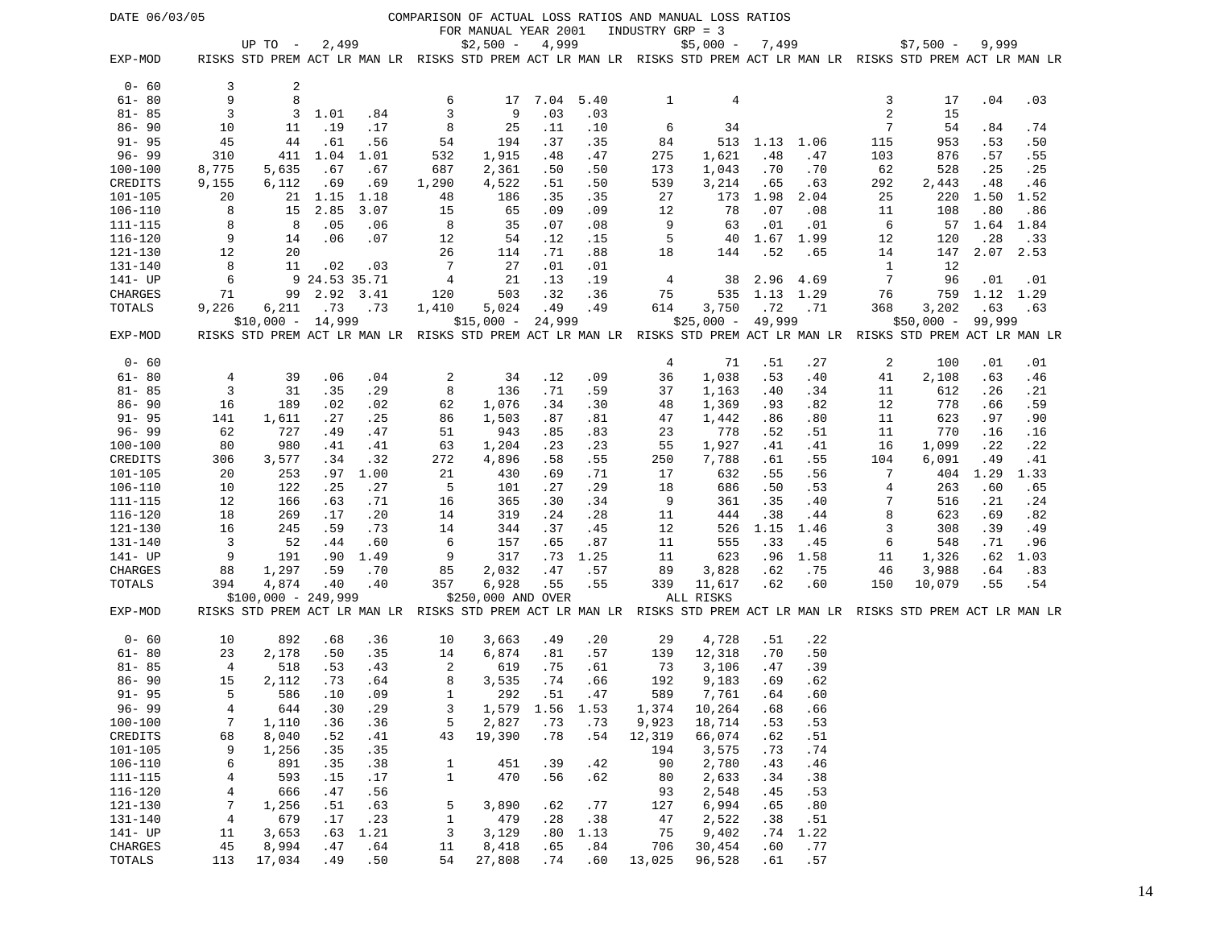DATE 06/03/05

# COMPARISON OF ACTUAL LOSS RATIOS AND MANUAL LOSS RATIOS

FOR MANUAL YEAR 2001 INDUSTRY GRP = 3

| EXP-MOD | UP TO - 2,499 | | | | $2,500 - 4,999 | | | | $5,000 - 7,499 | | | | $7,500 - 9,999 | | | |
|---|---|---|---|---|---|---|---|---|---|---|---|---|---|---|---|---|
| | RISKS | STD PREM | ACT LR | MAN LR | RISKS | STD PREM | ACT LR | MAN LR | RISKS | STD PREM | ACT LR | MAN LR | RISKS | STD PREM | ACT LR | MAN LR |
| 0- 60 | 3 | 2 | | | | | | | | | | | | | | |
| 61- 80 | 9 | 8 | | | 6 | 17 | 7.04 | 5.40 | 1 | 4 | | | 3 | 17 | .04 | .03 |
| 81- 85 | 3 | 3 | 1.01 | .84 | 3 | 9 | .03 | .03 | | | | | 2 | 15 | | |
| 86- 90 | 10 | 11 | .19 | .17 | 8 | 25 | .11 | .10 | 6 | 34 | | | 7 | 54 | .84 | .74 |
| 91- 95 | 45 | 44 | .61 | .56 | 54 | 194 | .37 | .35 | 84 | 513 | 1.13 | 1.06 | 115 | 953 | .53 | .50 |
| 96- 99 | 310 | 411 | 1.04 | 1.01 | 532 | 1,915 | .48 | .47 | 275 | 1,621 | .48 | .47 | 103 | 876 | .57 | .55 |
| 100-100 | 8,775 | 5,635 | .67 | .67 | 687 | 2,361 | .50 | .50 | 173 | 1,043 | .70 | .70 | 62 | 528 | .25 | .25 |
| CREDITS | 9,155 | 6,112 | .69 | .69 | 1,290 | 4,522 | .51 | .50 | 539 | 3,214 | .65 | .63 | 292 | 2,443 | .48 | .46 |
| 101-105 | 20 | 21 | 1.15 | 1.18 | 48 | 186 | .35 | .35 | 27 | 173 | 1.98 | 2.04 | 25 | 220 | 1.50 | 1.52 |
| 106-110 | 8 | 15 | 2.85 | 3.07 | 15 | 65 | .09 | .09 | 12 | 78 | .07 | .08 | 11 | 108 | .80 | .86 |
| 111-115 | 8 | 8 | .05 | .06 | 8 | 35 | .07 | .08 | 9 | 63 | .01 | .01 | 6 | 57 | 1.64 | 1.84 |
| 116-120 | 9 | 14 | .06 | .07 | 12 | 54 | .12 | .15 | 5 | 40 | 1.67 | 1.99 | 12 | 120 | .28 | .33 |
| 121-130 | 12 | 20 | | | 26 | 114 | .71 | .88 | 18 | 144 | .52 | .65 | 14 | 147 | 2.07 | 2.53 |
| 131-140 | 8 | 11 | .02 | .03 | 7 | 27 | .01 | .01 | | | | | 1 | 12 | | |
| 141- UP | 6 | 9 | 24.53 | 35.71 | 4 | 21 | .13 | .19 | 4 | 38 | 2.96 | 4.69 | 7 | 96 | .01 | .01 |
| CHARGES | 71 | 99 | 2.92 | 3.41 | 120 | 503 | .32 | .36 | 75 | 535 | 1.13 | 1.29 | 76 | 759 | 1.12 | 1.29 |
| TOTALS | 9,226 | 6,211 | .73 | .73 | 1,410 | 5,024 | .49 | .49 | 614 | 3,750 | .72 | .71 | 368 | 3,202 | .63 | .63 |

| EXP-MOD | $10,000 - 14,999 | | | | $15,000 - 24,999 | | | | $25,000 - 49,999 | | | | $50,000 - 99,999 | | | |
|---|---|---|---|---|---|---|---|---|---|---|---|---|---|---|---|---|
| | RISKS | STD PREM | ACT LR | MAN LR | RISKS | STD PREM | ACT LR | MAN LR | RISKS | STD PREM | ACT LR | MAN LR | RISKS | STD PREM | ACT LR | MAN LR |
| 0- 60 | | | | | | | | | 4 | 71 | .51 | .27 | 2 | 100 | .01 | .01 |
| 61- 80 | 4 | 39 | .06 | .04 | 2 | 34 | .12 | .09 | 36 | 1,038 | .53 | .40 | 41 | 2,108 | .63 | .46 |
| 81- 85 | 3 | 31 | .35 | .29 | 8 | 136 | .71 | .59 | 37 | 1,163 | .40 | .34 | 11 | 612 | .26 | .21 |
| 86- 90 | 16 | 189 | .02 | .02 | 62 | 1,076 | .34 | .30 | 48 | 1,369 | .93 | .82 | 12 | 778 | .66 | .59 |
| 91- 95 | 141 | 1,611 | .27 | .25 | 86 | 1,503 | .87 | .81 | 47 | 1,442 | .86 | .80 | 11 | 623 | .97 | .90 |
| 96- 99 | 62 | 727 | .49 | .47 | 51 | 943 | .85 | .83 | 23 | 778 | .52 | .51 | 11 | 770 | .16 | .16 |
| 100-100 | 80 | 980 | .41 | .41 | 63 | 1,204 | .23 | .23 | 55 | 1,927 | .41 | .41 | 16 | 1,099 | .22 | .22 |
| CREDITS | 306 | 3,577 | .34 | .32 | 272 | 4,896 | .58 | .55 | 250 | 7,788 | .61 | .55 | 104 | 6,091 | .49 | .41 |
| 101-105 | 20 | 253 | .97 | 1.00 | 21 | 430 | .69 | .71 | 17 | 632 | .55 | .56 | 7 | 404 | 1.29 | 1.33 |
| 106-110 | 10 | 122 | .25 | .27 | 5 | 101 | .27 | .29 | 18 | 686 | .50 | .53 | 4 | 263 | .60 | .65 |
| 111-115 | 12 | 166 | .63 | .71 | 16 | 365 | .30 | .34 | 9 | 361 | .35 | .40 | 7 | 516 | .21 | .24 |
| 116-120 | 18 | 269 | .17 | .20 | 14 | 319 | .24 | .28 | 11 | 444 | .38 | .44 | 8 | 623 | .69 | .82 |
| 121-130 | 16 | 245 | .59 | .73 | 14 | 344 | .37 | .45 | 12 | 526 | 1.15 | 1.46 | 3 | 308 | .39 | .49 |
| 131-140 | 3 | 52 | .44 | .60 | 6 | 157 | .65 | .87 | 11 | 555 | .33 | .45 | 6 | 548 | .71 | .96 |
| 141- UP | 9 | 191 | .90 | 1.49 | 9 | 317 | .73 | 1.25 | 11 | 623 | .96 | 1.58 | 11 | 1,326 | .62 | 1.03 |
| CHARGES | 88 | 1,297 | .59 | .70 | 85 | 2,032 | .47 | .57 | 89 | 3,828 | .62 | .75 | 46 | 3,988 | .64 | .83 |
| TOTALS | 394 | 4,874 | .40 | .40 | 357 | 6,928 | .55 | .55 | 339 | 11,617 | .62 | .60 | 150 | 10,079 | .55 | .54 |

| EXP-MOD | $100,000 - 249,999 | | | | $250,000 AND OVER | | | | ALL RISKS | | | |
|---|---|---|---|---|---|---|---|---|---|---|---|---|
| | RISKS | STD PREM | ACT LR | MAN LR | RISKS | STD PREM | ACT LR | MAN LR | RISKS | STD PREM | ACT LR | MAN LR |
| 0- 60 | 10 | 892 | .68 | .36 | 10 | 3,663 | .49 | .20 | 29 | 4,728 | .51 | .22 |
| 61- 80 | 23 | 2,178 | .50 | .35 | 14 | 6,874 | .81 | .57 | 139 | 12,318 | .70 | .50 |
| 81- 85 | 4 | 518 | .53 | .43 | 2 | 619 | .75 | .61 | 73 | 3,106 | .47 | .39 |
| 86- 90 | 15 | 2,112 | .73 | .64 | 8 | 3,535 | .74 | .66 | 192 | 9,183 | .69 | .62 |
| 91- 95 | 5 | 586 | .10 | .09 | 1 | 292 | .51 | .47 | 589 | 7,761 | .64 | .60 |
| 96- 99 | 4 | 644 | .30 | .29 | 3 | 1,579 | 1.56 | 1.53 | 1,374 | 10,264 | .68 | .66 |
| 100-100 | 7 | 1,110 | .36 | .36 | 5 | 2,827 | .73 | .73 | 9,923 | 18,714 | .53 | .53 |
| CREDITS | 68 | 8,040 | .52 | .41 | 43 | 19,390 | .78 | .54 | 12,319 | 66,074 | .62 | .51 |
| 101-105 | 9 | 1,256 | .35 | .35 | | | | | 194 | 3,575 | .73 | .74 |
| 106-110 | 6 | 891 | .35 | .38 | 1 | 451 | .39 | .42 | 90 | 2,780 | .43 | .46 |
| 111-115 | 4 | 593 | .15 | .17 | 1 | 470 | .56 | .62 | 80 | 2,633 | .34 | .38 |
| 116-120 | 4 | 666 | .47 | .56 | | | | | 93 | 2,548 | .45 | .53 |
| 121-130 | 7 | 1,256 | .51 | .63 | 5 | 3,890 | .62 | .77 | 127 | 6,994 | .65 | .80 |
| 131-140 | 4 | 679 | .17 | .23 | 1 | 479 | .28 | .38 | 47 | 2,522 | .38 | .51 |
| 141- UP | 11 | 3,653 | .63 | 1.21 | 3 | 3,129 | .80 | 1.13 | 75 | 9,402 | .74 | 1.22 |
| CHARGES | 45 | 8,994 | .47 | .64 | 11 | 8,418 | .65 | .84 | 706 | 30,454 | .60 | .77 |
| TOTALS | 113 | 17,034 | .49 | .50 | 54 | 27,808 | .74 | .60 | 13,025 | 96,528 | .61 | .57 |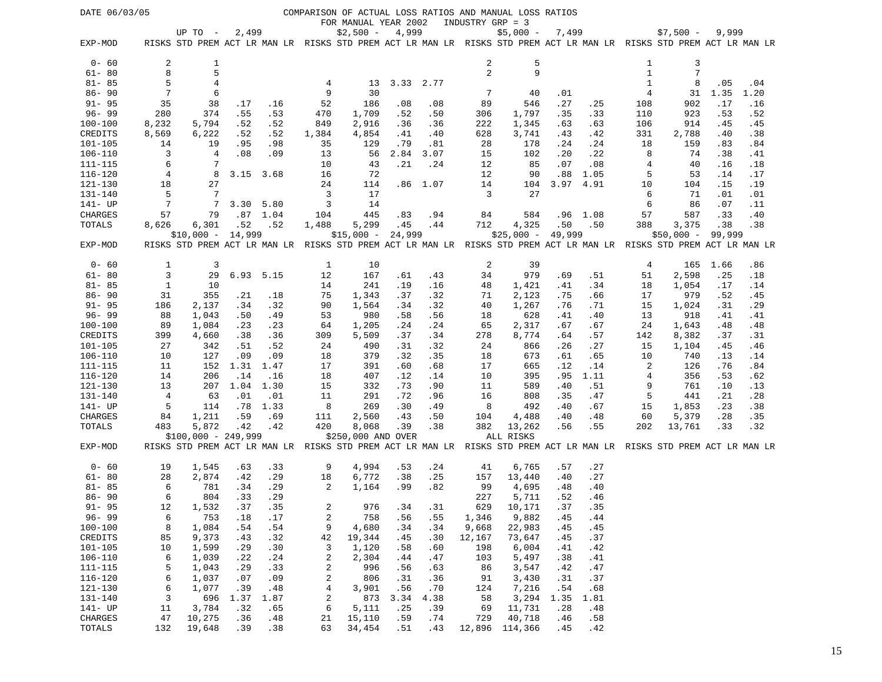DATE 06/03/05

COMPARISON OF ACTUAL LOSS RATIOS AND MANUAL LOSS RATIOS
FOR MANUAL YEAR 2002 INDUSTRY GRP = 3

| | UP TO - 2,499 | | | | $2,500 - 4,999 | | | | $5,000 - 7,499 | | | | $7,500 - 9,999 | | | |
|---|---|---|---|---|---|---|---|---|---|---|---|---|---|---|---|---|
| EXP-MOD | RISKS | STD PREM | ACT LR | MAN LR | RISKS | STD PREM | ACT LR | MAN LR | RISKS | STD PREM | ACT LR | MAN LR | RISKS | STD PREM | ACT LR | MAN LR |
| 0- 60 | 2 | 1 | | | | | | | 2 | 5 | | | 1 | 3 | | |
| 61- 80 | 8 | 5 | | | | | | | 2 | 9 | | | 1 | 7 | | |
| 81- 85 | 5 | 4 | | | 4 | 13 | 3.33 | 2.77 | | | | | 1 | 8 | .05 | .04 |
| 86- 90 | 7 | 6 | | | 9 | 30 | | | 7 | 40 | .01 | | 4 | 31 | 1.35 | 1.20 |
| 91- 95 | 35 | 38 | .17 | .16 | 52 | 186 | .08 | .08 | 89 | 546 | .27 | .25 | 108 | 902 | .17 | .16 |
| 96- 99 | 280 | 374 | .55 | .53 | 470 | 1,709 | .52 | .50 | 306 | 1,797 | .35 | .33 | 110 | 923 | .53 | .52 |
| 100-100 | 8,232 | 5,794 | .52 | .52 | 849 | 2,916 | .36 | .36 | 222 | 1,345 | .63 | .63 | 106 | 914 | .45 | .45 |
| CREDITS | 8,569 | 6,222 | .52 | .52 | 1,384 | 4,854 | .41 | .40 | 628 | 3,741 | .43 | .42 | 331 | 2,788 | .40 | .38 |
| 101-105 | 14 | 19 | .95 | .98 | 35 | 129 | .79 | .81 | 28 | 178 | .24 | .24 | 18 | 159 | .83 | .84 |
| 106-110 | 3 | 4 | .08 | .09 | 13 | 56 | 2.84 | 3.07 | 15 | 102 | .20 | .22 | 8 | 74 | .38 | .41 |
| 111-115 | 6 | 7 | | | 10 | 43 | .21 | .24 | 12 | 85 | .07 | .08 | 4 | 40 | .16 | .18 |
| 116-120 | 4 | 8 | 3.15 | 3.68 | 16 | 72 | | | 12 | 90 | .88 | 1.05 | 5 | 53 | .14 | .17 |
| 121-130 | 18 | 27 | | | 24 | 114 | .86 | 1.07 | 14 | 104 | 3.97 | 4.91 | 10 | 104 | .15 | .19 |
| 131-140 | 5 | 7 | | | 3 | 17 | | | 3 | 27 | | | 6 | 71 | .01 | .01 |
| 141- UP | 7 | 7 | 3.30 | 5.80 | 3 | 14 | | | | | | | 6 | 86 | .07 | .11 |
| CHARGES | 57 | 79 | .87 | 1.04 | 104 | 445 | .83 | .94 | 84 | 584 | .96 | 1.08 | 57 | 587 | .33 | .40 |
| TOTALS | 8,626 | 6,301 | .52 | .52 | 1,488 | 5,299 | .45 | .44 | 712 | 4,325 | .50 | .50 | 388 | 3,375 | .38 | .38 |

| | $10,000 - 14,999 | | | | $15,000 - 24,999 | | | | $25,000 - 49,999 | | | | $50,000 - 99,999 | | | |
|---|---|---|---|---|---|---|---|---|---|---|---|---|---|---|---|---|
| EXP-MOD | RISKS | STD PREM | ACT LR | MAN LR | RISKS | STD PREM | ACT LR | MAN LR | RISKS | STD PREM | ACT LR | MAN LR | RISKS | STD PREM | ACT LR | MAN LR |
| 0- 60 | 1 | 3 | | | 1 | 10 | | | 2 | 39 | | | 4 | 165 | 1.66 | .86 |
| 61- 80 | 3 | 29 | 6.93 | 5.15 | 12 | 167 | .61 | .43 | 34 | 979 | .69 | .51 | 51 | 2,598 | .25 | .18 |
| 81- 85 | 1 | 10 | | | 14 | 241 | .19 | .16 | 48 | 1,421 | .41 | .34 | 18 | 1,054 | .17 | .14 |
| 86- 90 | 31 | 355 | .21 | .18 | 75 | 1,343 | .37 | .32 | 71 | 2,123 | .75 | .66 | 17 | 979 | .52 | .45 |
| 91- 95 | 186 | 2,137 | .34 | .32 | 90 | 1,564 | .34 | .32 | 40 | 1,267 | .76 | .71 | 15 | 1,024 | .31 | .29 |
| 96- 99 | 88 | 1,043 | .50 | .49 | 53 | 980 | .58 | .56 | 18 | 628 | .41 | .40 | 13 | 918 | .41 | .41 |
| 100-100 | 89 | 1,084 | .23 | .23 | 64 | 1,205 | .24 | .24 | 65 | 2,317 | .67 | .67 | 24 | 1,643 | .48 | .48 |
| CREDITS | 399 | 4,660 | .38 | .36 | 309 | 5,509 | .37 | .34 | 278 | 8,774 | .64 | .57 | 142 | 8,382 | .37 | .31 |
| 101-105 | 27 | 342 | .51 | .52 | 24 | 490 | .31 | .32 | 24 | 866 | .26 | .27 | 15 | 1,104 | .45 | .46 |
| 106-110 | 10 | 127 | .09 | .09 | 18 | 379 | .32 | .35 | 18 | 673 | .61 | .65 | 10 | 740 | .13 | .14 |
| 111-115 | 11 | 152 | 1.31 | 1.47 | 17 | 391 | .60 | .68 | 17 | 665 | .12 | .14 | 2 | 126 | .76 | .84 |
| 116-120 | 14 | 206 | .14 | .16 | 18 | 407 | .12 | .14 | 10 | 395 | .95 | 1.11 | 4 | 356 | .53 | .62 |
| 121-130 | 13 | 207 | 1.04 | 1.30 | 15 | 332 | .73 | .90 | 11 | 589 | .40 | .51 | 9 | 761 | .10 | .13 |
| 131-140 | 4 | 63 | .01 | .01 | 11 | 291 | .72 | .96 | 16 | 808 | .35 | .47 | 5 | 441 | .21 | .28 |
| 141- UP | 5 | 114 | .78 | 1.33 | 8 | 269 | .30 | .49 | 8 | 492 | .40 | .67 | 15 | 1,853 | .23 | .38 |
| CHARGES | 84 | 1,211 | .59 | .69 | 111 | 2,560 | .43 | .50 | 104 | 4,488 | .40 | .48 | 60 | 5,379 | .28 | .35 |
| TOTALS | 483 | 5,872 | .42 | .42 | 420 | 8,068 | .39 | .38 | 382 | 13,262 | .56 | .55 | 202 | 13,761 | .33 | .32 |

| | $100,000 - 249,999 | | | | $250,000 AND OVER | | | | ALL RISKS | | | |
|---|---|---|---|---|---|---|---|---|---|---|---|---|
| EXP-MOD | RISKS | STD PREM | ACT LR | MAN LR | RISKS | STD PREM | ACT LR | MAN LR | RISKS | STD PREM | ACT LR | MAN LR |
| 0- 60 | 19 | 1,545 | .63 | .33 | 9 | 4,994 | .53 | .24 | 41 | 6,765 | .57 | .27 |
| 61- 80 | 28 | 2,874 | .42 | .29 | 18 | 6,772 | .38 | .25 | 157 | 13,440 | .40 | .27 |
| 81- 85 | 6 | 781 | .34 | .29 | 2 | 1,164 | .99 | .82 | 99 | 4,695 | .48 | .40 |
| 86- 90 | 6 | 804 | .33 | .29 | | | | | 227 | 5,711 | .52 | .46 |
| 91- 95 | 12 | 1,532 | .37 | .35 | 2 | 976 | .34 | .31 | 629 | 10,171 | .37 | .35 |
| 96- 99 | 6 | 753 | .18 | .17 | 2 | 758 | .56 | .55 | 1,346 | 9,882 | .45 | .44 |
| 100-100 | 8 | 1,084 | .54 | .54 | 9 | 4,680 | .34 | .34 | 9,668 | 22,983 | .45 | .45 |
| CREDITS | 85 | 9,373 | .43 | .32 | 42 | 19,344 | .45 | .30 | 12,167 | 73,647 | .45 | .37 |
| 101-105 | 10 | 1,599 | .29 | .30 | 3 | 1,120 | .58 | .60 | 198 | 6,004 | .41 | .42 |
| 106-110 | 6 | 1,039 | .22 | .24 | 2 | 2,304 | .44 | .47 | 103 | 5,497 | .38 | .41 |
| 111-115 | 5 | 1,043 | .29 | .33 | 2 | 996 | .56 | .63 | 86 | 3,547 | .42 | .47 |
| 116-120 | 6 | 1,037 | .07 | .09 | 2 | 806 | .31 | .36 | 91 | 3,430 | .31 | .37 |
| 121-130 | 6 | 1,077 | .39 | .48 | 4 | 3,901 | .56 | .70 | 124 | 7,216 | .54 | .68 |
| 131-140 | 3 | 696 | 1.37 | 1.87 | 2 | 873 | 3.34 | 4.38 | 58 | 3,294 | 1.35 | 1.81 |
| 141- UP | 11 | 3,784 | .32 | .65 | 6 | 5,111 | .25 | .39 | 69 | 11,731 | .28 | .48 |
| CHARGES | 47 | 10,275 | .36 | .48 | 21 | 15,110 | .59 | .74 | 729 | 40,718 | .46 | .58 |
| TOTALS | 132 | 19,648 | .39 | .38 | 63 | 34,454 | .51 | .43 | 12,896 | 114,366 | .45 | .42 |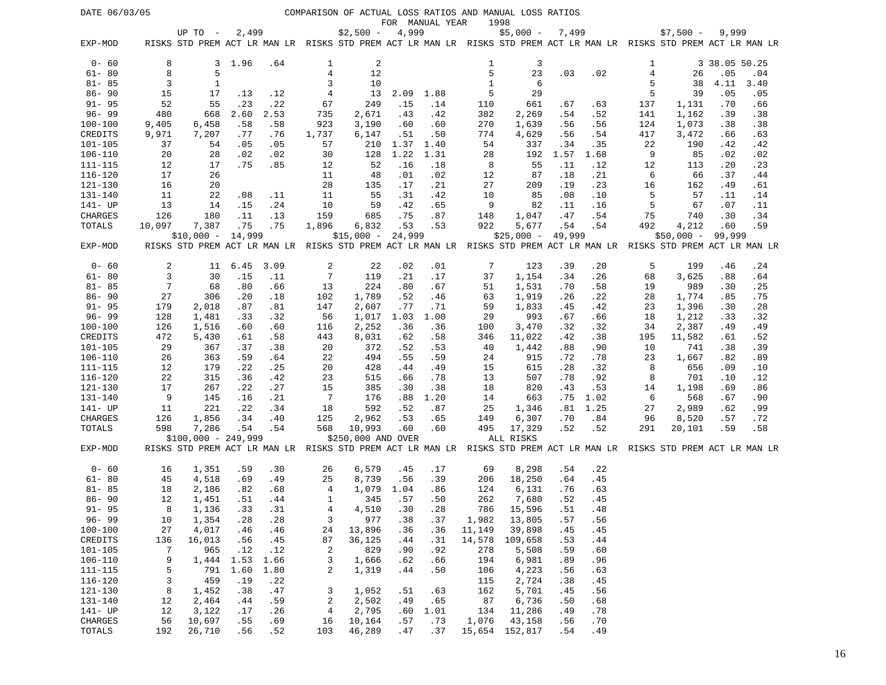DATE 06/03/05

# COMPARISON OF ACTUAL LOSS RATIOS AND MANUAL LOSS RATIOS FOR MANUAL YEAR 1998

| | UP TO - 2,499 | | | | $2,500 - 4,999 | | | | $5,000 - 7,499 | | | | $7,500 - 9,999 | | | |
|---|---|---|---|---|---|---|---|---|---|---|---|---|---|---|---|---|
| EXP-MOD | RISKS | STD PREM | ACT LR | MAN LR | RISKS | STD PREM | ACT LR | MAN LR | RISKS | STD PREM | ACT LR | MAN LR | RISKS | STD PREM | ACT LR | MAN LR |
| 0- 60 | 8 | 3 | 1.96 | .64 | 1 | 2 | | | 1 | 3 | | | 1 | 3 | 38.05 | 50.25 |
| 61- 80 | 8 | 5 | | | 4 | 12 | | | 5 | 23 | .03 | .02 | 4 | 26 | .05 | .04 |
| 81- 85 | 3 | 1 | | | 3 | 10 | | | 1 | 6 | | | 5 | 38 | 4.11 | 3.40 |
| 86- 90 | 15 | 17 | .13 | .12 | 4 | 13 | 2.09 | 1.88 | 5 | 29 | | | 5 | 39 | .05 | .05 |
| 91- 95 | 52 | 55 | .23 | .22 | 67 | 249 | .15 | .14 | 110 | 661 | .67 | .63 | 137 | 1,131 | .70 | .66 |
| 96- 99 | 480 | 668 | 2.60 | 2.53 | 735 | 2,671 | .43 | .42 | 382 | 2,269 | .54 | .52 | 141 | 1,162 | .39 | .38 |
| 100-100 | 9,405 | 6,458 | .58 | .58 | 923 | 3,190 | .60 | .60 | 270 | 1,639 | .56 | .56 | 124 | 1,073 | .38 | .38 |
| CREDITS | 9,971 | 7,207 | .77 | .76 | 1,737 | 6,147 | .51 | .50 | 774 | 4,629 | .56 | .54 | 417 | 3,472 | .66 | .63 |
| 101-105 | 37 | 54 | .05 | .05 | 57 | 210 | 1.37 | 1.40 | 54 | 337 | .34 | .35 | 22 | 190 | .42 | .42 |
| 106-110 | 20 | 28 | .02 | .02 | 30 | 128 | 1.22 | 1.31 | 28 | 192 | 1.57 | 1.68 | 9 | 85 | .02 | .02 |
| 111-115 | 12 | 17 | .75 | .85 | 12 | 52 | .16 | .18 | 8 | 55 | .11 | .12 | 12 | 113 | .20 | .23 |
| 116-120 | 17 | 26 | | | 11 | 48 | .01 | .02 | 12 | 87 | .18 | .21 | 6 | 66 | .37 | .44 |
| 121-130 | 16 | 20 | | | 28 | 135 | .17 | .21 | 27 | 209 | .19 | .23 | 16 | 162 | .49 | .61 |
| 131-140 | 11 | 22 | .08 | .11 | 11 | 55 | .31 | .42 | 10 | 85 | .08 | .10 | 5 | 57 | .11 | .14 |
| 141- UP | 13 | 14 | .15 | .24 | 10 | 59 | .42 | .65 | 9 | 82 | .11 | .16 | 5 | 67 | .07 | .11 |
| CHARGES | 126 | 180 | .11 | .13 | 159 | 685 | .75 | .87 | 148 | 1,047 | .47 | .54 | 75 | 740 | .30 | .34 |
| TOTALS | 10,097 | 7,387 | .75 | .75 | 1,896 | 6,832 | .53 | .53 | 922 | 5,677 | .54 | .54 | 492 | 4,212 | .60 | .59 |

| | $10,000 - 14,999 | | | | $15,000 - 24,999 | | | | $25,000 - 49,999 | | | | $50,000 - 99,999 | | | |
|---|---|---|---|---|---|---|---|---|---|---|---|---|---|---|---|---|
| EXP-MOD | RISKS | STD PREM | ACT LR | MAN LR | RISKS | STD PREM | ACT LR | MAN LR | RISKS | STD PREM | ACT LR | MAN LR | RISKS | STD PREM | ACT LR | MAN LR |
| 0- 60 | 2 | 11 | 6.45 | 3.09 | 2 | 22 | .02 | .01 | 7 | 123 | .39 | .20 | 5 | 199 | .46 | .24 |
| 61- 80 | 3 | 30 | .15 | .11 | 7 | 119 | .21 | .17 | 37 | 1,154 | .34 | .26 | 68 | 3,625 | .88 | .64 |
| 81- 85 | 7 | 68 | .80 | .66 | 13 | 224 | .80 | .67 | 51 | 1,531 | .70 | .58 | 19 | 989 | .30 | .25 |
| 86- 90 | 27 | 306 | .20 | .18 | 102 | 1,789 | .52 | .46 | 63 | 1,919 | .26 | .22 | 28 | 1,774 | .85 | .75 |
| 91- 95 | 179 | 2,018 | .87 | .81 | 147 | 2,607 | .77 | .71 | 59 | 1,833 | .45 | .42 | 23 | 1,396 | .30 | .28 |
| 96- 99 | 128 | 1,481 | .33 | .32 | 56 | 1,017 | 1.03 | 1.00 | 29 | 993 | .67 | .66 | 18 | 1,212 | .33 | .32 |
| 100-100 | 126 | 1,516 | .60 | .60 | 116 | 2,252 | .36 | .36 | 100 | 3,470 | .32 | .32 | 34 | 2,387 | .49 | .49 |
| CREDITS | 472 | 5,430 | .61 | .58 | 443 | 8,031 | .62 | .58 | 346 | 11,022 | .42 | .38 | 195 | 11,582 | .61 | .52 |
| 101-105 | 29 | 367 | .37 | .38 | 20 | 372 | .52 | .53 | 40 | 1,442 | .88 | .90 | 10 | 741 | .38 | .39 |
| 106-110 | 26 | 363 | .59 | .64 | 22 | 494 | .55 | .59 | 24 | 915 | .72 | .78 | 23 | 1,667 | .82 | .89 |
| 111-115 | 12 | 179 | .22 | .25 | 20 | 428 | .44 | .49 | 15 | 615 | .28 | .32 | 8 | 656 | .09 | .10 |
| 116-120 | 22 | 315 | .36 | .42 | 23 | 515 | .66 | .78 | 13 | 507 | .78 | .92 | 8 | 701 | .10 | .12 |
| 121-130 | 17 | 267 | .22 | .27 | 15 | 385 | .30 | .38 | 18 | 820 | .43 | .53 | 14 | 1,198 | .69 | .86 |
| 131-140 | 9 | 145 | .16 | .21 | 7 | 176 | .88 | 1.20 | 14 | 663 | .75 | 1.02 | 6 | 568 | .67 | .90 |
| 141- UP | 11 | 221 | .22 | .34 | 18 | 592 | .52 | .87 | 25 | 1,346 | .81 | 1.25 | 27 | 2,989 | .62 | .99 |
| CHARGES | 126 | 1,856 | .34 | .40 | 125 | 2,962 | .53 | .65 | 149 | 6,307 | .70 | .84 | 96 | 8,520 | .57 | .72 |
| TOTALS | 598 | 7,286 | .54 | .54 | 568 | 10,993 | .60 | .60 | 495 | 17,329 | .52 | .52 | 291 | 20,101 | .59 | .58 |

| | $100,000 - 249,999 | | | | $250,000 AND OVER | | | | ALL RISKS | | | |
|---|---|---|---|---|---|---|---|---|---|---|---|---|
| EXP-MOD | RISKS | STD PREM | ACT LR | MAN LR | RISKS | STD PREM | ACT LR | MAN LR | RISKS | STD PREM | ACT LR | MAN LR |
| 0- 60 | 16 | 1,351 | .59 | .30 | 26 | 6,579 | .45 | .17 | 69 | 8,298 | .54 | .22 |
| 61- 80 | 45 | 4,518 | .69 | .49 | 25 | 8,739 | .56 | .39 | 206 | 18,250 | .64 | .45 |
| 81- 85 | 18 | 2,186 | .82 | .68 | 4 | 1,079 | 1.04 | .86 | 124 | 6,131 | .76 | .63 |
| 86- 90 | 12 | 1,451 | .51 | .44 | 1 | 345 | .57 | .50 | 262 | 7,680 | .52 | .45 |
| 91- 95 | 8 | 1,136 | .33 | .31 | 4 | 4,510 | .30 | .28 | 786 | 15,596 | .51 | .48 |
| 96- 99 | 10 | 1,354 | .28 | .28 | 3 | 977 | .38 | .37 | 1,982 | 13,805 | .57 | .56 |
| 100-100 | 27 | 4,017 | .46 | .46 | 24 | 13,896 | .36 | .36 | 11,149 | 39,898 | .45 | .45 |
| CREDITS | 136 | 16,013 | .56 | .45 | 87 | 36,125 | .44 | .31 | 14,578 | 109,658 | .53 | .44 |
| 101-105 | 7 | 965 | .12 | .12 | 2 | 829 | .90 | .92 | 278 | 5,508 | .59 | .60 |
| 106-110 | 9 | 1,444 | 1.53 | 1.66 | 3 | 1,666 | .62 | .66 | 194 | 6,981 | .89 | .96 |
| 111-115 | 5 | 791 | 1.60 | 1.80 | 2 | 1,319 | .44 | .50 | 106 | 4,223 | .56 | .63 |
| 116-120 | 3 | 459 | .19 | .22 | | | | | 115 | 2,724 | .38 | .45 |
| 121-130 | 8 | 1,452 | .38 | .47 | 3 | 1,052 | .51 | .63 | 162 | 5,701 | .45 | .56 |
| 131-140 | 12 | 2,464 | .44 | .59 | 2 | 2,502 | .49 | .65 | 87 | 6,736 | .50 | .68 |
| 141- UP | 12 | 3,122 | .17 | .26 | 4 | 2,795 | .60 | 1.01 | 134 | 11,286 | .49 | .78 |
| CHARGES | 56 | 10,697 | .55 | .69 | 16 | 10,164 | .57 | .73 | 1,076 | 43,158 | .56 | .70 |
| TOTALS | 192 | 26,710 | .56 | .52 | 103 | 46,289 | .47 | .37 | 15,654 | 152,817 | .54 | .49 |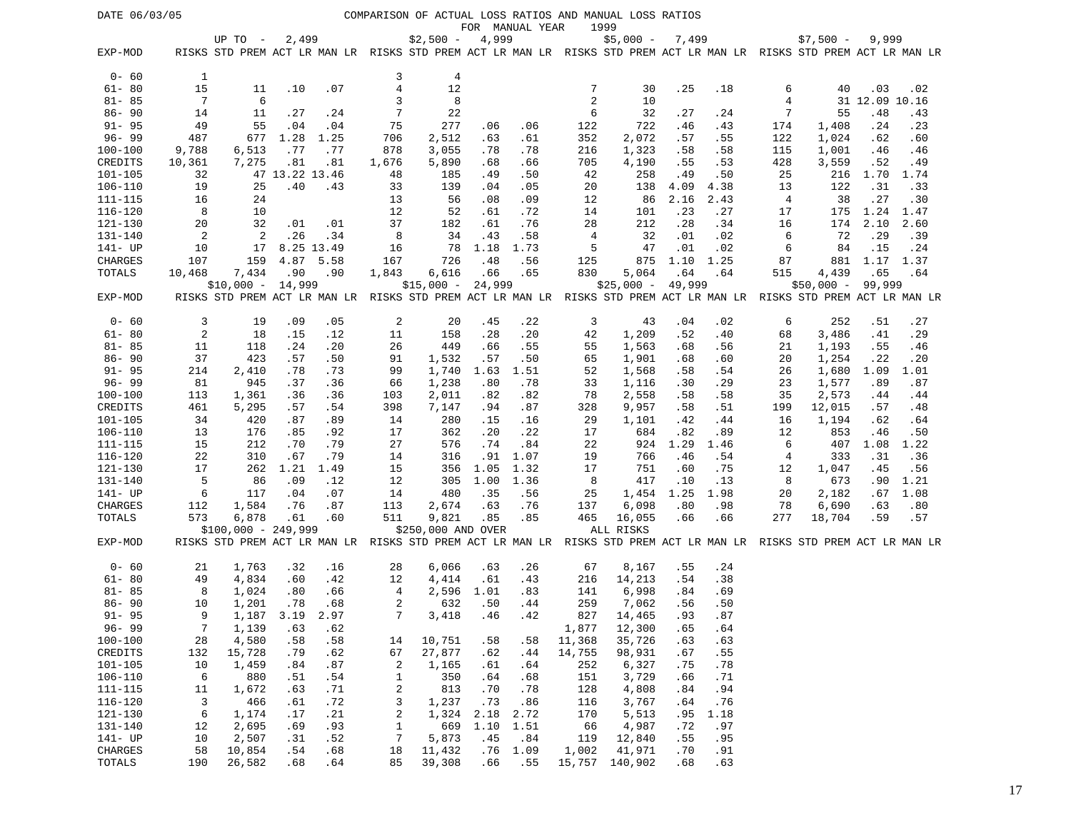DATE 06/03/05

# COMPARISON OF ACTUAL LOSS RATIOS AND MANUAL LOSS RATIOS

FOR MANUAL YEAR 1999

| | UP TO - 2,499 | | | | $2,500 - 4,999 | | | | $5,000 - 7,499 | | | | $7,500 - 9,999 | | | |
|---|---|---|---|---|---|---|---|---|---|---|---|---|---|---|---|---|
| EXP-MOD | RISKS | STD PREM | ACT LR | MAN LR | RISKS | STD PREM | ACT LR | MAN LR | RISKS | STD PREM | ACT LR | MAN LR | RISKS | STD PREM | ACT LR | MAN LR |
| 0- 60 | 1 | | | | 3 | 4 | | | | | | | | | | |
| 61- 80 | 15 | 11 | .10 | .07 | 4 | 12 | | | 7 | 30 | .25 | .18 | 6 | 40 | .03 | .02 |
| 81- 85 | 7 | 6 | | | 3 | 8 | | | 2 | 10 | | | 4 | 31 | 12.09 | 10.16 |
| 86- 90 | 14 | 11 | .27 | .24 | 7 | 22 | | | 6 | 32 | .27 | .24 | 7 | 55 | .48 | .43 |
| 91- 95 | 49 | 55 | .04 | .04 | 75 | 277 | .06 | .06 | 122 | 722 | .46 | .43 | 174 | 1,408 | .24 | .23 |
| 96- 99 | 487 | 677 | 1.28 | 1.25 | 706 | 2,512 | .63 | .61 | 352 | 2,072 | .57 | .55 | 122 | 1,024 | .62 | .60 |
| 100-100 | 9,788 | 6,513 | .77 | .77 | 878 | 3,055 | .78 | .78 | 216 | 1,323 | .58 | .58 | 115 | 1,001 | .46 | .46 |
| CREDITS | 10,361 | 7,275 | .81 | .81 | 1,676 | 5,890 | .68 | .66 | 705 | 4,190 | .55 | .53 | 428 | 3,559 | .52 | .49 |
| 101-105 | 32 | 47 | 13.22 | 13.46 | 48 | 185 | .49 | .50 | 42 | 258 | .49 | .50 | 25 | 216 | 1.70 | 1.74 |
| 106-110 | 19 | 25 | .40 | .43 | 33 | 139 | .04 | .05 | 20 | 138 | 4.09 | 4.38 | 13 | 122 | .31 | .33 |
| 111-115 | 16 | 24 | | | 13 | 56 | .08 | .09 | 12 | 86 | 2.16 | 2.43 | 4 | 38 | .27 | .30 |
| 116-120 | 8 | 10 | | | 12 | 52 | .61 | .72 | 14 | 101 | .23 | .27 | 17 | 175 | 1.24 | 1.47 |
| 121-130 | 20 | 32 | .01 | .01 | 37 | 182 | .61 | .76 | 28 | 212 | .28 | .34 | 16 | 174 | 2.10 | 2.60 |
| 131-140 | 2 | 2 | .26 | .34 | 8 | 34 | .43 | .58 | 4 | 32 | .01 | .02 | 6 | 72 | .29 | .39 |
| 141- UP | 10 | 17 | 8.25 | 13.49 | 16 | 78 | 1.18 | 1.73 | 5 | 47 | .01 | .02 | 6 | 84 | .15 | .24 |
| CHARGES | 107 | 159 | 4.87 | 5.58 | 167 | 726 | .48 | .56 | 125 | 875 | 1.10 | 1.25 | 87 | 881 | 1.17 | 1.37 |
| TOTALS | 10,468 | 7,434 | .90 | .90 | 1,843 | 6,616 | .66 | .65 | 830 | 5,064 | .64 | .64 | 515 | 4,439 | .65 | .64 |

| | $10,000 - 14,999 | | | | $15,000 - 24,999 | | | | $25,000 - 49,999 | | | | $50,000 - 99,999 | | | |
|---|---|---|---|---|---|---|---|---|---|---|---|---|---|---|---|---|
| EXP-MOD | RISKS | STD PREM | ACT LR | MAN LR | RISKS | STD PREM | ACT LR | MAN LR | RISKS | STD PREM | ACT LR | MAN LR | RISKS | STD PREM | ACT LR | MAN LR |
| 0- 60 | 3 | 19 | .09 | .05 | 2 | 20 | .45 | .22 | 3 | 43 | .04 | .02 | 6 | 252 | .51 | .27 |
| 61- 80 | 2 | 18 | .15 | .12 | 11 | 158 | .28 | .20 | 42 | 1,209 | .52 | .40 | 68 | 3,486 | .41 | .29 |
| 81- 85 | 11 | 118 | .24 | .20 | 26 | 449 | .66 | .55 | 55 | 1,563 | .68 | .56 | 21 | 1,193 | .55 | .46 |
| 86- 90 | 37 | 423 | .57 | .50 | 91 | 1,532 | .57 | .50 | 65 | 1,901 | .68 | .60 | 20 | 1,254 | .22 | .20 |
| 91- 95 | 214 | 2,410 | .78 | .73 | 99 | 1,740 | 1.63 | 1.51 | 52 | 1,568 | .58 | .54 | 26 | 1,680 | 1.09 | 1.01 |
| 96- 99 | 81 | 945 | .37 | .36 | 66 | 1,238 | .80 | .78 | 33 | 1,116 | .30 | .29 | 23 | 1,577 | .89 | .87 |
| 100-100 | 113 | 1,361 | .36 | .36 | 103 | 2,011 | .82 | .82 | 78 | 2,558 | .58 | .58 | 35 | 2,573 | .44 | .44 |
| CREDITS | 461 | 5,295 | .57 | .54 | 398 | 7,147 | .94 | .87 | 328 | 9,957 | .58 | .51 | 199 | 12,015 | .57 | .48 |
| 101-105 | 34 | 420 | .87 | .89 | 14 | 280 | .15 | .16 | 29 | 1,101 | .42 | .44 | 16 | 1,194 | .62 | .64 |
| 106-110 | 13 | 176 | .85 | .92 | 17 | 362 | .20 | .22 | 17 | 684 | .82 | .89 | 12 | 853 | .46 | .50 |
| 111-115 | 15 | 212 | .70 | .79 | 27 | 576 | .74 | .84 | 22 | 924 | 1.29 | 1.46 | 6 | 407 | 1.08 | 1.22 |
| 116-120 | 22 | 310 | .67 | .79 | 14 | 316 | .91 | 1.07 | 19 | 766 | .46 | .54 | 4 | 333 | .31 | .36 |
| 121-130 | 17 | 262 | 1.21 | 1.49 | 15 | 356 | 1.05 | 1.32 | 17 | 751 | .60 | .75 | 12 | 1,047 | .45 | .56 |
| 131-140 | 5 | 86 | .09 | .12 | 12 | 305 | 1.00 | 1.36 | 8 | 417 | .10 | .13 | 8 | 673 | .90 | 1.21 |
| 141- UP | 6 | 117 | .04 | .07 | 14 | 480 | .35 | .56 | 25 | 1,454 | 1.25 | 1.98 | 20 | 2,182 | .67 | 1.08 |
| CHARGES | 112 | 1,584 | .76 | .87 | 113 | 2,674 | .63 | .76 | 137 | 6,098 | .80 | .98 | 78 | 6,690 | .63 | .80 |
| TOTALS | 573 | 6,878 | .61 | .60 | 511 | 9,821 | .85 | .85 | 465 | 16,055 | .66 | .66 | 277 | 18,704 | .59 | .57 |

| | $100,000 - 249,999 | | | | $250,000 AND OVER | | | | ALL RISKS | | | |
|---|---|---|---|---|---|---|---|---|---|---|---|---|
| EXP-MOD | RISKS | STD PREM | ACT LR | MAN LR | RISKS | STD PREM | ACT LR | MAN LR | RISKS | STD PREM | ACT LR | MAN LR |
| 0- 60 | 21 | 1,763 | .32 | .16 | 28 | 6,066 | .63 | .26 | 67 | 8,167 | .55 | .24 |
| 61- 80 | 49 | 4,834 | .60 | .42 | 12 | 4,414 | .61 | .43 | 216 | 14,213 | .54 | .38 |
| 81- 85 | 8 | 1,024 | .80 | .66 | 4 | 2,596 | 1.01 | .83 | 141 | 6,998 | .84 | .69 |
| 86- 90 | 10 | 1,201 | .78 | .68 | 2 | 632 | .50 | .44 | 259 | 7,062 | .56 | .50 |
| 91- 95 | 9 | 1,187 | 3.19 | 2.97 | 7 | 3,418 | .46 | .42 | 827 | 14,465 | .93 | .87 |
| 96- 99 | 7 | 1,139 | .63 | .62 | | | | | 1,877 | 12,300 | .65 | .64 |
| 100-100 | 28 | 4,580 | .58 | .58 | 14 | 10,751 | .58 | .58 | 11,368 | 35,726 | .63 | .63 |
| CREDITS | 132 | 15,728 | .79 | .62 | 67 | 27,877 | .62 | .44 | 14,755 | 98,931 | .67 | .55 |
| 101-105 | 10 | 1,459 | .84 | .87 | 2 | 1,165 | .61 | .64 | 252 | 6,327 | .75 | .78 |
| 106-110 | 6 | 880 | .51 | .54 | 1 | 350 | .64 | .68 | 151 | 3,729 | .66 | .71 |
| 111-115 | 11 | 1,672 | .63 | .71 | 2 | 813 | .70 | .78 | 128 | 4,808 | .84 | .94 |
| 116-120 | 3 | 466 | .61 | .72 | 3 | 1,237 | .73 | .86 | 116 | 3,767 | .64 | .76 |
| 121-130 | 6 | 1,174 | .17 | .21 | 2 | 1,324 | 2.18 | 2.72 | 170 | 5,513 | .95 | 1.18 |
| 131-140 | 12 | 2,695 | .69 | .93 | 1 | 669 | 1.10 | 1.51 | 66 | 4,987 | .72 | .97 |
| 141- UP | 10 | 2,507 | .31 | .52 | 7 | 5,873 | .45 | .84 | 119 | 12,840 | .55 | .95 |
| CHARGES | 58 | 10,854 | .54 | .68 | 18 | 11,432 | .76 | 1.09 | 1,002 | 41,971 | .70 | .91 |
| TOTALS | 190 | 26,582 | .68 | .64 | 85 | 39,308 | .66 | .55 | 15,757 | 140,902 | .68 | .63 |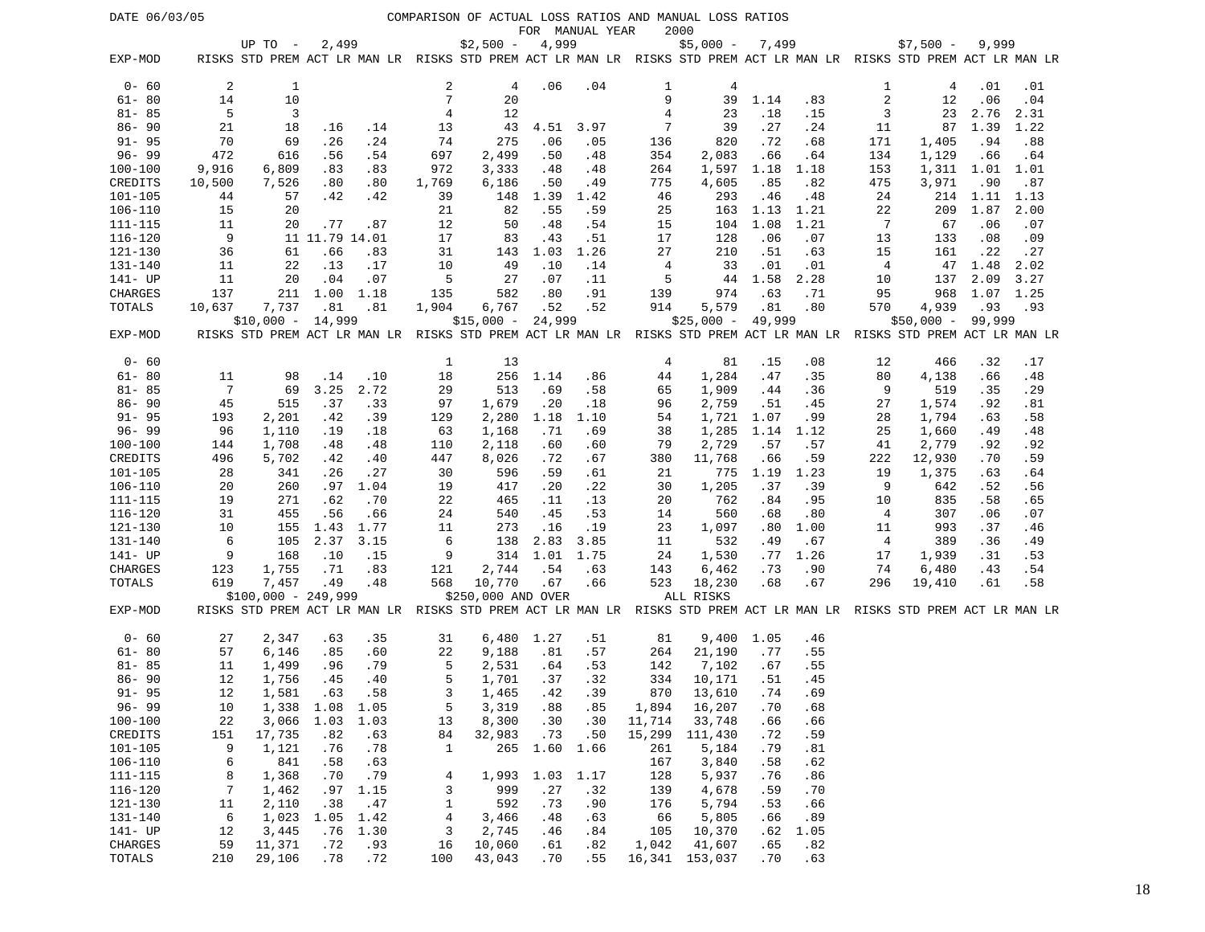DATE 06/03/05

# COMPARISON OF ACTUAL LOSS RATIOS AND MANUAL LOSS RATIOS FOR MANUAL YEAR 2000

| | UP TO - 2,499 | | | | $2,500 - 4,999 | | | | $5,000 - 7,499 | | | | $7,500 - 9,999 | | | |
|---|---|---|---|---|---|---|---|---|---|---|---|---|---|---|---|---|
| EXP-MOD | RISKS | STD PREM | ACT LR | MAN LR | RISKS | STD PREM | ACT LR | MAN LR | RISKS | STD PREM | ACT LR | MAN LR | RISKS | STD PREM | ACT LR | MAN LR |
| 0- 60 | 2 | 1 | | | 2 | 4 | .06 | .04 | 1 | 4 | | | 1 | 4 | .01 | .01 |
| 61- 80 | 14 | 10 | | | 7 | 20 | | | 9 | 39 | 1.14 | .83 | 2 | 12 | .06 | .04 |
| 81- 85 | 5 | 3 | | | 4 | 12 | | | 4 | 23 | .18 | .15 | 3 | 23 | 2.76 | 2.31 |
| 86- 90 | 21 | 18 | .16 | .14 | 13 | 43 | 4.51 | 3.97 | 7 | 39 | .27 | .24 | 11 | 87 | 1.39 | 1.22 |
| 91- 95 | 70 | 69 | .26 | .24 | 74 | 275 | .06 | .05 | 136 | 820 | .72 | .68 | 171 | 1,405 | .94 | .88 |
| 96- 99 | 472 | 616 | .56 | .54 | 697 | 2,499 | .50 | .48 | 354 | 2,083 | .66 | .64 | 134 | 1,129 | .66 | .64 |
| 100-100 | 9,916 | 6,809 | .83 | .83 | 972 | 3,333 | .48 | .48 | 264 | 1,597 | 1.18 | 1.18 | 153 | 1,311 | 1.01 | 1.01 |
| CREDITS | 10,500 | 7,526 | .80 | .80 | 1,769 | 6,186 | .50 | .49 | 775 | 4,605 | .85 | .82 | 475 | 3,971 | .90 | .87 |
| 101-105 | 44 | 57 | .42 | .42 | 39 | 148 | 1.39 | 1.42 | 46 | 293 | .46 | .48 | 24 | 214 | 1.11 | 1.13 |
| 106-110 | 15 | 20 | | | 21 | 82 | .55 | .59 | 25 | 163 | 1.13 | 1.21 | 22 | 209 | 1.87 | 2.00 |
| 111-115 | 11 | 20 | .77 | .87 | 12 | 50 | .48 | .54 | 15 | 104 | 1.08 | 1.21 | 7 | 67 | .06 | .07 |
| 116-120 | 9 | 11 | 11.79 | 14.01 | 17 | 83 | .43 | .51 | 17 | 128 | .06 | .07 | 13 | 133 | .08 | .09 |
| 121-130 | 36 | 61 | .66 | .83 | 31 | 143 | 1.03 | 1.26 | 27 | 210 | .51 | .63 | 15 | 161 | .22 | .27 |
| 131-140 | 11 | 22 | .13 | .17 | 10 | 49 | .10 | .14 | 4 | 33 | .01 | .01 | 4 | 47 | 1.48 | 2.02 |
| 141- UP | 11 | 20 | .04 | .07 | 5 | 27 | .07 | .11 | 5 | 44 | 1.58 | 2.28 | 10 | 137 | 2.09 | 3.27 |
| CHARGES | 137 | 211 | 1.00 | 1.18 | 135 | 582 | .80 | .91 | 139 | 974 | .63 | .71 | 95 | 968 | 1.07 | 1.25 |
| TOTALS | 10,637 | 7,737 | .81 | .81 | 1,904 | 6,767 | .52 | .52 | 914 | 5,579 | .81 | .80 | 570 | 4,939 | .93 | .93 |

| | $10,000 - 14,999 | | | | $15,000 - 24,999 | | | | $25,000 - 49,999 | | | | $50,000 - 99,999 | | | |
|---|---|---|---|---|---|---|---|---|---|---|---|---|---|---|---|---|
| EXP-MOD | RISKS | STD PREM | ACT LR | MAN LR | RISKS | STD PREM | ACT LR | MAN LR | RISKS | STD PREM | ACT LR | MAN LR | RISKS | STD PREM | ACT LR | MAN LR |
| 0- 60 | | | | | 1 | 13 | | | 4 | 81 | .15 | .08 | 12 | 466 | .32 | .17 |
| 61- 80 | 11 | 98 | .14 | .10 | 18 | 256 | 1.14 | .86 | 44 | 1,284 | .47 | .35 | 80 | 4,138 | .66 | .48 |
| 81- 85 | 7 | 69 | 3.25 | 2.72 | 29 | 513 | .69 | .58 | 65 | 1,909 | .44 | .36 | 9 | 519 | .35 | .29 |
| 86- 90 | 45 | 515 | .37 | .33 | 97 | 1,679 | .20 | .18 | 96 | 2,759 | .51 | .45 | 27 | 1,574 | .92 | .81 |
| 91- 95 | 193 | 2,201 | .42 | .39 | 129 | 2,280 | 1.18 | 1.10 | 54 | 1,721 | 1.07 | .99 | 28 | 1,794 | .63 | .58 |
| 96- 99 | 96 | 1,110 | .19 | .18 | 63 | 1,168 | .71 | .69 | 38 | 1,285 | 1.14 | 1.12 | 25 | 1,660 | .49 | .48 |
| 100-100 | 144 | 1,708 | .48 | .48 | 110 | 2,118 | .60 | .60 | 79 | 2,729 | .57 | .57 | 41 | 2,779 | .92 | .92 |
| CREDITS | 496 | 5,702 | .42 | .40 | 447 | 8,026 | .72 | .67 | 380 | 11,768 | .66 | .59 | 222 | 12,930 | .70 | .59 |
| 101-105 | 28 | 341 | .26 | .27 | 30 | 596 | .59 | .61 | 21 | 775 | 1.19 | 1.23 | 19 | 1,375 | .63 | .64 |
| 106-110 | 20 | 260 | .97 | 1.04 | 19 | 417 | .20 | .22 | 30 | 1,205 | .37 | .39 | 9 | 642 | .52 | .56 |
| 111-115 | 19 | 271 | .62 | .70 | 22 | 465 | .11 | .13 | 20 | 762 | .84 | .95 | 10 | 835 | .58 | .65 |
| 116-120 | 31 | 455 | .56 | .66 | 24 | 540 | .45 | .53 | 14 | 560 | .68 | .80 | 4 | 307 | .06 | .07 |
| 121-130 | 10 | 155 | 1.43 | 1.77 | 11 | 273 | .16 | .19 | 23 | 1,097 | .80 | 1.00 | 11 | 993 | .37 | .46 |
| 131-140 | 6 | 105 | 2.37 | 3.15 | 6 | 138 | 2.83 | 3.85 | 11 | 532 | .49 | .67 | 4 | 389 | .36 | .49 |
| 141- UP | 9 | 168 | .10 | .15 | 9 | 314 | 1.01 | 1.75 | 24 | 1,530 | .77 | 1.26 | 17 | 1,939 | .31 | .53 |
| CHARGES | 123 | 1,755 | .71 | .83 | 121 | 2,744 | .54 | .63 | 143 | 6,462 | .73 | .90 | 74 | 6,480 | .43 | .54 |
| TOTALS | 619 | 7,457 | .49 | .48 | 568 | 10,770 | .67 | .66 | 523 | 18,230 | .68 | .67 | 296 | 19,410 | .61 | .58 |

| | $100,000 - 249,999 | | | | $250,000 AND OVER | | | | ALL RISKS | | | |
|---|---|---|---|---|---|---|---|---|---|---|---|---|
| EXP-MOD | RISKS | STD PREM | ACT LR | MAN LR | RISKS | STD PREM | ACT LR | MAN LR | RISKS | STD PREM | ACT LR | MAN LR |
| 0- 60 | 27 | 2,347 | .63 | .35 | 31 | 6,480 | 1.27 | .51 | 81 | 9,400 | 1.05 | .46 |
| 61- 80 | 57 | 6,146 | .85 | .60 | 22 | 9,188 | .81 | .57 | 264 | 21,190 | .77 | .55 |
| 81- 85 | 11 | 1,499 | .96 | .79 | 5 | 2,531 | .64 | .53 | 142 | 7,102 | .67 | .55 |
| 86- 90 | 12 | 1,756 | .45 | .40 | 5 | 1,701 | .37 | .32 | 334 | 10,171 | .51 | .45 |
| 91- 95 | 12 | 1,581 | .63 | .58 | 3 | 1,465 | .42 | .39 | 870 | 13,610 | .74 | .69 |
| 96- 99 | 10 | 1,338 | 1.08 | 1.05 | 5 | 3,319 | .88 | .85 | 1,894 | 16,207 | .70 | .68 |
| 100-100 | 22 | 3,066 | 1.03 | 1.03 | 13 | 8,300 | .30 | .30 | 11,714 | 33,748 | .66 | .66 |
| CREDITS | 151 | 17,735 | .82 | .63 | 84 | 32,983 | .73 | .50 | 15,299 | 111,430 | .72 | .59 |
| 101-105 | 9 | 1,121 | .76 | .78 | 1 | 265 | 1.60 | 1.66 | 261 | 5,184 | .79 | .81 |
| 106-110 | 6 | 841 | .58 | .63 | | | | | 167 | 3,840 | .58 | .62 |
| 111-115 | 8 | 1,368 | .70 | .79 | 4 | 1,993 | 1.03 | 1.17 | 128 | 5,937 | .76 | .86 |
| 116-120 | 7 | 1,462 | .97 | 1.15 | 3 | 999 | .27 | .32 | 139 | 4,678 | .59 | .70 |
| 121-130 | 11 | 2,110 | .38 | .47 | 1 | 592 | .73 | .90 | 176 | 5,794 | .53 | .66 |
| 131-140 | 6 | 1,023 | 1.05 | 1.42 | 4 | 3,466 | .48 | .63 | 66 | 5,805 | .66 | .89 |
| 141- UP | 12 | 3,445 | .76 | 1.30 | 3 | 2,745 | .46 | .84 | 105 | 10,370 | .62 | 1.05 |
| CHARGES | 59 | 11,371 | .72 | .93 | 16 | 10,060 | .61 | .82 | 1,042 | 41,607 | .65 | .82 |
| TOTALS | 210 | 29,106 | .78 | .72 | 100 | 43,043 | .70 | .55 | 16,341 | 153,037 | .70 | .63 |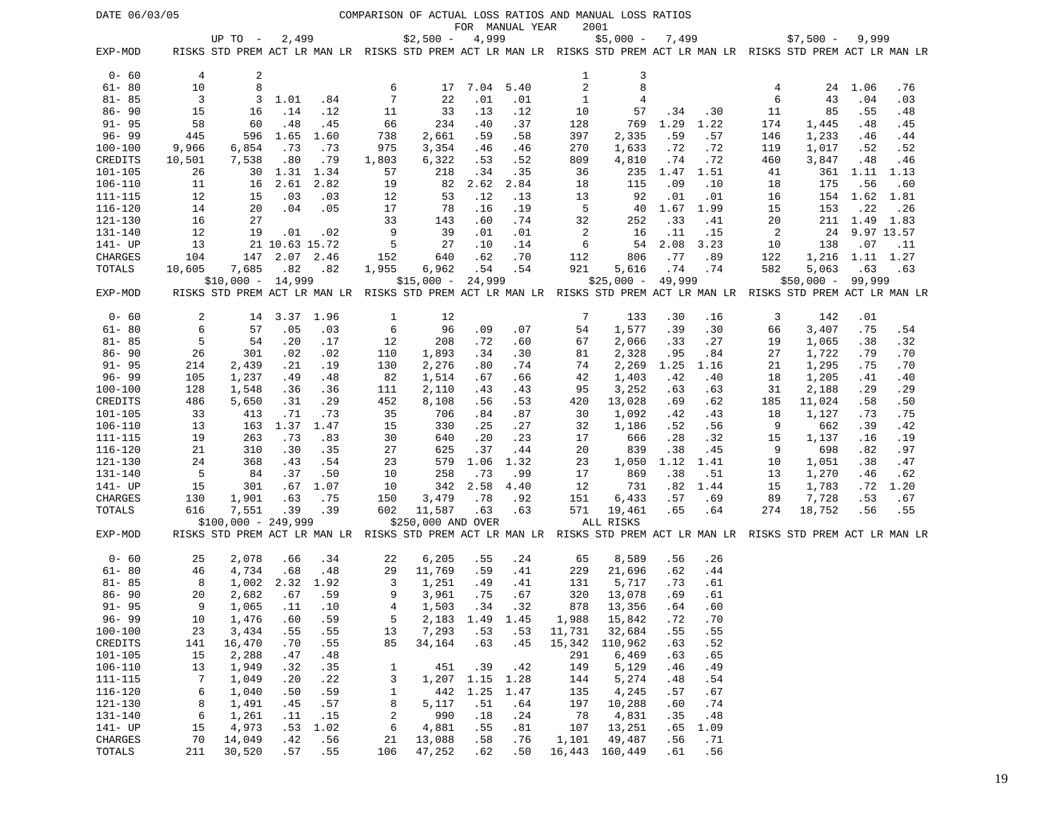DATE 06/03/05

COMPARISON OF ACTUAL LOSS RATIOS AND MANUAL LOSS RATIOS
FOR MANUAL YEAR 2001

| EXP-MOD | UP TO - 2,499 | | | | $2,500 - 4,999 | | | | $5,000 - 7,499 | | | | $7,500 - 9,999 | | | |
|---|---|---|---|---|---|---|---|---|---|---|---|---|---|---|---|---|
| | RISKS | STD PREM | ACT LR | MAN LR | RISKS | STD PREM | ACT LR | MAN LR | RISKS | STD PREM | ACT LR | MAN LR | RISKS | STD PREM | ACT LR | MAN LR |
| 0- 60 | 4 | 2 | | | | | | | 1 | 3 | | | | | | |
| 61- 80 | 10 | 8 | | | 6 | 17 | 7.04 | 5.40 | 2 | 8 | | | 4 | 24 | 1.06 | .76 |
| 81- 85 | 3 | 3 | 1.01 | .84 | 7 | 22 | .01 | .01 | 1 | 4 | | | 6 | 43 | .04 | .03 |
| 86- 90 | 15 | 16 | .14 | .12 | 11 | 33 | .13 | .12 | 10 | 57 | .34 | .30 | 11 | 85 | .55 | .48 |
| 91- 95 | 58 | 60 | .48 | .45 | 66 | 234 | .40 | .37 | 128 | 769 | 1.29 | 1.22 | 174 | 1,445 | .48 | .45 |
| 96- 99 | 445 | 596 | 1.65 | 1.60 | 738 | 2,661 | .59 | .58 | 397 | 2,335 | .59 | .57 | 146 | 1,233 | .46 | .44 |
| 100-100 | 9,966 | 6,854 | .73 | .73 | 975 | 3,354 | .46 | .46 | 270 | 1,633 | .72 | .72 | 119 | 1,017 | .52 | .52 |
| CREDITS | 10,501 | 7,538 | .80 | .79 | 1,803 | 6,322 | .53 | .52 | 809 | 4,810 | .74 | .72 | 460 | 3,847 | .48 | .46 |
| 101-105 | 26 | 30 | 1.31 | 1.34 | 57 | 218 | .34 | .35 | 36 | 235 | 1.47 | 1.51 | 41 | 361 | 1.11 | 1.13 |
| 106-110 | 11 | 16 | 2.61 | 2.82 | 19 | 82 | 2.62 | 2.84 | 18 | 115 | .09 | .10 | 18 | 175 | .56 | .60 |
| 111-115 | 12 | 15 | .03 | .03 | 12 | 53 | .12 | .13 | 13 | 92 | .01 | .01 | 16 | 154 | 1.62 | 1.81 |
| 116-120 | 14 | 20 | .04 | .05 | 17 | 78 | .16 | .19 | 5 | 40 | 1.67 | 1.99 | 15 | 153 | .22 | .26 |
| 121-130 | 16 | 27 | | | 33 | 143 | .60 | .74 | 32 | 252 | .33 | .41 | 20 | 211 | 1.49 | 1.83 |
| 131-140 | 12 | 19 | .01 | .02 | 9 | 39 | .01 | .01 | 2 | 16 | .11 | .15 | 2 | 24 | 9.97 | 13.57 |
| 141- UP | 13 | 21 | 10.63 | 15.72 | 5 | 27 | .10 | .14 | 6 | 54 | 2.08 | 3.23 | 10 | 138 | .07 | .11 |
| CHARGES | 104 | 147 | 2.07 | 2.46 | 152 | 640 | .62 | .70 | 112 | 806 | .77 | .89 | 122 | 1,216 | 1.11 | 1.27 |
| TOTALS | 10,605 | 7,685 | .82 | .82 | 1,955 | 6,962 | .54 | .54 | 921 | 5,616 | .74 | .74 | 582 | 5,063 | .63 | .63 |

| EXP-MOD | $10,000 - 14,999 | | | | $15,000 - 24,999 | | | | $25,000 - 49,999 | | | | $50,000 - 99,999 | | | |
|---|---|---|---|---|---|---|---|---|---|---|---|---|---|---|---|---|
| | RISKS | STD PREM | ACT LR | MAN LR | RISKS | STD PREM | ACT LR | MAN LR | RISKS | STD PREM | ACT LR | MAN LR | RISKS | STD PREM | ACT LR | MAN LR |
| 0- 60 | 2 | 14 | 3.37 | 1.96 | 1 | 12 | | | 7 | 133 | .30 | .16 | 3 | 142 | .01 | |
| 61- 80 | 6 | 57 | .05 | .03 | 6 | 96 | .09 | .07 | 54 | 1,577 | .39 | .30 | 66 | 3,407 | .75 | .54 |
| 81- 85 | 5 | 54 | .20 | .17 | 12 | 208 | .72 | .60 | 67 | 2,066 | .33 | .27 | 19 | 1,065 | .38 | .32 |
| 86- 90 | 26 | 301 | .02 | .02 | 110 | 1,893 | .34 | .30 | 81 | 2,328 | .95 | .84 | 27 | 1,722 | .79 | .70 |
| 91- 95 | 214 | 2,439 | .21 | .19 | 130 | 2,276 | .80 | .74 | 74 | 2,269 | 1.25 | 1.16 | 21 | 1,295 | .75 | .70 |
| 96- 99 | 105 | 1,237 | .49 | .48 | 82 | 1,514 | .67 | .66 | 42 | 1,403 | .42 | .40 | 18 | 1,205 | .41 | .40 |
| 100-100 | 128 | 1,548 | .36 | .36 | 111 | 2,110 | .43 | .43 | 95 | 3,252 | .63 | .63 | 31 | 2,188 | .29 | .29 |
| CREDITS | 486 | 5,650 | .31 | .29 | 452 | 8,108 | .56 | .53 | 420 | 13,028 | .69 | .62 | 185 | 11,024 | .58 | .50 |
| 101-105 | 33 | 413 | .71 | .73 | 35 | 706 | .84 | .87 | 30 | 1,092 | .42 | .43 | 18 | 1,127 | .73 | .75 |
| 106-110 | 13 | 163 | 1.37 | 1.47 | 15 | 330 | .25 | .27 | 32 | 1,186 | .52 | .56 | 9 | 662 | .39 | .42 |
| 111-115 | 19 | 263 | .73 | .83 | 30 | 640 | .20 | .23 | 17 | 666 | .28 | .32 | 15 | 1,137 | .16 | .19 |
| 116-120 | 21 | 310 | .30 | .35 | 27 | 625 | .37 | .44 | 20 | 839 | .38 | .45 | 9 | 698 | .82 | .97 |
| 121-130 | 24 | 368 | .43 | .54 | 23 | 579 | 1.06 | 1.32 | 23 | 1,050 | 1.12 | 1.41 | 10 | 1,051 | .38 | .47 |
| 131-140 | 5 | 84 | .37 | .50 | 10 | 258 | .73 | .99 | 17 | 869 | .38 | .51 | 13 | 1,270 | .46 | .62 |
| 141- UP | 15 | 301 | .67 | 1.07 | 10 | 342 | 2.58 | 4.40 | 12 | 731 | .82 | 1.44 | 15 | 1,783 | .72 | 1.20 |
| CHARGES | 130 | 1,901 | .63 | .75 | 150 | 3,479 | .78 | .92 | 151 | 6,433 | .57 | .69 | 89 | 7,728 | .53 | .67 |
| TOTALS | 616 | 7,551 | .39 | .39 | 602 | 11,587 | .63 | .63 | 571 | 19,461 | .65 | .64 | 274 | 18,752 | .56 | .55 |

| EXP-MOD | $100,000 - 249,999 | | | | $250,000 AND OVER | | | | ALL RISKS | | | |
|---|---|---|---|---|---|---|---|---|---|---|---|---|
| | RISKS | STD PREM | ACT LR | MAN LR | RISKS | STD PREM | ACT LR | MAN LR | RISKS | STD PREM | ACT LR | MAN LR |
| 0- 60 | 25 | 2,078 | .66 | .34 | 22 | 6,205 | .55 | .24 | 65 | 8,589 | .56 | .26 |
| 61- 80 | 46 | 4,734 | .68 | .48 | 29 | 11,769 | .59 | .41 | 229 | 21,696 | .62 | .44 |
| 81- 85 | 8 | 1,002 | 2.32 | 1.92 | 3 | 1,251 | .49 | .41 | 131 | 5,717 | .73 | .61 |
| 86- 90 | 20 | 2,682 | .67 | .59 | 9 | 3,961 | .75 | .67 | 320 | 13,078 | .69 | .61 |
| 91- 95 | 9 | 1,065 | .11 | .10 | 4 | 1,503 | .34 | .32 | 878 | 13,356 | .64 | .60 |
| 96- 99 | 10 | 1,476 | .60 | .59 | 5 | 2,183 | 1.49 | 1.45 | 1,988 | 15,842 | .72 | .70 |
| 100-100 | 23 | 3,434 | .55 | .55 | 13 | 7,293 | .53 | .53 | 11,731 | 32,684 | .55 | .55 |
| CREDITS | 141 | 16,470 | .70 | .55 | 85 | 34,164 | .63 | .45 | 15,342 | 110,962 | .63 | .52 |
| 101-105 | 15 | 2,288 | .47 | .48 | | | | | 291 | 6,469 | .63 | .65 |
| 106-110 | 13 | 1,949 | .32 | .35 | 1 | 451 | .39 | .42 | 149 | 5,129 | .46 | .49 |
| 111-115 | 7 | 1,049 | .20 | .22 | 3 | 1,207 | 1.15 | 1.28 | 144 | 5,274 | .48 | .54 |
| 116-120 | 6 | 1,040 | .50 | .59 | 1 | 442 | 1.25 | 1.47 | 135 | 4,245 | .57 | .67 |
| 121-130 | 8 | 1,491 | .45 | .57 | 8 | 5,117 | .51 | .64 | 197 | 10,288 | .60 | .74 |
| 131-140 | 6 | 1,261 | .11 | .15 | 2 | 990 | .18 | .24 | 78 | 4,831 | .35 | .48 |
| 141- UP | 15 | 4,973 | .53 | 1.02 | 6 | 4,881 | .55 | .81 | 107 | 13,251 | .65 | 1.09 |
| CHARGES | 70 | 14,049 | .42 | .56 | 21 | 13,088 | .58 | .76 | 1,101 | 49,487 | .56 | .71 |
| TOTALS | 211 | 30,520 | .57 | .55 | 106 | 47,252 | .62 | .50 | 16,443 | 160,449 | .61 | .56 |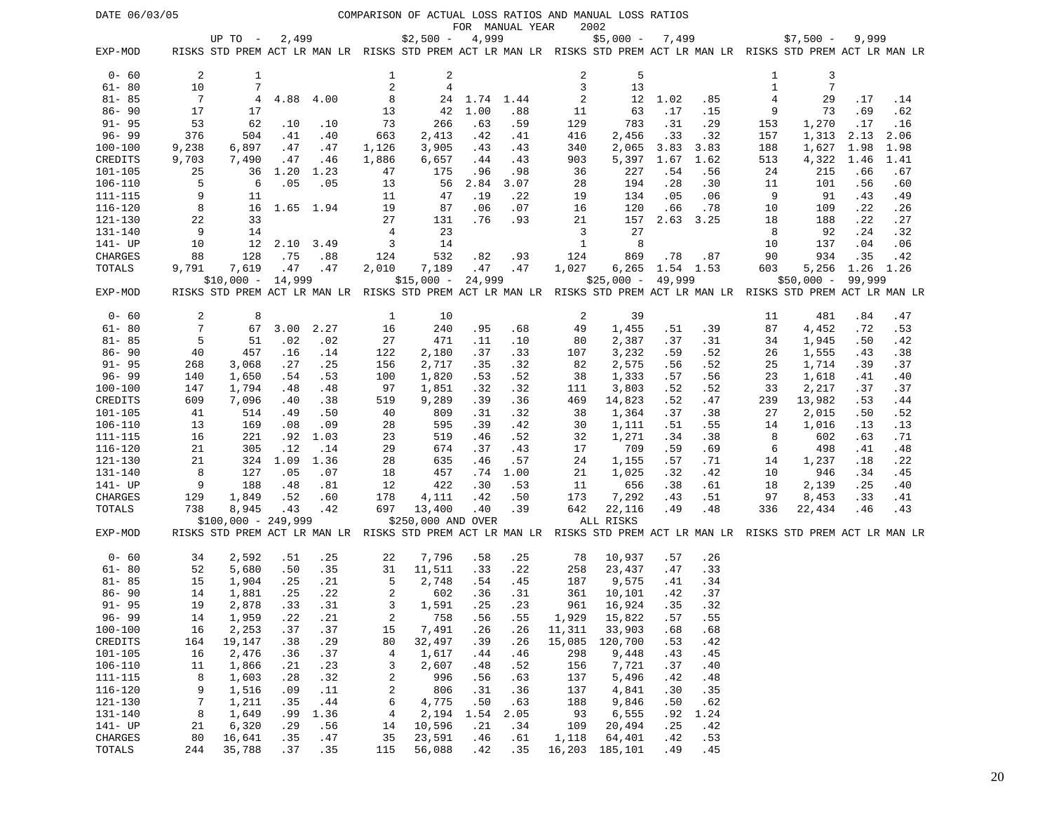DATE 06/03/05

# COMPARISON OF ACTUAL LOSS RATIOS AND MANUAL LOSS RATIOS FOR MANUAL YEAR 2002

| | UP TO - 2,499 | | | | $2,500 - 4,999 | | | | $5,000 - 7,499 | | | | $7,500 - 9,999 | | | |
|---|---|---|---|---|---|---|---|---|---|---|---|---|---|---|---|---|
| EXP-MOD | RISKS | STD PREM | ACT LR | MAN LR | RISKS | STD PREM | ACT LR | MAN LR | RISKS | STD PREM | ACT LR | MAN LR | RISKS | STD PREM | ACT LR | MAN LR |
| 0- 60 | 2 | 1 | | | 1 | 2 | | | 2 | 5 | | | 1 | 3 | | |
| 61- 80 | 10 | 7 | | | 2 | 4 | | | 3 | 13 | | | 1 | 7 | | |
| 81- 85 | 7 | 4 | 4.88 | 4.00 | 8 | 24 | 1.74 | 1.44 | 2 | 12 | 1.02 | .85 | 4 | 29 | .17 | .14 |
| 86- 90 | 17 | 17 | | | 13 | 42 | 1.00 | .88 | 11 | 63 | .17 | .15 | 9 | 73 | .69 | .62 |
| 91- 95 | 53 | 62 | .10 | .10 | 73 | 266 | .63 | .59 | 129 | 783 | .31 | .29 | 153 | 1,270 | .17 | .16 |
| 96- 99 | 376 | 504 | .41 | .40 | 663 | 2,413 | .42 | .41 | 416 | 2,456 | .33 | .32 | 157 | 1,313 | 2.13 | 2.06 |
| 100-100 | 9,238 | 6,897 | .47 | .47 | 1,126 | 3,905 | .43 | .43 | 340 | 2,065 | 3.83 | 3.83 | 188 | 1,627 | 1.98 | 1.98 |
| CREDITS | 9,703 | 7,490 | .47 | .46 | 1,886 | 6,657 | .44 | .43 | 903 | 5,397 | 1.67 | 1.62 | 513 | 4,322 | 1.46 | 1.41 |
| 101-105 | 25 | 36 | 1.20 | 1.23 | 47 | 175 | .96 | .98 | 36 | 227 | .54 | .56 | 24 | 215 | .66 | .67 |
| 106-110 | 5 | 6 | .05 | .05 | 13 | 56 | 2.84 | 3.07 | 28 | 194 | .28 | .30 | 11 | 101 | .56 | .60 |
| 111-115 | 9 | 11 | | | 11 | 47 | .19 | .22 | 19 | 134 | .05 | .06 | 9 | 91 | .43 | .49 |
| 116-120 | 8 | 16 | 1.65 | 1.94 | 19 | 87 | .06 | .07 | 16 | 120 | .66 | .78 | 10 | 109 | .22 | .26 |
| 121-130 | 22 | 33 | | | 27 | 131 | .76 | .93 | 21 | 157 | 2.63 | 3.25 | 18 | 188 | .22 | .27 |
| 131-140 | 9 | 14 | | | 4 | 23 | | | 3 | 27 | | | 8 | 92 | .24 | .32 |
| 141- UP | 10 | 12 | 2.10 | 3.49 | 3 | 14 | | | 1 | 8 | | | 10 | 137 | .04 | .06 |
| CHARGES | 88 | 128 | .75 | .88 | 124 | 532 | .82 | .93 | 124 | 869 | .78 | .87 | 90 | 934 | .35 | .42 |
| TOTALS | 9,791 | 7,619 | .47 | .47 | 2,010 | 7,189 | .47 | .47 | 1,027 | 6,265 | 1.54 | 1.53 | 603 | 5,256 | 1.26 | 1.26 |

| | $10,000 - 14,999 | | | | $15,000 - 24,999 | | | | $25,000 - 49,999 | | | | $50,000 - 99,999 | | | |
|---|---|---|---|---|---|---|---|---|---|---|---|---|---|---|---|---|
| EXP-MOD | RISKS | STD PREM | ACT LR | MAN LR | RISKS | STD PREM | ACT LR | MAN LR | RISKS | STD PREM | ACT LR | MAN LR | RISKS | STD PREM | ACT LR | MAN LR |
| 0- 60 | 2 | 8 | | | 1 | 10 | | | 2 | 39 | | | 11 | 481 | .84 | .47 |
| 61- 80 | 7 | 67 | 3.00 | 2.27 | 16 | 240 | .95 | .68 | 49 | 1,455 | .51 | .39 | 87 | 4,452 | .72 | .53 |
| 81- 85 | 5 | 51 | .02 | .02 | 27 | 471 | .11 | .10 | 80 | 2,387 | .37 | .31 | 34 | 1,945 | .50 | .42 |
| 86- 90 | 40 | 457 | .16 | .14 | 122 | 2,180 | .37 | .33 | 107 | 3,232 | .59 | .52 | 26 | 1,555 | .43 | .38 |
| 91- 95 | 268 | 3,068 | .27 | .25 | 156 | 2,717 | .35 | .32 | 82 | 2,575 | .56 | .52 | 25 | 1,714 | .39 | .37 |
| 96- 99 | 140 | 1,650 | .54 | .53 | 100 | 1,820 | .53 | .52 | 38 | 1,333 | .57 | .56 | 23 | 1,618 | .41 | .40 |
| 100-100 | 147 | 1,794 | .48 | .48 | 97 | 1,851 | .32 | .32 | 111 | 3,803 | .52 | .52 | 33 | 2,217 | .37 | .37 |
| CREDITS | 609 | 7,096 | .40 | .38 | 519 | 9,289 | .39 | .36 | 469 | 14,823 | .52 | .47 | 239 | 13,982 | .53 | .44 |
| 101-105 | 41 | 514 | .49 | .50 | 40 | 809 | .31 | .32 | 38 | 1,364 | .37 | .38 | 27 | 2,015 | .50 | .52 |
| 106-110 | 13 | 169 | .08 | .09 | 28 | 595 | .39 | .42 | 30 | 1,111 | .51 | .55 | 14 | 1,016 | .13 | .13 |
| 111-115 | 16 | 221 | .92 | 1.03 | 23 | 519 | .46 | .52 | 32 | 1,271 | .34 | .38 | 8 | 602 | .63 | .71 |
| 116-120 | 21 | 305 | .12 | .14 | 29 | 674 | .37 | .43 | 17 | 709 | .59 | .69 | 6 | 498 | .41 | .48 |
| 121-130 | 21 | 324 | 1.09 | 1.36 | 28 | 635 | .46 | .57 | 24 | 1,155 | .57 | .71 | 14 | 1,237 | .18 | .22 |
| 131-140 | 8 | 127 | .05 | .07 | 18 | 457 | .74 | 1.00 | 21 | 1,025 | .32 | .42 | 10 | 946 | .34 | .45 |
| 141- UP | 9 | 188 | .48 | .81 | 12 | 422 | .30 | .53 | 11 | 656 | .38 | .61 | 18 | 2,139 | .25 | .40 |
| CHARGES | 129 | 1,849 | .52 | .60 | 178 | 4,111 | .42 | .50 | 173 | 7,292 | .43 | .51 | 97 | 8,453 | .33 | .41 |
| TOTALS | 738 | 8,945 | .43 | .42 | 697 | 13,400 | .40 | .39 | 642 | 22,116 | .49 | .48 | 336 | 22,434 | .46 | .43 |

| | $100,000 - 249,999 | | | | $250,000 AND OVER | | | | ALL RISKS | | | |
|---|---|---|---|---|---|---|---|---|---|---|---|---|
| EXP-MOD | RISKS | STD PREM | ACT LR | MAN LR | RISKS | STD PREM | ACT LR | MAN LR | RISKS | STD PREM | ACT LR | MAN LR |
| 0- 60 | 34 | 2,592 | .51 | .25 | 22 | 7,796 | .58 | .25 | 78 | 10,937 | .57 | .26 |
| 61- 80 | 52 | 5,680 | .50 | .35 | 31 | 11,511 | .33 | .22 | 258 | 23,437 | .47 | .33 |
| 81- 85 | 15 | 1,904 | .25 | .21 | 5 | 2,748 | .54 | .45 | 187 | 9,575 | .41 | .34 |
| 86- 90 | 14 | 1,881 | .25 | .22 | 2 | 602 | .36 | .31 | 361 | 10,101 | .42 | .37 |
| 91- 95 | 19 | 2,878 | .33 | .31 | 3 | 1,591 | .25 | .23 | 961 | 16,924 | .35 | .32 |
| 96- 99 | 14 | 1,959 | .22 | .21 | 2 | 758 | .56 | .55 | 1,929 | 15,822 | .57 | .55 |
| 100-100 | 16 | 2,253 | .37 | .37 | 15 | 7,491 | .26 | .26 | 11,311 | 33,903 | .68 | .68 |
| CREDITS | 164 | 19,147 | .38 | .29 | 80 | 32,497 | .39 | .26 | 15,085 | 120,700 | .53 | .42 |
| 101-105 | 16 | 2,476 | .36 | .37 | 4 | 1,617 | .44 | .46 | 298 | 9,448 | .43 | .45 |
| 106-110 | 11 | 1,866 | .21 | .23 | 3 | 2,607 | .48 | .52 | 156 | 7,721 | .37 | .40 |
| 111-115 | 8 | 1,603 | .28 | .32 | 2 | 996 | .56 | .63 | 137 | 5,496 | .42 | .48 |
| 116-120 | 9 | 1,516 | .09 | .11 | 2 | 806 | .31 | .36 | 137 | 4,841 | .30 | .35 |
| 121-130 | 7 | 1,211 | .35 | .44 | 6 | 4,775 | .50 | .63 | 188 | 9,846 | .50 | .62 |
| 131-140 | 8 | 1,649 | .99 | 1.36 | 4 | 2,194 | 1.54 | 2.05 | 93 | 6,555 | .92 | 1.24 |
| 141- UP | 21 | 6,320 | .29 | .56 | 14 | 10,596 | .21 | .34 | 109 | 20,494 | .25 | .42 |
| CHARGES | 80 | 16,641 | .35 | .47 | 35 | 23,591 | .46 | .61 | 1,118 | 64,401 | .42 | .53 |
| TOTALS | 244 | 35,788 | .37 | .35 | 115 | 56,088 | .42 | .35 | 16,203 | 185,101 | .49 | .45 |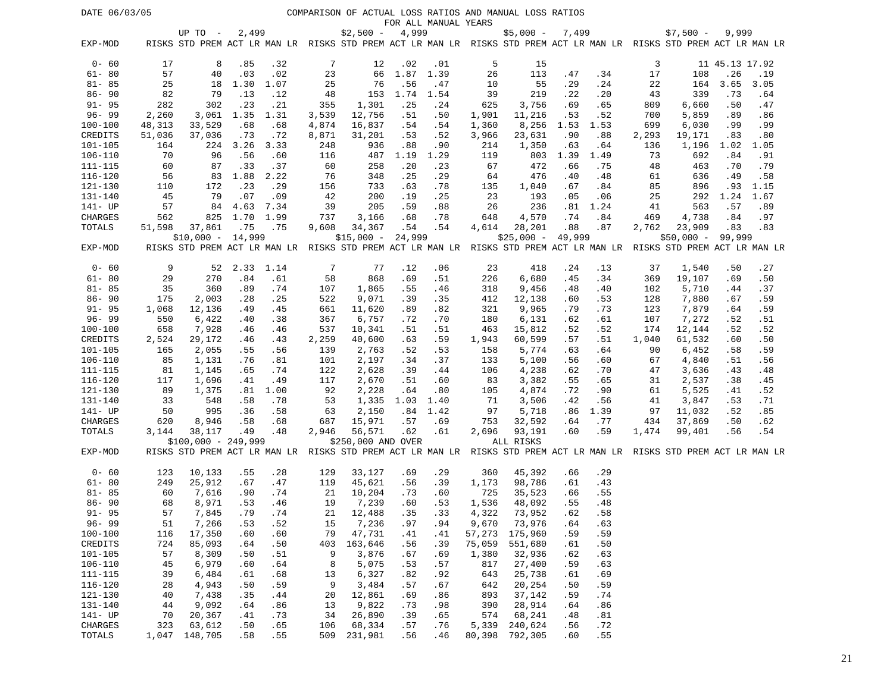DATE 06/03/05

# COMPARISON OF ACTUAL LOSS RATIOS AND MANUAL LOSS RATIOS

FOR ALL MANUAL YEARS

| | UP TO - 2,499 | | | | $2,500 - 4,999 | | | | $5,000 - 7,499 | | | | $7,500 - 9,999 | | | |
|---|---|---|---|---|---|---|---|---|---|---|---|---|---|---|---|---|
| EXP-MOD | RISKS | STD PREM | ACT LR | MAN LR | RISKS | STD PREM | ACT LR | MAN LR | RISKS | STD PREM | ACT LR | MAN LR | RISKS | STD PREM | ACT LR | MAN LR |
| 0- 60 | 17 | 8 | .85 | .32 | 7 | 12 | .02 | .01 | 5 | 15 | | | 3 | 11 | 45.13 | 17.92 |
| 61- 80 | 57 | 40 | .03 | .02 | 23 | 66 | 1.87 | 1.39 | 26 | 113 | .47 | .34 | 17 | 108 | .26 | .19 |
| 81- 85 | 25 | 18 | 1.30 | 1.07 | 25 | 76 | .56 | .47 | 10 | 55 | .29 | .24 | 22 | 164 | 3.65 | 3.05 |
| 86- 90 | 82 | 79 | .13 | .12 | 48 | 153 | 1.74 | 1.54 | 39 | 219 | .22 | .20 | 43 | 339 | .73 | .64 |
| 91- 95 | 282 | 302 | .23 | .21 | 355 | 1,301 | .25 | .24 | 625 | 3,756 | .69 | .65 | 809 | 6,660 | .50 | .47 |
| 96- 99 | 2,260 | 3,061 | 1.35 | 1.31 | 3,539 | 12,756 | .51 | .50 | 1,901 | 11,216 | .53 | .52 | 700 | 5,859 | .89 | .86 |
| 100-100 | 48,313 | 33,529 | .68 | .68 | 4,874 | 16,837 | .54 | .54 | 1,360 | 8,256 | 1.53 | 1.53 | 699 | 6,030 | .99 | .99 |
| CREDITS | 51,036 | 37,036 | .73 | .72 | 8,871 | 31,201 | .53 | .52 | 3,966 | 23,631 | .90 | .88 | 2,293 | 19,171 | .83 | .80 |
| 101-105 | 164 | 224 | 3.26 | 3.33 | 248 | 936 | .88 | .90 | 214 | 1,350 | .63 | .64 | 136 | 1,196 | 1.02 | 1.05 |
| 106-110 | 70 | 96 | .56 | .60 | 116 | 487 | 1.19 | 1.29 | 119 | 803 | 1.39 | 1.49 | 73 | 692 | .84 | .91 |
| 111-115 | 60 | 87 | .33 | .37 | 60 | 258 | .20 | .23 | 67 | 472 | .66 | .75 | 48 | 463 | .70 | .79 |
| 116-120 | 56 | 83 | 1.88 | 2.22 | 76 | 348 | .25 | .29 | 64 | 476 | .40 | .48 | 61 | 636 | .49 | .58 |
| 121-130 | 110 | 172 | .23 | .29 | 156 | 733 | .63 | .78 | 135 | 1,040 | .67 | .84 | 85 | 896 | .93 | 1.15 |
| 131-140 | 45 | 79 | .07 | .09 | 42 | 200 | .19 | .25 | 23 | 193 | .05 | .06 | 25 | 292 | 1.24 | 1.67 |
| 141- UP | 57 | 84 | 4.63 | 7.34 | 39 | 205 | .59 | .88 | 26 | 236 | .81 | 1.24 | 41 | 563 | .57 | .89 |
| CHARGES | 562 | 825 | 1.70 | 1.99 | 737 | 3,166 | .68 | .78 | 648 | 4,570 | .74 | .84 | 469 | 4,738 | .84 | .97 |
| TOTALS | 51,598 | 37,861 | .75 | .75 | 9,608 | 34,367 | .54 | .54 | 4,614 | 28,201 | .88 | .87 | 2,762 | 23,909 | .83 | .83 |

| | $10,000 - 14,999 | | | | $15,000 - 24,999 | | | | $25,000 - 49,999 | | | | $50,000 - 99,999 | | | |
|---|---|---|---|---|---|---|---|---|---|---|---|---|---|---|---|---|
| EXP-MOD | RISKS | STD PREM | ACT LR | MAN LR | RISKS | STD PREM | ACT LR | MAN LR | RISKS | STD PREM | ACT LR | MAN LR | RISKS | STD PREM | ACT LR | MAN LR |
| 0- 60 | 9 | 52 | 2.33 | 1.14 | 7 | 77 | .12 | .06 | 23 | 418 | .24 | .13 | 37 | 1,540 | .50 | .27 |
| 61- 80 | 29 | 270 | .84 | .61 | 58 | 868 | .69 | .51 | 226 | 6,680 | .45 | .34 | 369 | 19,107 | .69 | .50 |
| 81- 85 | 35 | 360 | .89 | .74 | 107 | 1,865 | .55 | .46 | 318 | 9,456 | .48 | .40 | 102 | 5,710 | .44 | .37 |
| 86- 90 | 175 | 2,003 | .28 | .25 | 522 | 9,071 | .39 | .35 | 412 | 12,138 | .60 | .53 | 128 | 7,880 | .67 | .59 |
| 91- 95 | 1,068 | 12,136 | .49 | .45 | 661 | 11,620 | .89 | .82 | 321 | 9,965 | .79 | .73 | 123 | 7,879 | .64 | .59 |
| 96- 99 | 550 | 6,422 | .40 | .38 | 367 | 6,757 | .72 | .70 | 180 | 6,131 | .62 | .61 | 107 | 7,272 | .52 | .51 |
| 100-100 | 658 | 7,928 | .46 | .46 | 537 | 10,341 | .51 | .51 | 463 | 15,812 | .52 | .52 | 174 | 12,144 | .52 | .52 |
| CREDITS | 2,524 | 29,172 | .46 | .43 | 2,259 | 40,600 | .63 | .59 | 1,943 | 60,599 | .57 | .51 | 1,040 | 61,532 | .60 | .50 |
| 101-105 | 165 | 2,055 | .55 | .56 | 139 | 2,763 | .52 | .53 | 158 | 5,774 | .63 | .64 | 90 | 6,452 | .58 | .59 |
| 106-110 | 85 | 1,131 | .76 | .81 | 101 | 2,197 | .34 | .37 | 133 | 5,100 | .56 | .60 | 67 | 4,840 | .51 | .56 |
| 111-115 | 81 | 1,145 | .65 | .74 | 122 | 2,628 | .39 | .44 | 106 | 4,238 | .62 | .70 | 47 | 3,636 | .43 | .48 |
| 116-120 | 117 | 1,696 | .41 | .49 | 117 | 2,670 | .51 | .60 | 83 | 3,382 | .55 | .65 | 31 | 2,537 | .38 | .45 |
| 121-130 | 89 | 1,375 | .81 | 1.00 | 92 | 2,228 | .64 | .80 | 105 | 4,874 | .72 | .90 | 61 | 5,525 | .41 | .52 |
| 131-140 | 33 | 548 | .58 | .78 | 53 | 1,335 | 1.03 | 1.40 | 71 | 3,506 | .42 | .56 | 41 | 3,847 | .53 | .71 |
| 141- UP | 50 | 995 | .36 | .58 | 63 | 2,150 | .84 | 1.42 | 97 | 5,718 | .86 | 1.39 | 97 | 11,032 | .52 | .85 |
| CHARGES | 620 | 8,946 | .58 | .68 | 687 | 15,971 | .57 | .69 | 753 | 32,592 | .64 | .77 | 434 | 37,869 | .50 | .62 |
| TOTALS | 3,144 | 38,117 | .49 | .48 | 2,946 | 56,571 | .62 | .61 | 2,696 | 93,191 | .60 | .59 | 1,474 | 99,401 | .56 | .54 |

| | $100,000 - 249,999 | | | | $250,000 AND OVER | | | | ALL RISKS | | | |
|---|---|---|---|---|---|---|---|---|---|---|---|---|
| EXP-MOD | RISKS | STD PREM | ACT LR | MAN LR | RISKS | STD PREM | ACT LR | MAN LR | RISKS | STD PREM | ACT LR | MAN LR |
| 0- 60 | 123 | 10,133 | .55 | .28 | 129 | 33,127 | .69 | .29 | 360 | 45,392 | .66 | .29 |
| 61- 80 | 249 | 25,912 | .67 | .47 | 119 | 45,621 | .56 | .39 | 1,173 | 98,786 | .61 | .43 |
| 81- 85 | 60 | 7,616 | .90 | .74 | 21 | 10,204 | .73 | .60 | 725 | 35,523 | .66 | .55 |
| 86- 90 | 68 | 8,971 | .53 | .46 | 19 | 7,239 | .60 | .53 | 1,536 | 48,092 | .55 | .48 |
| 91- 95 | 57 | 7,845 | .79 | .74 | 21 | 12,488 | .35 | .33 | 4,322 | 73,952 | .62 | .58 |
| 96- 99 | 51 | 7,266 | .53 | .52 | 15 | 7,236 | .97 | .94 | 9,670 | 73,976 | .64 | .63 |
| 100-100 | 116 | 17,350 | .60 | .60 | 79 | 47,731 | .41 | .41 | 57,273 | 175,960 | .59 | .59 |
| CREDITS | 724 | 85,093 | .64 | .50 | 403 | 163,646 | .56 | .39 | 75,059 | 551,680 | .61 | .50 |
| 101-105 | 57 | 8,309 | .50 | .51 | 9 | 3,876 | .67 | .69 | 1,380 | 32,936 | .62 | .63 |
| 106-110 | 45 | 6,979 | .60 | .64 | 8 | 5,075 | .53 | .57 | 817 | 27,400 | .59 | .63 |
| 111-115 | 39 | 6,484 | .61 | .68 | 13 | 6,327 | .82 | .92 | 643 | 25,738 | .61 | .69 |
| 116-120 | 28 | 4,943 | .50 | .59 | 9 | 3,484 | .57 | .67 | 642 | 20,254 | .50 | .59 |
| 121-130 | 40 | 7,438 | .35 | .44 | 20 | 12,861 | .69 | .86 | 893 | 37,142 | .59 | .74 |
| 131-140 | 44 | 9,092 | .64 | .86 | 13 | 9,822 | .73 | .98 | 390 | 28,914 | .64 | .86 |
| 141- UP | 70 | 20,367 | .41 | .73 | 34 | 26,890 | .39 | .65 | 574 | 68,241 | .48 | .81 |
| CHARGES | 323 | 63,612 | .50 | .65 | 106 | 68,334 | .57 | .76 | 5,339 | 240,624 | .56 | .72 |
| TOTALS | 1,047 | 148,705 | .58 | .55 | 509 | 231,981 | .56 | .46 | 80,398 | 792,305 | .60 | .55 |